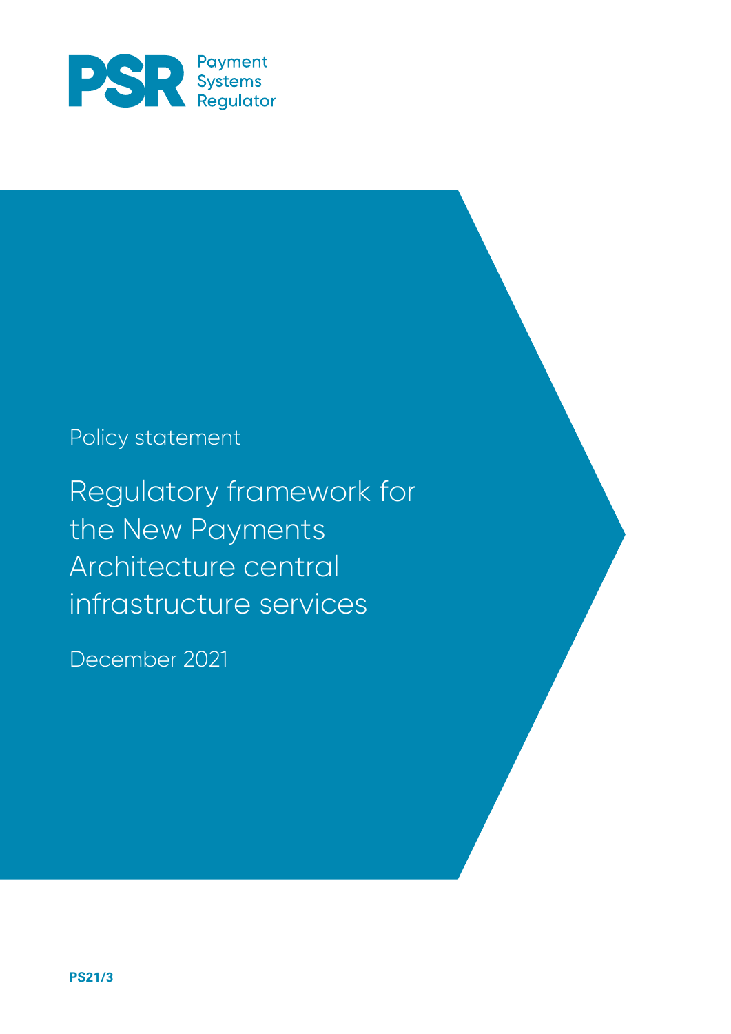PSR Payment Systems Regulator

Policy statement

# Regulatory framework for the New Payments Architecture central infrastructure services

December 2021

**PS21/3**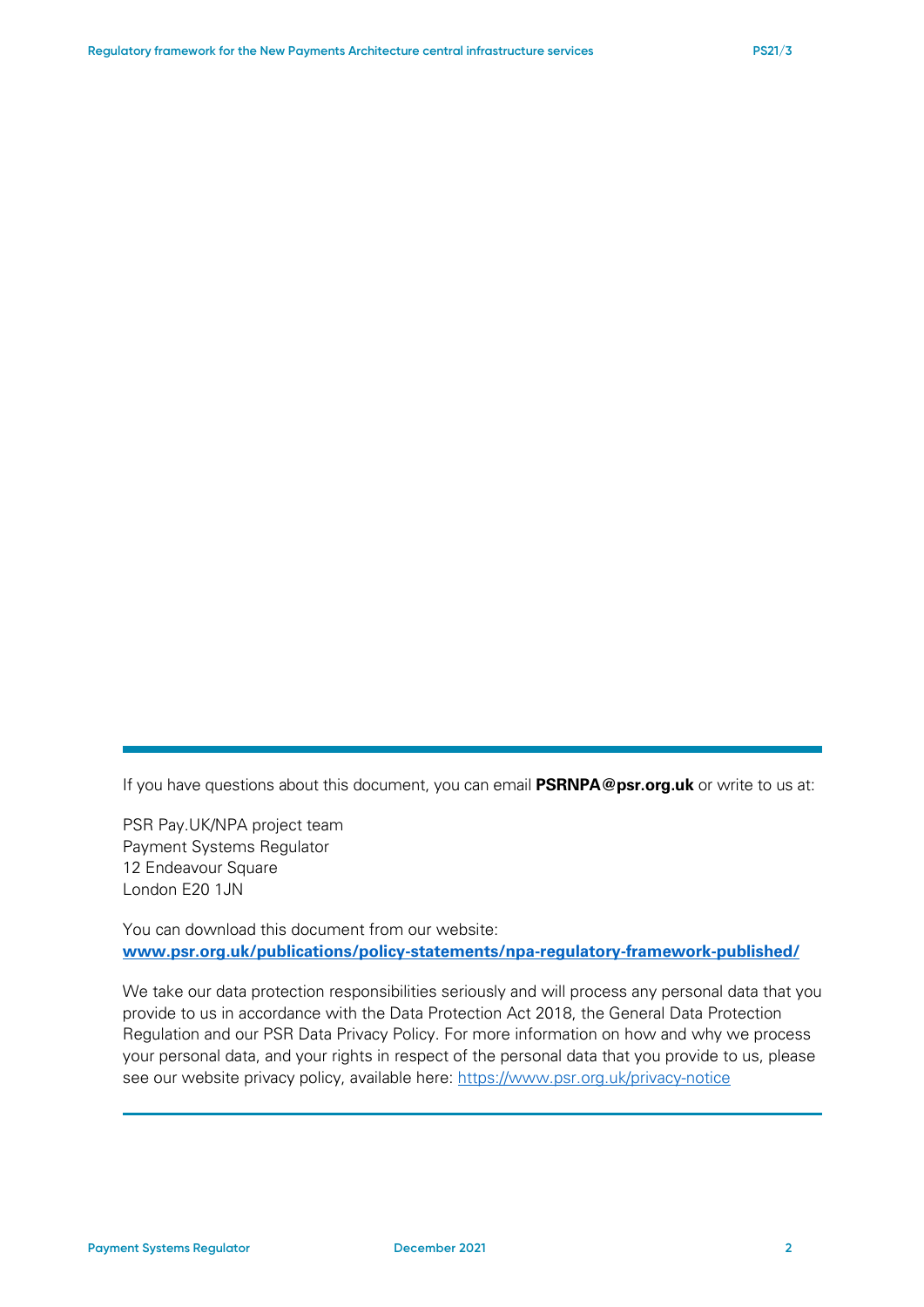If you have questions about this document, you can email **PSRNPA@psr.org.uk** or write to us at:

PSR Pay.UK/NPA project team
Payment Systems Regulator
12 Endeavour Square
London E20 1JN

You can download this document from our website:
**www.psr.org.uk/publications/policy-statements/npa-regulatory-framework-published/**

We take our data protection responsibilities seriously and will process any personal data that you provide to us in accordance with the Data Protection Act 2018, the General Data Protection Regulation and our PSR Data Privacy Policy. For more information on how and why we process your personal data, and your rights in respect of the personal data that you provide to us, please see our website privacy policy, available here: https://www.psr.org.uk/privacy-notice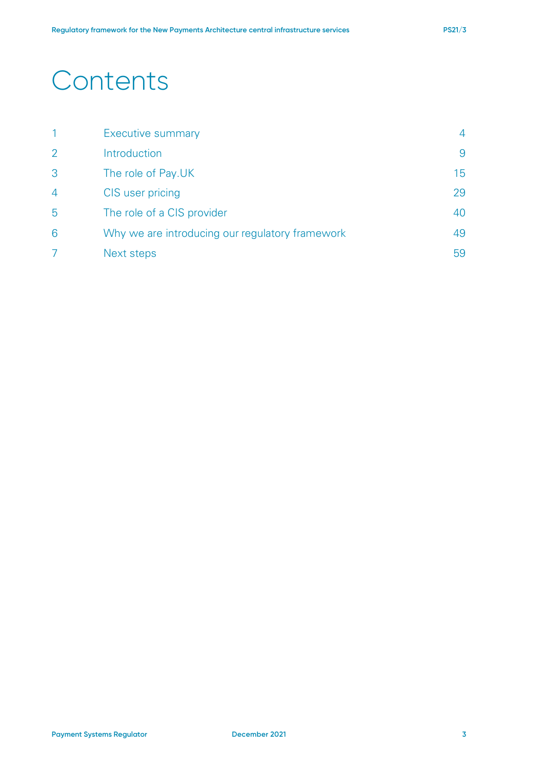# Contents

| | | |
|---|---|---|
| 1 | Executive summary | 4 |
| 2 | Introduction | 9 |
| 3 | The role of Pay.UK | 15 |
| 4 | CIS user pricing | 29 |
| 5 | The role of a CIS provider | 40 |
| 6 | Why we are introducing our regulatory framework | 49 |
| 7 | Next steps | 59 |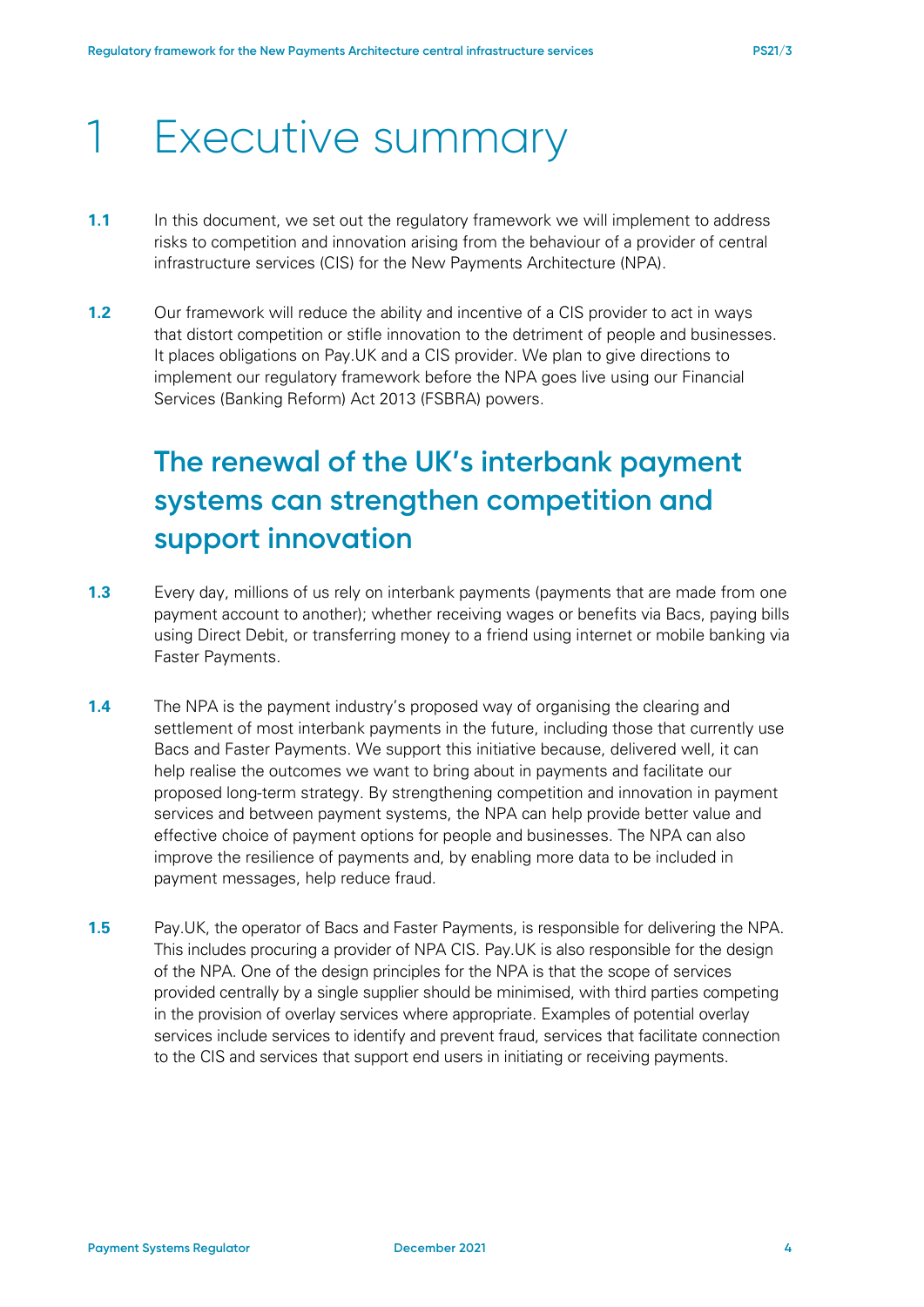# 1 Executive summary

**1.1** In this document, we set out the regulatory framework we will implement to address risks to competition and innovation arising from the behaviour of a provider of central infrastructure services (CIS) for the New Payments Architecture (NPA).

**1.2** Our framework will reduce the ability and incentive of a CIS provider to act in ways that distort competition or stifle innovation to the detriment of people and businesses. It places obligations on Pay.UK and a CIS provider. We plan to give directions to implement our regulatory framework before the NPA goes live using our Financial Services (Banking Reform) Act 2013 (FSBRA) powers.

## The renewal of the UK's interbank payment systems can strengthen competition and support innovation

**1.3** Every day, millions of us rely on interbank payments (payments that are made from one payment account to another); whether receiving wages or benefits via Bacs, paying bills using Direct Debit, or transferring money to a friend using internet or mobile banking via Faster Payments.

**1.4** The NPA is the payment industry's proposed way of organising the clearing and settlement of most interbank payments in the future, including those that currently use Bacs and Faster Payments. We support this initiative because, delivered well, it can help realise the outcomes we want to bring about in payments and facilitate our proposed long-term strategy. By strengthening competition and innovation in payment services and between payment systems, the NPA can help provide better value and effective choice of payment options for people and businesses. The NPA can also improve the resilience of payments and, by enabling more data to be included in payment messages, help reduce fraud.

**1.5** Pay.UK, the operator of Bacs and Faster Payments, is responsible for delivering the NPA. This includes procuring a provider of NPA CIS. Pay.UK is also responsible for the design of the NPA. One of the design principles for the NPA is that the scope of services provided centrally by a single supplier should be minimised, with third parties competing in the provision of overlay services where appropriate. Examples of potential overlay services include services to identify and prevent fraud, services that facilitate connection to the CIS and services that support end users in initiating or receiving payments.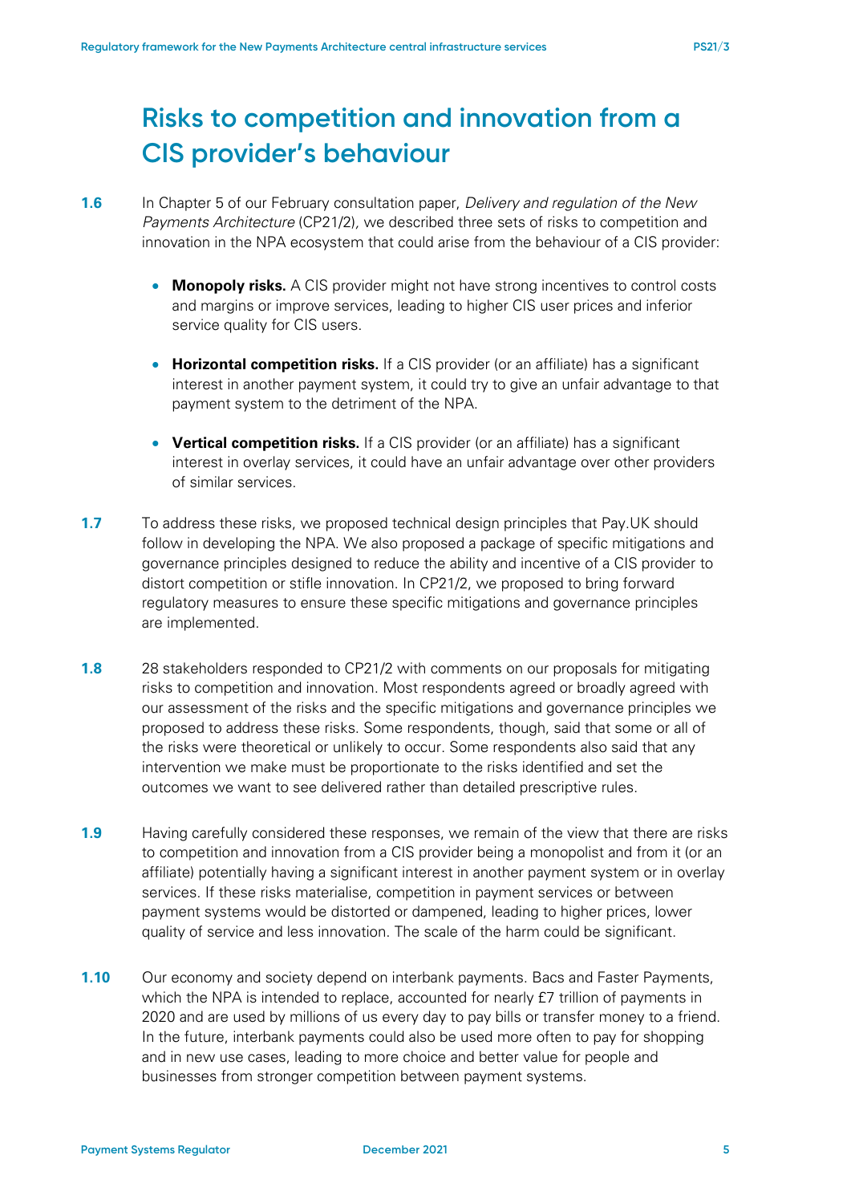# Risks to competition and innovation from a CIS provider's behaviour

**1.6** In Chapter 5 of our February consultation paper, *Delivery and regulation of the New Payments Architecture* (CP21/2), we described three sets of risks to competition and innovation in the NPA ecosystem that could arise from the behaviour of a CIS provider:

- **Monopoly risks.** A CIS provider might not have strong incentives to control costs and margins or improve services, leading to higher CIS user prices and inferior service quality for CIS users.
- **Horizontal competition risks.** If a CIS provider (or an affiliate) has a significant interest in another payment system, it could try to give an unfair advantage to that payment system to the detriment of the NPA.
- **Vertical competition risks.** If a CIS provider (or an affiliate) has a significant interest in overlay services, it could have an unfair advantage over other providers of similar services.

**1.7** To address these risks, we proposed technical design principles that Pay.UK should follow in developing the NPA. We also proposed a package of specific mitigations and governance principles designed to reduce the ability and incentive of a CIS provider to distort competition or stifle innovation. In CP21/2, we proposed to bring forward regulatory measures to ensure these specific mitigations and governance principles are implemented.

**1.8** 28 stakeholders responded to CP21/2 with comments on our proposals for mitigating risks to competition and innovation. Most respondents agreed or broadly agreed with our assessment of the risks and the specific mitigations and governance principles we proposed to address these risks. Some respondents, though, said that some or all of the risks were theoretical or unlikely to occur. Some respondents also said that any intervention we make must be proportionate to the risks identified and set the outcomes we want to see delivered rather than detailed prescriptive rules.

**1.9** Having carefully considered these responses, we remain of the view that there are risks to competition and innovation from a CIS provider being a monopolist and from it (or an affiliate) potentially having a significant interest in another payment system or in overlay services. If these risks materialise, competition in payment services or between payment systems would be distorted or dampened, leading to higher prices, lower quality of service and less innovation. The scale of the harm could be significant.

**1.10** Our economy and society depend on interbank payments. Bacs and Faster Payments, which the NPA is intended to replace, accounted for nearly £7 trillion of payments in 2020 and are used by millions of us every day to pay bills or transfer money to a friend. In the future, interbank payments could also be used more often to pay for shopping and in new use cases, leading to more choice and better value for people and businesses from stronger competition between payment systems.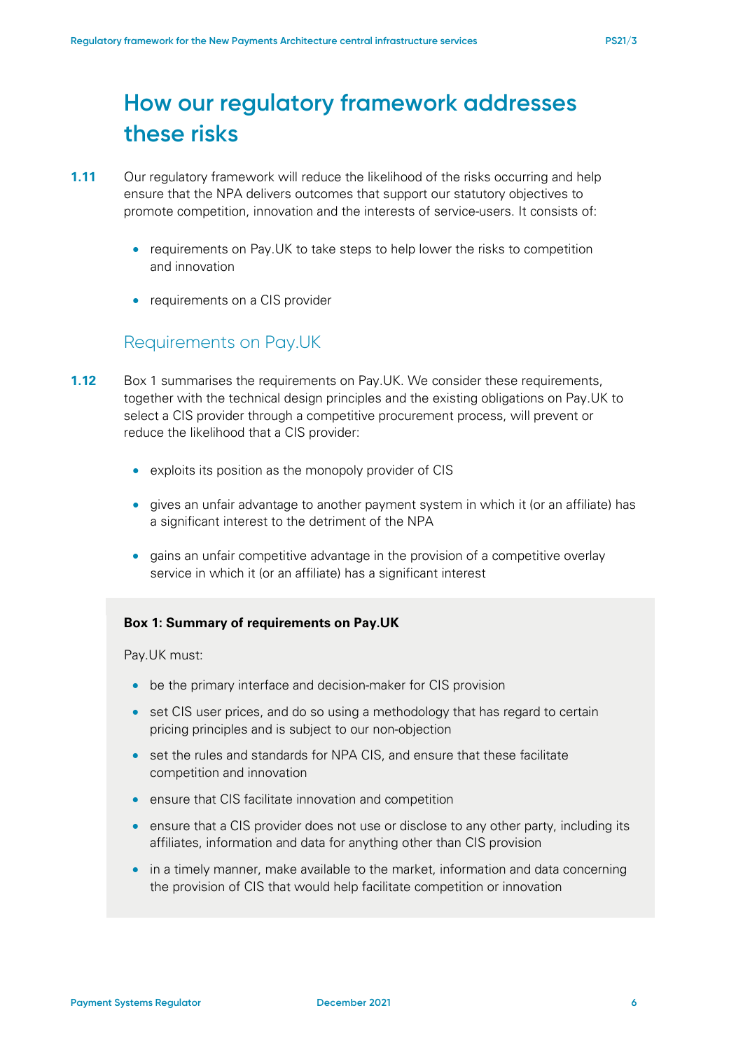# How our regulatory framework addresses these risks

**1.11** Our regulatory framework will reduce the likelihood of the risks occurring and help ensure that the NPA delivers outcomes that support our statutory objectives to promote competition, innovation and the interests of service-users. It consists of:

- requirements on Pay.UK to take steps to help lower the risks to competition and innovation
- requirements on a CIS provider

## Requirements on Pay.UK

**1.12** Box 1 summarises the requirements on Pay.UK. We consider these requirements, together with the technical design principles and the existing obligations on Pay.UK to select a CIS provider through a competitive procurement process, will prevent or reduce the likelihood that a CIS provider:

- exploits its position as the monopoly provider of CIS
- gives an unfair advantage to another payment system in which it (or an affiliate) has a significant interest to the detriment of the NPA
- gains an unfair competitive advantage in the provision of a competitive overlay service in which it (or an affiliate) has a significant interest

**Box 1: Summary of requirements on Pay.UK**

Pay.UK must:

- be the primary interface and decision-maker for CIS provision
- set CIS user prices, and do so using a methodology that has regard to certain pricing principles and is subject to our non-objection
- set the rules and standards for NPA CIS, and ensure that these facilitate competition and innovation
- ensure that CIS facilitate innovation and competition
- ensure that a CIS provider does not use or disclose to any other party, including its affiliates, information and data for anything other than CIS provision
- in a timely manner, make available to the market, information and data concerning the provision of CIS that would help facilitate competition or innovation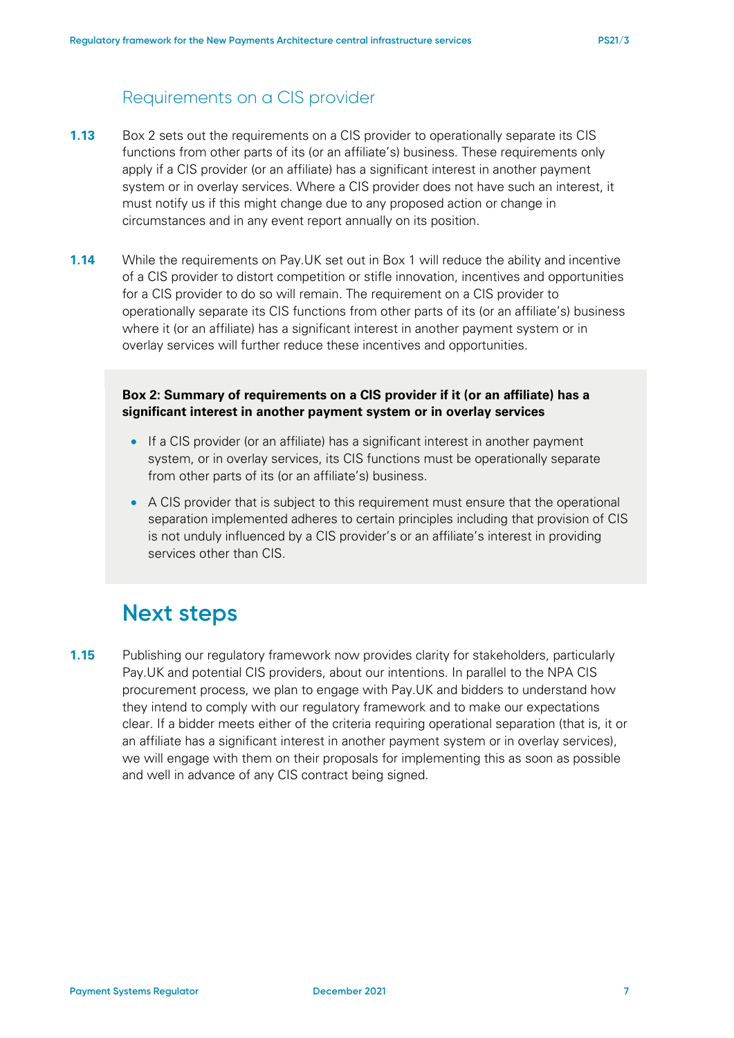## Requirements on a CIS provider

**1.13** Box 2 sets out the requirements on a CIS provider to operationally separate its CIS functions from other parts of its (or an affiliate's) business. These requirements only apply if a CIS provider (or an affiliate) has a significant interest in another payment system or in overlay services. Where a CIS provider does not have such an interest, it must notify us if this might change due to any proposed action or change in circumstances and in any event report annually on its position.

**1.14** While the requirements on Pay.UK set out in Box 1 will reduce the ability and incentive of a CIS provider to distort competition or stifle innovation, incentives and opportunities for a CIS provider to do so will remain. The requirement on a CIS provider to operationally separate its CIS functions from other parts of its (or an affiliate's) business where it (or an affiliate) has a significant interest in another payment system or in overlay services will further reduce these incentives and opportunities.

**Box 2: Summary of requirements on a CIS provider if it (or an affiliate) has a significant interest in another payment system or in overlay services**

- If a CIS provider (or an affiliate) has a significant interest in another payment system, or in overlay services, its CIS functions must be operationally separate from other parts of its (or an affiliate's) business.
- A CIS provider that is subject to this requirement must ensure that the operational separation implemented adheres to certain principles including that provision of CIS is not unduly influenced by a CIS provider's or an affiliate's interest in providing services other than CIS.

# Next steps

**1.15** Publishing our regulatory framework now provides clarity for stakeholders, particularly Pay.UK and potential CIS providers, about our intentions. In parallel to the NPA CIS procurement process, we plan to engage with Pay.UK and bidders to understand how they intend to comply with our regulatory framework and to make our expectations clear. If a bidder meets either of the criteria requiring operational separation (that is, it or an affiliate has a significant interest in another payment system or in overlay services), we will engage with them on their proposals for implementing this as soon as possible and well in advance of any CIS contract being signed.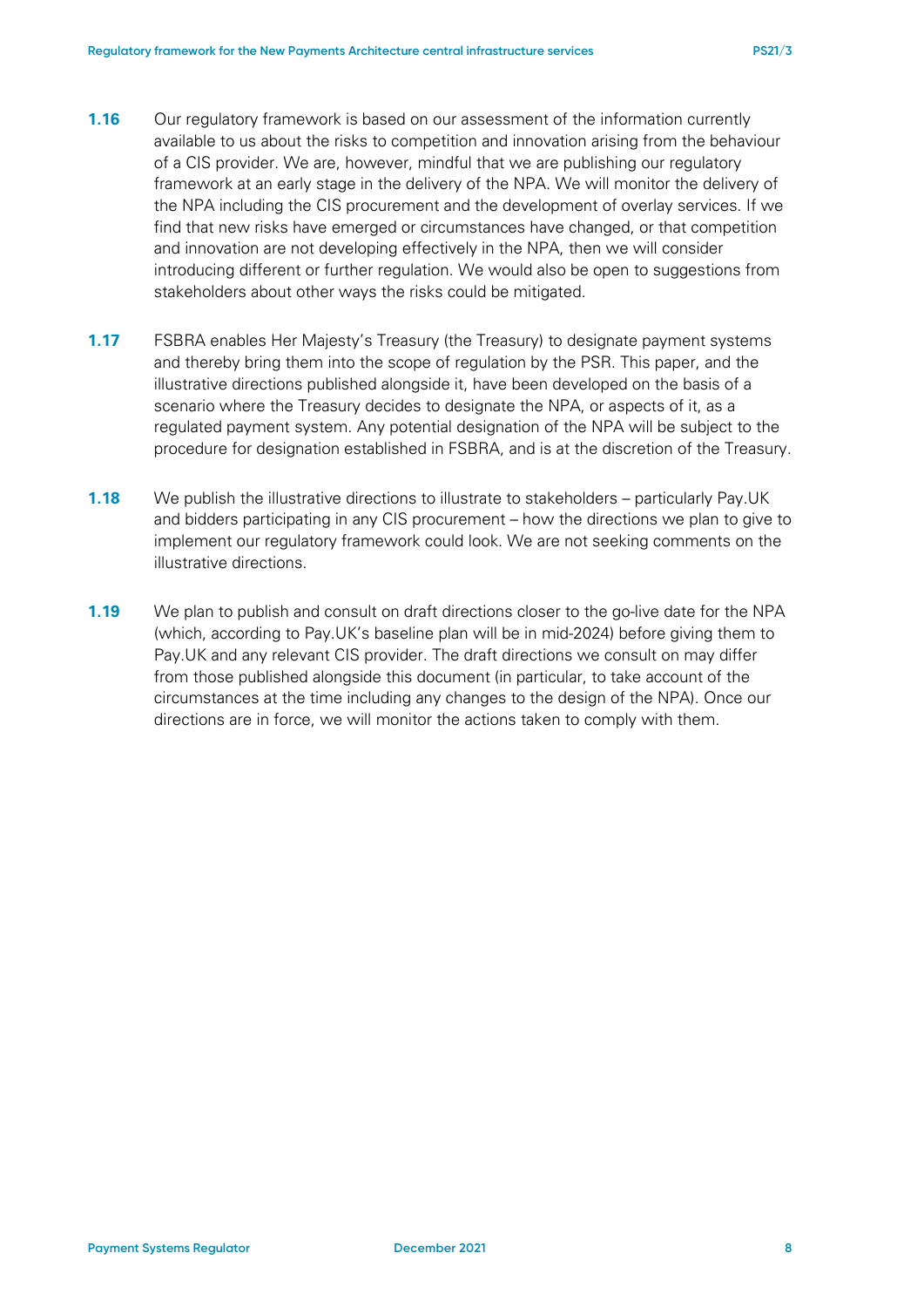**1.16** Our regulatory framework is based on our assessment of the information currently available to us about the risks to competition and innovation arising from the behaviour of a CIS provider. We are, however, mindful that we are publishing our regulatory framework at an early stage in the delivery of the NPA. We will monitor the delivery of the NPA including the CIS procurement and the development of overlay services. If we find that new risks have emerged or circumstances have changed, or that competition and innovation are not developing effectively in the NPA, then we will consider introducing different or further regulation. We would also be open to suggestions from stakeholders about other ways the risks could be mitigated.

**1.17** FSBRA enables Her Majesty's Treasury (the Treasury) to designate payment systems and thereby bring them into the scope of regulation by the PSR. This paper, and the illustrative directions published alongside it, have been developed on the basis of a scenario where the Treasury decides to designate the NPA, or aspects of it, as a regulated payment system. Any potential designation of the NPA will be subject to the procedure for designation established in FSBRA, and is at the discretion of the Treasury.

**1.18** We publish the illustrative directions to illustrate to stakeholders – particularly Pay.UK and bidders participating in any CIS procurement – how the directions we plan to give to implement our regulatory framework could look. We are not seeking comments on the illustrative directions.

**1.19** We plan to publish and consult on draft directions closer to the go-live date for the NPA (which, according to Pay.UK's baseline plan will be in mid-2024) before giving them to Pay.UK and any relevant CIS provider. The draft directions we consult on may differ from those published alongside this document (in particular, to take account of the circumstances at the time including any changes to the design of the NPA). Once our directions are in force, we will monitor the actions taken to comply with them.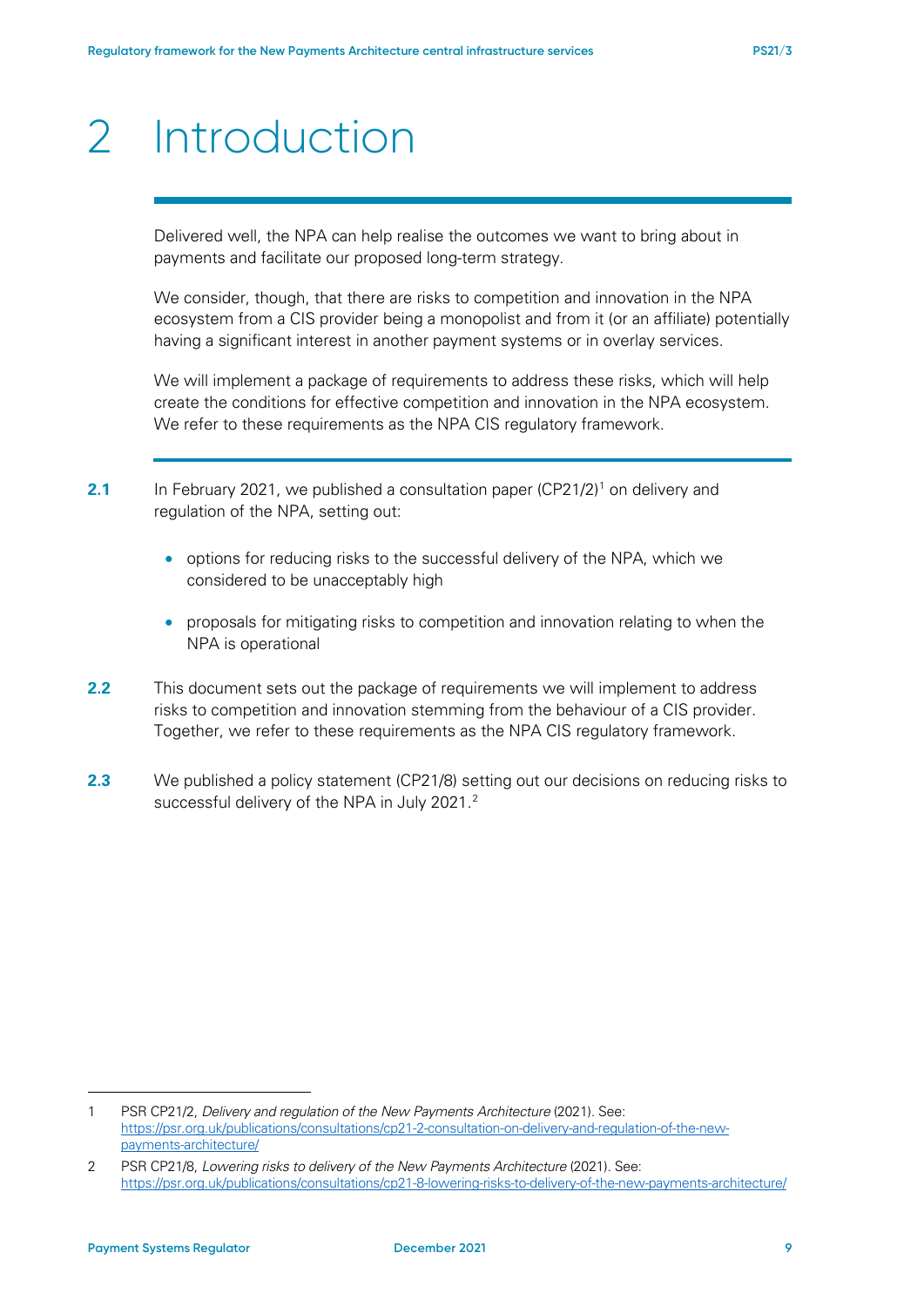# 2 Introduction

Delivered well, the NPA can help realise the outcomes we want to bring about in payments and facilitate our proposed long-term strategy.

We consider, though, that there are risks to competition and innovation in the NPA ecosystem from a CIS provider being a monopolist and from it (or an affiliate) potentially having a significant interest in another payment systems or in overlay services.

We will implement a package of requirements to address these risks, which will help create the conditions for effective competition and innovation in the NPA ecosystem. We refer to these requirements as the NPA CIS regulatory framework.

**2.1** In February 2021, we published a consultation paper (CP21/2)[1] on delivery and regulation of the NPA, setting out:

- options for reducing risks to the successful delivery of the NPA, which we considered to be unacceptably high
- proposals for mitigating risks to competition and innovation relating to when the NPA is operational

**2.2** This document sets out the package of requirements we will implement to address risks to competition and innovation stemming from the behaviour of a CIS provider. Together, we refer to these requirements as the NPA CIS regulatory framework.

**2.3** We published a policy statement (CP21/8) setting out our decisions on reducing risks to successful delivery of the NPA in July 2021.[2]

---

1 PSR CP21/2, *Delivery and regulation of the New Payments Architecture* (2021). See: https://psr.org.uk/publications/consultations/cp21-2-consultation-on-delivery-and-regulation-of-the-new-payments-architecture/

2 PSR CP21/8, *Lowering risks to delivery of the New Payments Architecture* (2021). See: https://psr.org.uk/publications/consultations/cp21-8-lowering-risks-to-delivery-of-the-new-payments-architecture/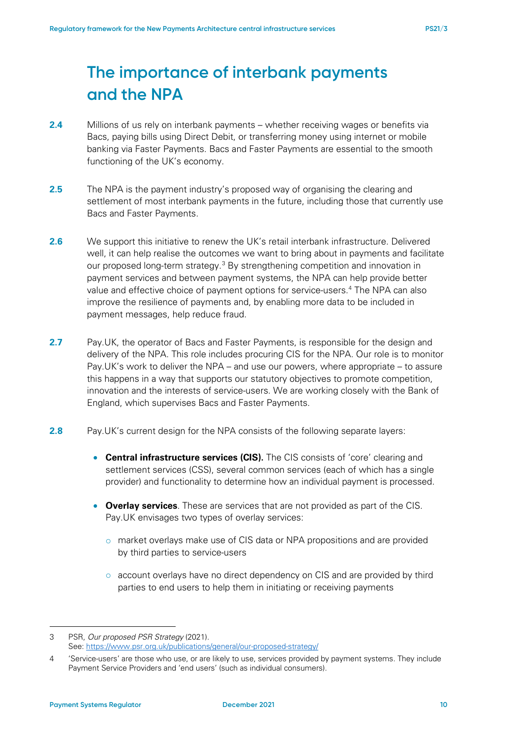## The importance of interbank payments and the NPA

**2.4** Millions of us rely on interbank payments – whether receiving wages or benefits via Bacs, paying bills using Direct Debit, or transferring money using internet or mobile banking via Faster Payments. Bacs and Faster Payments are essential to the smooth functioning of the UK's economy.

**2.5** The NPA is the payment industry's proposed way of organising the clearing and settlement of most interbank payments in the future, including those that currently use Bacs and Faster Payments.

**2.6** We support this initiative to renew the UK's retail interbank infrastructure. Delivered well, it can help realise the outcomes we want to bring about in payments and facilitate our proposed long-term strategy.[3] By strengthening competition and innovation in payment services and between payment systems, the NPA can help provide better value and effective choice of payment options for service-users.[4] The NPA can also improve the resilience of payments and, by enabling more data to be included in payment messages, help reduce fraud.

**2.7** Pay.UK, the operator of Bacs and Faster Payments, is responsible for the design and delivery of the NPA. This role includes procuring CIS for the NPA. Our role is to monitor Pay.UK's work to deliver the NPA – and use our powers, where appropriate – to assure this happens in a way that supports our statutory objectives to promote competition, innovation and the interests of service-users. We are working closely with the Bank of England, which supervises Bacs and Faster Payments.

**2.8** Pay.UK's current design for the NPA consists of the following separate layers:

- **Central infrastructure services (CIS).** The CIS consists of 'core' clearing and settlement services (CSS), several common services (each of which has a single provider) and functionality to determine how an individual payment is processed.
- **Overlay services**. These are services that are not provided as part of the CIS. Pay.UK envisages two types of overlay services:
  - market overlays make use of CIS data or NPA propositions and are provided by third parties to service-users
  - account overlays have no direct dependency on CIS and are provided by third parties to end users to help them in initiating or receiving payments

---

3 PSR, *Our proposed PSR Strategy* (2021). See: https://www.psr.org.uk/publications/general/our-proposed-strategy/

4 'Service-users' are those who use, or are likely to use, services provided by payment systems. They include Payment Service Providers and 'end users' (such as individual consumers).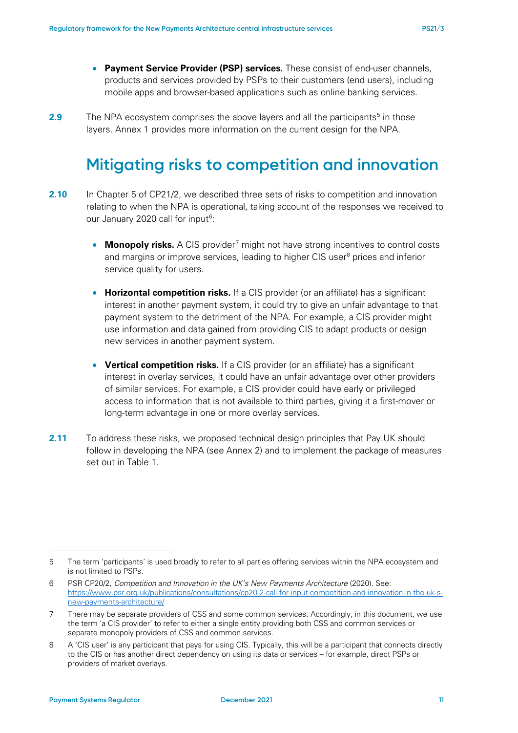- **Payment Service Provider (PSP) services.** These consist of end-user channels, products and services provided by PSPs to their customers (end users), including mobile apps and browser-based applications such as online banking services.

**2.9** The NPA ecosystem comprises the above layers and all the participants[5] in those layers. Annex 1 provides more information on the current design for the NPA.

## Mitigating risks to competition and innovation

**2.10** In Chapter 5 of CP21/2, we described three sets of risks to competition and innovation relating to when the NPA is operational, taking account of the responses we received to our January 2020 call for input[6]:

- **Monopoly risks.** A CIS provider[7] might not have strong incentives to control costs and margins or improve services, leading to higher CIS user[8] prices and inferior service quality for users.
- **Horizontal competition risks.** If a CIS provider (or an affiliate) has a significant interest in another payment system, it could try to give an unfair advantage to that payment system to the detriment of the NPA. For example, a CIS provider might use information and data gained from providing CIS to adapt products or design new services in another payment system.
- **Vertical competition risks.** If a CIS provider (or an affiliate) has a significant interest in overlay services, it could have an unfair advantage over other providers of similar services. For example, a CIS provider could have early or privileged access to information that is not available to third parties, giving it a first-mover or long-term advantage in one or more overlay services.

**2.11** To address these risks, we proposed technical design principles that Pay.UK should follow in developing the NPA (see Annex 2) and to implement the package of measures set out in Table 1.

---

5 The term 'participants' is used broadly to refer to all parties offering services within the NPA ecosystem and is not limited to PSPs.

6 PSR CP20/2, *Competition and Innovation in the UK's New Payments Architecture* (2020). See: https://www.psr.org.uk/publications/consultations/cp20-2-call-for-input-competition-and-innovation-in-the-uk-s-new-payments-architecture/

7 There may be separate providers of CSS and some common services. Accordingly, in this document, we use the term 'a CIS provider' to refer to either a single entity providing both CSS and common services or separate monopoly providers of CSS and common services.

8 A 'CIS user' is any participant that pays for using CIS. Typically, this will be a participant that connects directly to the CIS or has another direct dependency on using its data or services – for example, direct PSPs or providers of market overlays.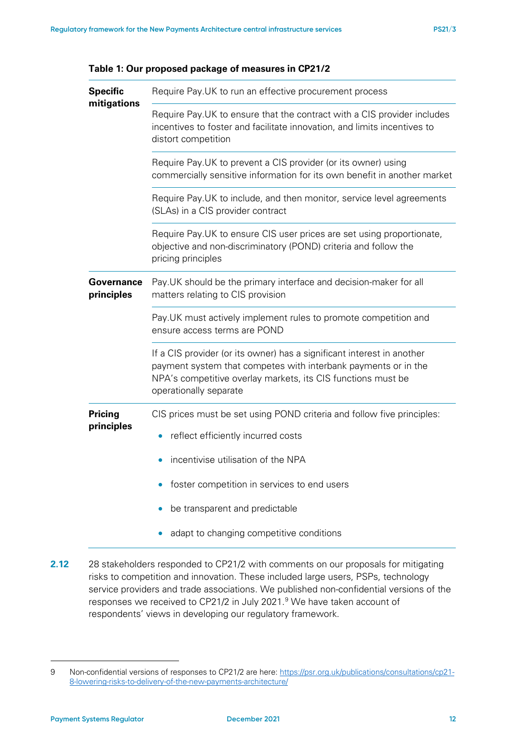**Table 1: Our proposed package of measures in CP21/2**

| | |
|---|---|
| **Specific mitigations** | Require Pay.UK to run an effective procurement process |
| | Require Pay.UK to ensure that the contract with a CIS provider includes incentives to foster and facilitate innovation, and limits incentives to distort competition |
| | Require Pay.UK to prevent a CIS provider (or its owner) using commercially sensitive information for its own benefit in another market |
| | Require Pay.UK to include, and then monitor, service level agreements (SLAs) in a CIS provider contract |
| | Require Pay.UK to ensure CIS user prices are set using proportionate, objective and non-discriminatory (POND) criteria and follow the pricing principles |
| **Governance principles** | Pay.UK should be the primary interface and decision-maker for all matters relating to CIS provision |
| | Pay.UK must actively implement rules to promote competition and ensure access terms are POND |
| | If a CIS provider (or its owner) has a significant interest in another payment system that competes with interbank payments or in the NPA's competitive overlay markets, its CIS functions must be operationally separate |
| **Pricing principles** | CIS prices must be set using POND criteria and follow five principles: <br>• reflect efficiently incurred costs <br>• incentivise utilisation of the NPA <br>• foster competition in services to end users <br>• be transparent and predictable <br>• adapt to changing competitive conditions |

**2.12** 28 stakeholders responded to CP21/2 with comments on our proposals for mitigating risks to competition and innovation. These included large users, PSPs, technology service providers and trade associations. We published non-confidential versions of the responses we received to CP21/2 in July 2021.[9] We have taken account of respondents' views in developing our regulatory framework.

9 Non-confidential versions of responses to CP21/2 are here: https://psr.org.uk/publications/consultations/cp21-8-lowering-risks-to-delivery-of-the-new-payments-architecture/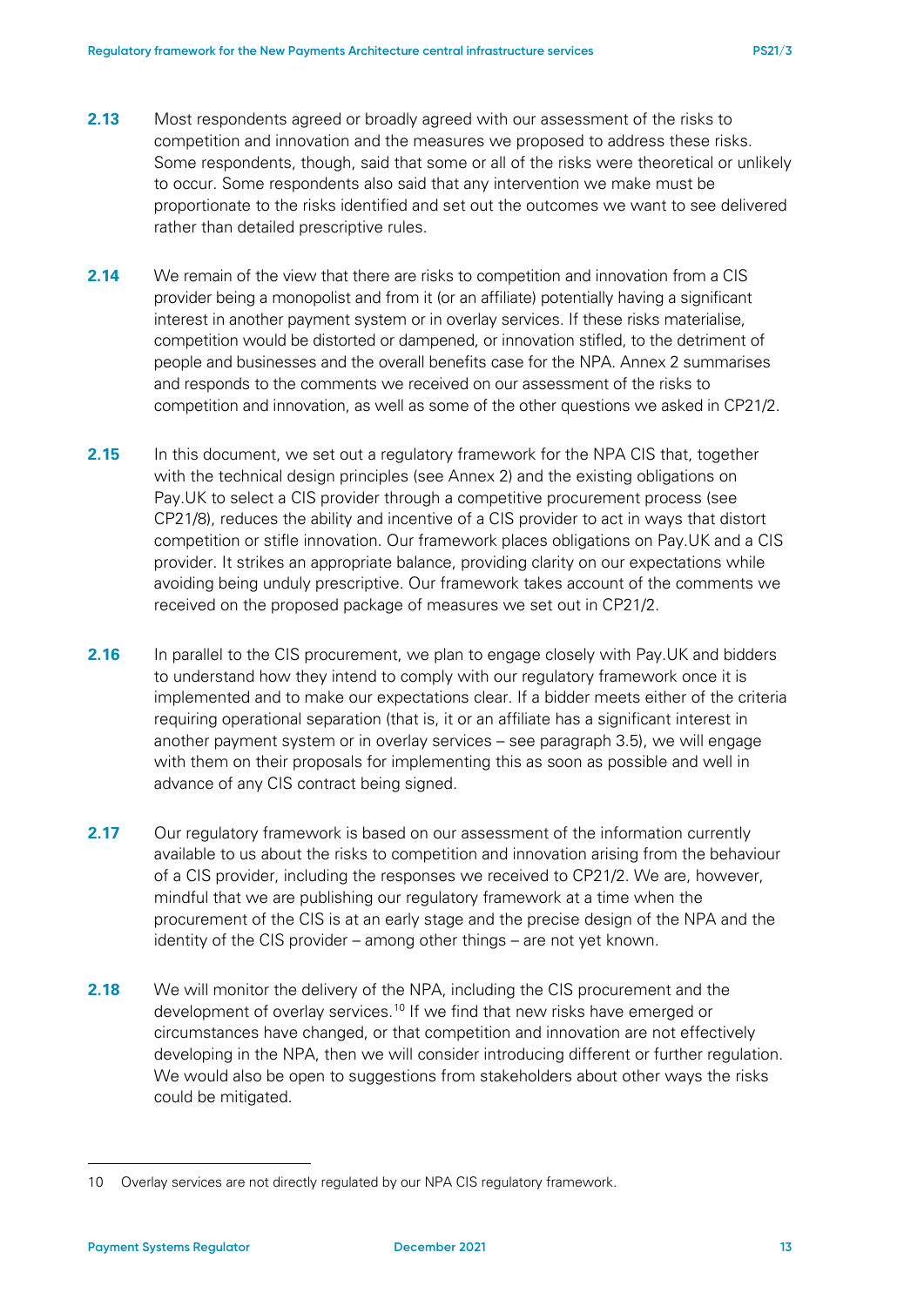**2.13** Most respondents agreed or broadly agreed with our assessment of the risks to competition and innovation and the measures we proposed to address these risks. Some respondents, though, said that some or all of the risks were theoretical or unlikely to occur. Some respondents also said that any intervention we make must be proportionate to the risks identified and set out the outcomes we want to see delivered rather than detailed prescriptive rules.

**2.14** We remain of the view that there are risks to competition and innovation from a CIS provider being a monopolist and from it (or an affiliate) potentially having a significant interest in another payment system or in overlay services. If these risks materialise, competition would be distorted or dampened, or innovation stifled, to the detriment of people and businesses and the overall benefits case for the NPA. Annex 2 summarises and responds to the comments we received on our assessment of the risks to competition and innovation, as well as some of the other questions we asked in CP21/2.

**2.15** In this document, we set out a regulatory framework for the NPA CIS that, together with the technical design principles (see Annex 2) and the existing obligations on Pay.UK to select a CIS provider through a competitive procurement process (see CP21/8), reduces the ability and incentive of a CIS provider to act in ways that distort competition or stifle innovation. Our framework places obligations on Pay.UK and a CIS provider. It strikes an appropriate balance, providing clarity on our expectations while avoiding being unduly prescriptive. Our framework takes account of the comments we received on the proposed package of measures we set out in CP21/2.

**2.16** In parallel to the CIS procurement, we plan to engage closely with Pay.UK and bidders to understand how they intend to comply with our regulatory framework once it is implemented and to make our expectations clear. If a bidder meets either of the criteria requiring operational separation (that is, it or an affiliate has a significant interest in another payment system or in overlay services – see paragraph 3.5), we will engage with them on their proposals for implementing this as soon as possible and well in advance of any CIS contract being signed.

**2.17** Our regulatory framework is based on our assessment of the information currently available to us about the risks to competition and innovation arising from the behaviour of a CIS provider, including the responses we received to CP21/2. We are, however, mindful that we are publishing our regulatory framework at a time when the procurement of the CIS is at an early stage and the precise design of the NPA and the identity of the CIS provider – among other things – are not yet known.

**2.18** We will monitor the delivery of the NPA, including the CIS procurement and the development of overlay services.[10] If we find that new risks have emerged or circumstances have changed, or that competition and innovation are not effectively developing in the NPA, then we will consider introducing different or further regulation. We would also be open to suggestions from stakeholders about other ways the risks could be mitigated.

---

10 Overlay services are not directly regulated by our NPA CIS regulatory framework.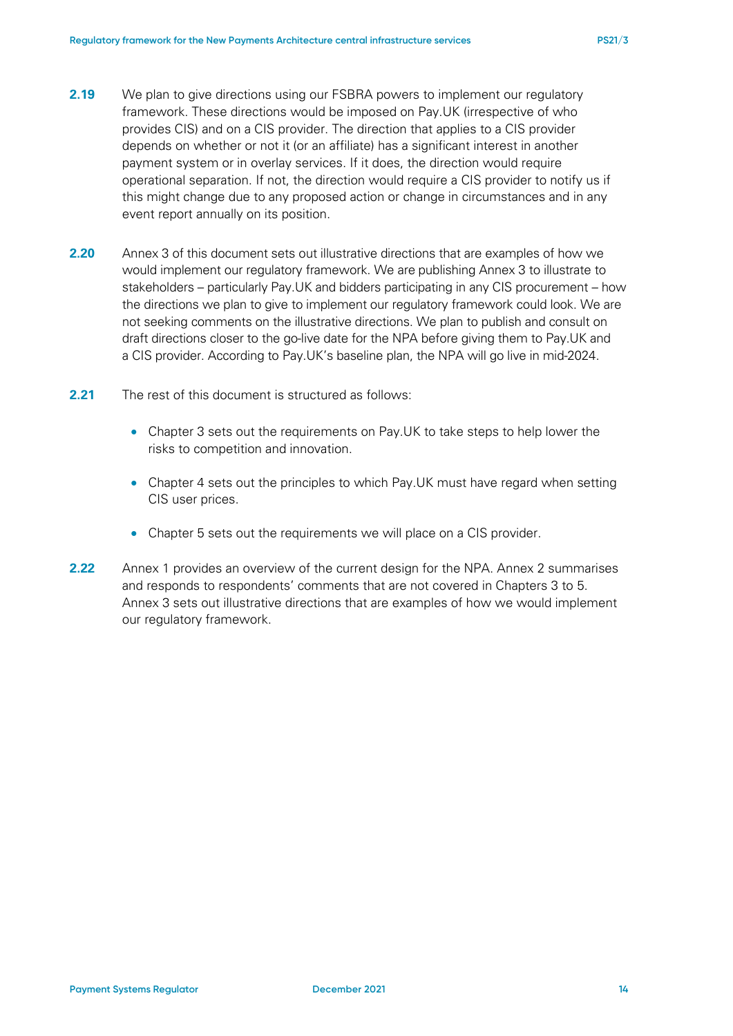**2.19** We plan to give directions using our FSBRA powers to implement our regulatory framework. These directions would be imposed on Pay.UK (irrespective of who provides CIS) and on a CIS provider. The direction that applies to a CIS provider depends on whether or not it (or an affiliate) has a significant interest in another payment system or in overlay services. If it does, the direction would require operational separation. If not, the direction would require a CIS provider to notify us if this might change due to any proposed action or change in circumstances and in any event report annually on its position.

**2.20** Annex 3 of this document sets out illustrative directions that are examples of how we would implement our regulatory framework. We are publishing Annex 3 to illustrate to stakeholders – particularly Pay.UK and bidders participating in any CIS procurement – how the directions we plan to give to implement our regulatory framework could look. We are not seeking comments on the illustrative directions. We plan to publish and consult on draft directions closer to the go-live date for the NPA before giving them to Pay.UK and a CIS provider. According to Pay.UK's baseline plan, the NPA will go live in mid-2024.

**2.21** The rest of this document is structured as follows:

- Chapter 3 sets out the requirements on Pay.UK to take steps to help lower the risks to competition and innovation.
- Chapter 4 sets out the principles to which Pay.UK must have regard when setting CIS user prices.
- Chapter 5 sets out the requirements we will place on a CIS provider.

**2.22** Annex 1 provides an overview of the current design for the NPA. Annex 2 summarises and responds to respondents' comments that are not covered in Chapters 3 to 5. Annex 3 sets out illustrative directions that are examples of how we would implement our regulatory framework.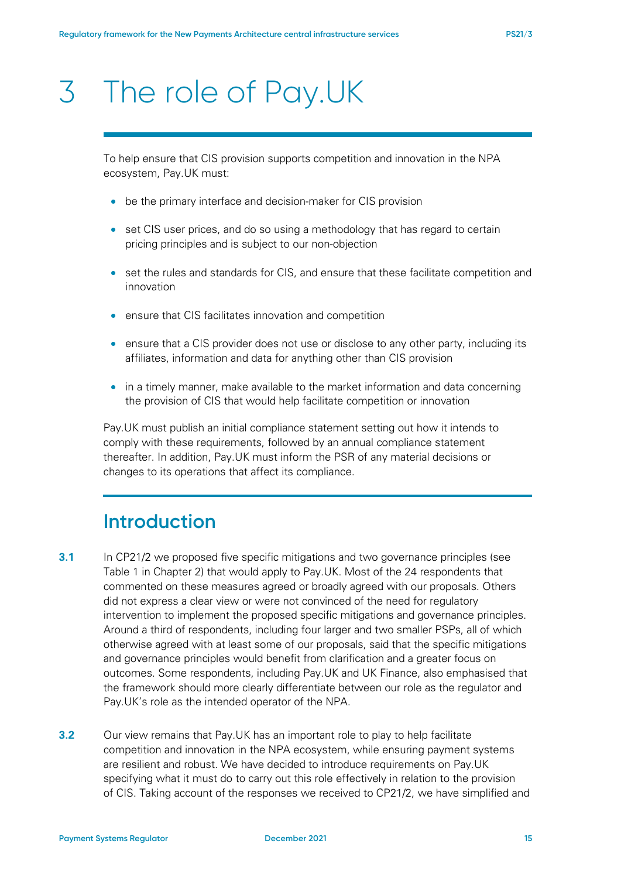# 3 The role of Pay.UK

To help ensure that CIS provision supports competition and innovation in the NPA ecosystem, Pay.UK must:

- be the primary interface and decision-maker for CIS provision
- set CIS user prices, and do so using a methodology that has regard to certain pricing principles and is subject to our non-objection
- set the rules and standards for CIS, and ensure that these facilitate competition and innovation
- ensure that CIS facilitates innovation and competition
- ensure that a CIS provider does not use or disclose to any other party, including its affiliates, information and data for anything other than CIS provision
- in a timely manner, make available to the market information and data concerning the provision of CIS that would help facilitate competition or innovation

Pay.UK must publish an initial compliance statement setting out how it intends to comply with these requirements, followed by an annual compliance statement thereafter. In addition, Pay.UK must inform the PSR of any material decisions or changes to its operations that affect its compliance.

## Introduction

**3.1** In CP21/2 we proposed five specific mitigations and two governance principles (see Table 1 in Chapter 2) that would apply to Pay.UK. Most of the 24 respondents that commented on these measures agreed or broadly agreed with our proposals. Others did not express a clear view or were not convinced of the need for regulatory intervention to implement the proposed specific mitigations and governance principles. Around a third of respondents, including four larger and two smaller PSPs, all of which otherwise agreed with at least some of our proposals, said that the specific mitigations and governance principles would benefit from clarification and a greater focus on outcomes. Some respondents, including Pay.UK and UK Finance, also emphasised that the framework should more clearly differentiate between our role as the regulator and Pay.UK's role as the intended operator of the NPA.

**3.2** Our view remains that Pay.UK has an important role to play to help facilitate competition and innovation in the NPA ecosystem, while ensuring payment systems are resilient and robust. We have decided to introduce requirements on Pay.UK specifying what it must do to carry out this role effectively in relation to the provision of CIS. Taking account of the responses we received to CP21/2, we have simplified and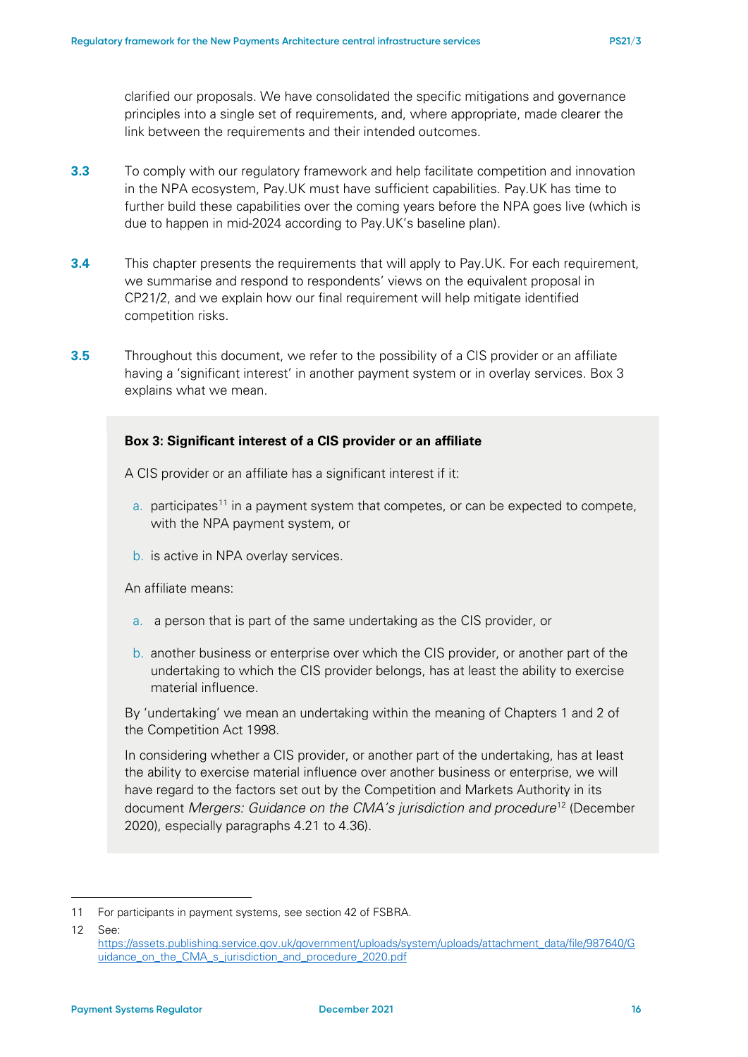clarified our proposals. We have consolidated the specific mitigations and governance principles into a single set of requirements, and, where appropriate, made clearer the link between the requirements and their intended outcomes.

**3.3** To comply with our regulatory framework and help facilitate competition and innovation in the NPA ecosystem, Pay.UK must have sufficient capabilities. Pay.UK has time to further build these capabilities over the coming years before the NPA goes live (which is due to happen in mid-2024 according to Pay.UK's baseline plan).

**3.4** This chapter presents the requirements that will apply to Pay.UK. For each requirement, we summarise and respond to respondents' views on the equivalent proposal in CP21/2, and we explain how our final requirement will help mitigate identified competition risks.

**3.5** Throughout this document, we refer to the possibility of a CIS provider or an affiliate having a 'significant interest' in another payment system or in overlay services. Box 3 explains what we mean.

**Box 3: Significant interest of a CIS provider or an affiliate**

A CIS provider or an affiliate has a significant interest if it:

a. participates[11] in a payment system that competes, or can be expected to compete, with the NPA payment system, or

b. is active in NPA overlay services.

An affiliate means:

a. a person that is part of the same undertaking as the CIS provider, or

b. another business or enterprise over which the CIS provider, or another part of the undertaking to which the CIS provider belongs, has at least the ability to exercise material influence.

By 'undertaking' we mean an undertaking within the meaning of Chapters 1 and 2 of the Competition Act 1998.

In considering whether a CIS provider, or another part of the undertaking, has at least the ability to exercise material influence over another business or enterprise, we will have regard to the factors set out by the Competition and Markets Authority in its document *Mergers: Guidance on the CMA's jurisdiction and procedure*[12] (December 2020), especially paragraphs 4.21 to 4.36).

---

11 For participants in payment systems, see section 42 of FSBRA.

12 See: https://assets.publishing.service.gov.uk/government/uploads/system/uploads/attachment_data/file/987640/Guidance_on_the_CMA_s_jurisdiction_and_procedure_2020.pdf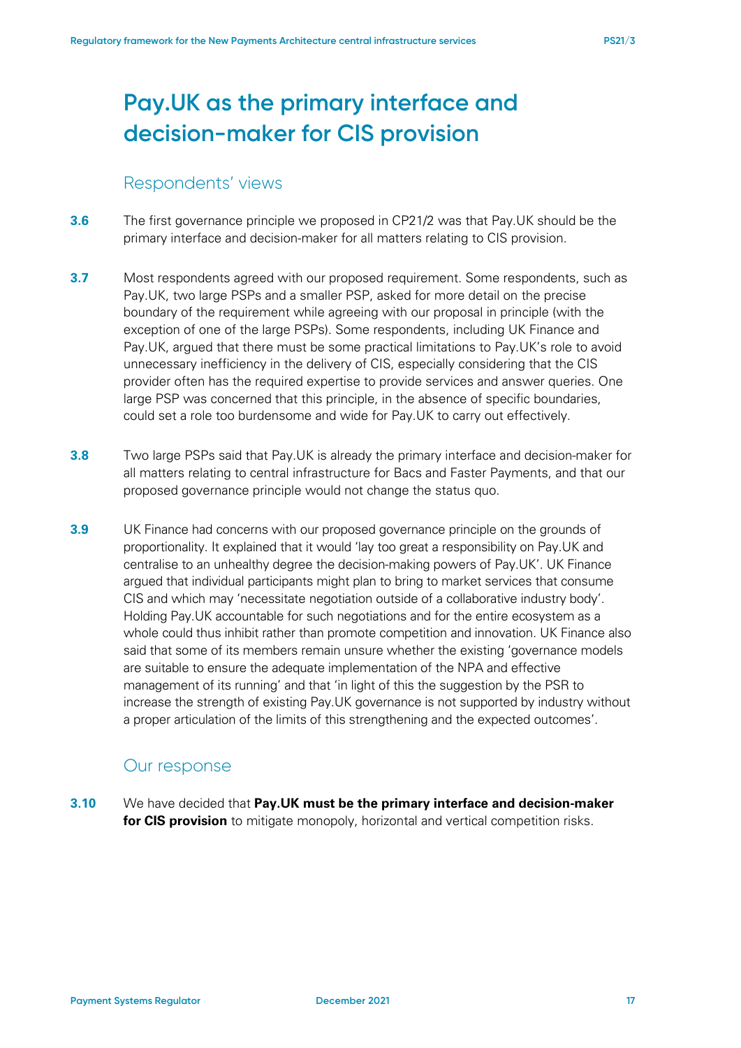# Pay.UK as the primary interface and decision-maker for CIS provision

## Respondents' views

**3.6** The first governance principle we proposed in CP21/2 was that Pay.UK should be the primary interface and decision-maker for all matters relating to CIS provision.

**3.7** Most respondents agreed with our proposed requirement. Some respondents, such as Pay.UK, two large PSPs and a smaller PSP, asked for more detail on the precise boundary of the requirement while agreeing with our proposal in principle (with the exception of one of the large PSPs). Some respondents, including UK Finance and Pay.UK, argued that there must be some practical limitations to Pay.UK's role to avoid unnecessary inefficiency in the delivery of CIS, especially considering that the CIS provider often has the required expertise to provide services and answer queries. One large PSP was concerned that this principle, in the absence of specific boundaries, could set a role too burdensome and wide for Pay.UK to carry out effectively.

**3.8** Two large PSPs said that Pay.UK is already the primary interface and decision-maker for all matters relating to central infrastructure for Bacs and Faster Payments, and that our proposed governance principle would not change the status quo.

**3.9** UK Finance had concerns with our proposed governance principle on the grounds of proportionality. It explained that it would 'lay too great a responsibility on Pay.UK and centralise to an unhealthy degree the decision-making powers of Pay.UK'. UK Finance argued that individual participants might plan to bring to market services that consume CIS and which may 'necessitate negotiation outside of a collaborative industry body'. Holding Pay.UK accountable for such negotiations and for the entire ecosystem as a whole could thus inhibit rather than promote competition and innovation. UK Finance also said that some of its members remain unsure whether the existing 'governance models are suitable to ensure the adequate implementation of the NPA and effective management of its running' and that 'in light of this the suggestion by the PSR to increase the strength of existing Pay.UK governance is not supported by industry without a proper articulation of the limits of this strengthening and the expected outcomes'.

## Our response

**3.10** We have decided that **Pay.UK must be the primary interface and decision-maker for CIS provision** to mitigate monopoly, horizontal and vertical competition risks.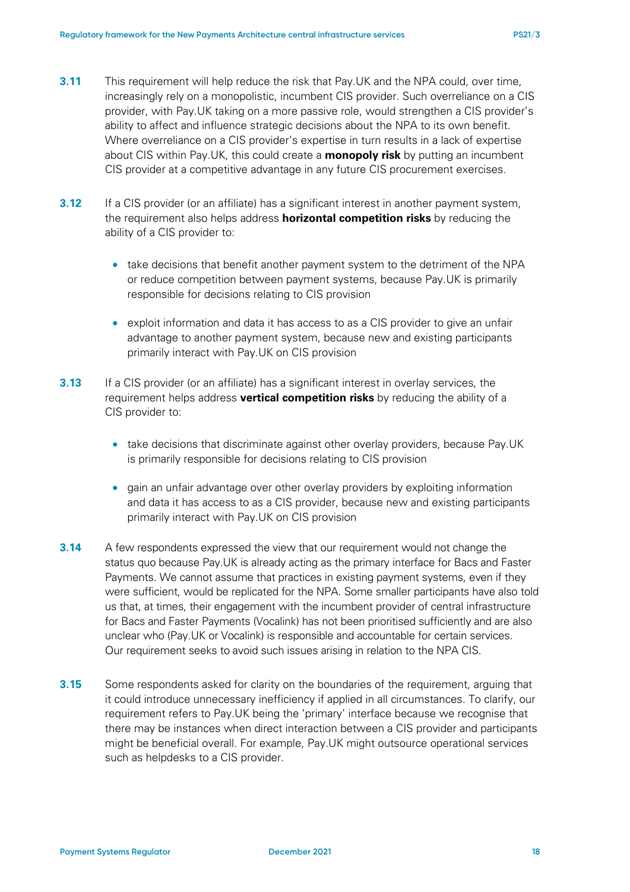**3.11** This requirement will help reduce the risk that Pay.UK and the NPA could, over time, increasingly rely on a monopolistic, incumbent CIS provider. Such overreliance on a CIS provider, with Pay.UK taking on a more passive role, would strengthen a CIS provider's ability to affect and influence strategic decisions about the NPA to its own benefit. Where overreliance on a CIS provider's expertise in turn results in a lack of expertise about CIS within Pay.UK, this could create a **monopoly risk** by putting an incumbent CIS provider at a competitive advantage in any future CIS procurement exercises.

**3.12** If a CIS provider (or an affiliate) has a significant interest in another payment system, the requirement also helps address **horizontal competition risks** by reducing the ability of a CIS provider to:

- take decisions that benefit another payment system to the detriment of the NPA or reduce competition between payment systems, because Pay.UK is primarily responsible for decisions relating to CIS provision
- exploit information and data it has access to as a CIS provider to give an unfair advantage to another payment system, because new and existing participants primarily interact with Pay.UK on CIS provision

**3.13** If a CIS provider (or an affiliate) has a significant interest in overlay services, the requirement helps address **vertical competition risks** by reducing the ability of a CIS provider to:

- take decisions that discriminate against other overlay providers, because Pay.UK is primarily responsible for decisions relating to CIS provision
- gain an unfair advantage over other overlay providers by exploiting information and data it has access to as a CIS provider, because new and existing participants primarily interact with Pay.UK on CIS provision

**3.14** A few respondents expressed the view that our requirement would not change the status quo because Pay.UK is already acting as the primary interface for Bacs and Faster Payments. We cannot assume that practices in existing payment systems, even if they were sufficient, would be replicated for the NPA. Some smaller participants have also told us that, at times, their engagement with the incumbent provider of central infrastructure for Bacs and Faster Payments (Vocalink) has not been prioritised sufficiently and are also unclear who (Pay.UK or Vocalink) is responsible and accountable for certain services. Our requirement seeks to avoid such issues arising in relation to the NPA CIS.

**3.15** Some respondents asked for clarity on the boundaries of the requirement, arguing that it could introduce unnecessary inefficiency if applied in all circumstances. To clarify, our requirement refers to Pay.UK being the 'primary' interface because we recognise that there may be instances when direct interaction between a CIS provider and participants might be beneficial overall. For example, Pay.UK might outsource operational services such as helpdesks to a CIS provider.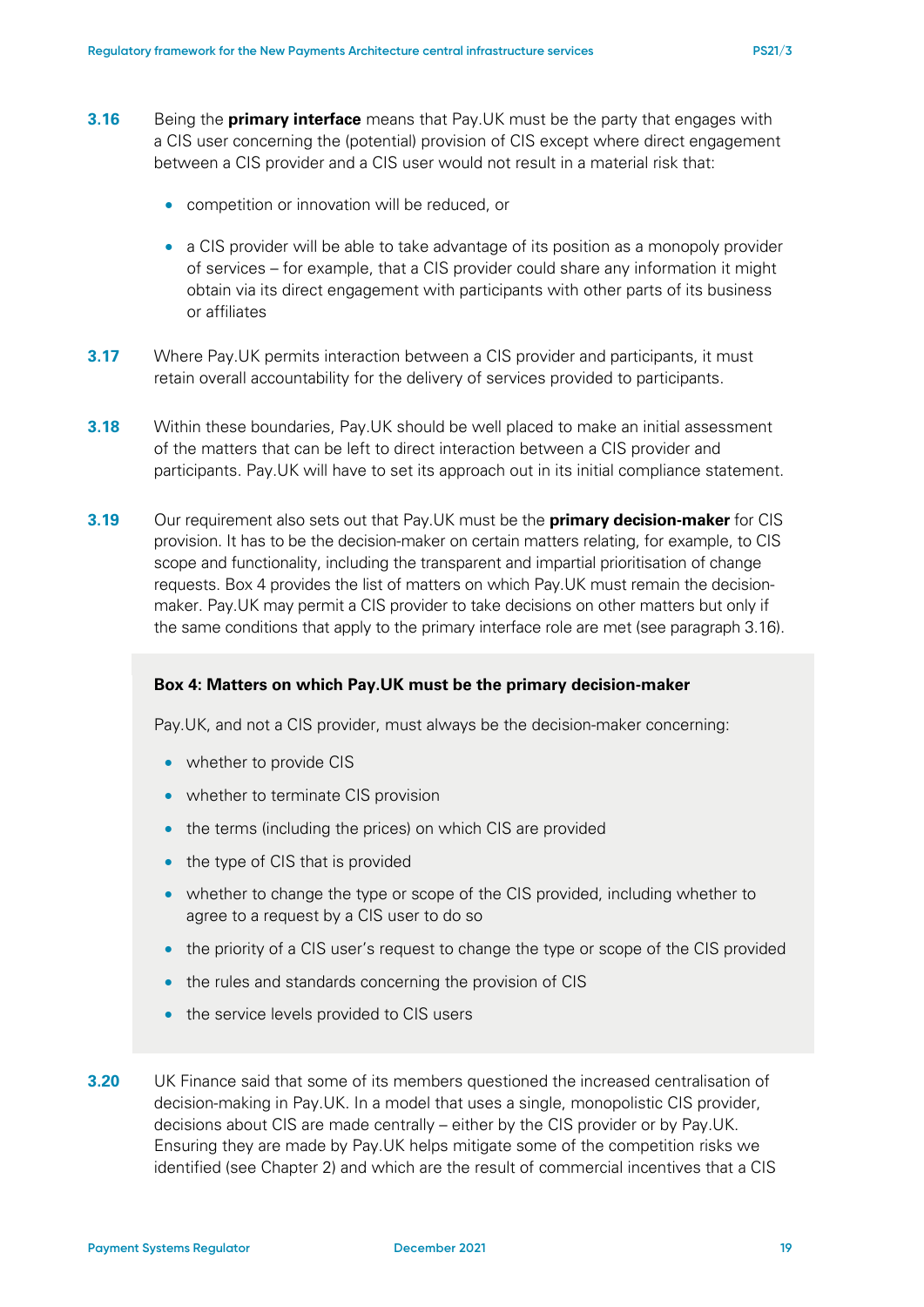**3.16** Being the **primary interface** means that Pay.UK must be the party that engages with a CIS user concerning the (potential) provision of CIS except where direct engagement between a CIS provider and a CIS user would not result in a material risk that:

- competition or innovation will be reduced, or
- a CIS provider will be able to take advantage of its position as a monopoly provider of services – for example, that a CIS provider could share any information it might obtain via its direct engagement with participants with other parts of its business or affiliates

**3.17** Where Pay.UK permits interaction between a CIS provider and participants, it must retain overall accountability for the delivery of services provided to participants.

**3.18** Within these boundaries, Pay.UK should be well placed to make an initial assessment of the matters that can be left to direct interaction between a CIS provider and participants. Pay.UK will have to set its approach out in its initial compliance statement.

**3.19** Our requirement also sets out that Pay.UK must be the **primary decision-maker** for CIS provision. It has to be the decision-maker on certain matters relating, for example, to CIS scope and functionality, including the transparent and impartial prioritisation of change requests. Box 4 provides the list of matters on which Pay.UK must remain the decision-maker. Pay.UK may permit a CIS provider to take decisions on other matters but only if the same conditions that apply to the primary interface role are met (see paragraph 3.16).

**Box 4: Matters on which Pay.UK must be the primary decision-maker**

Pay.UK, and not a CIS provider, must always be the decision-maker concerning:

- whether to provide CIS
- whether to terminate CIS provision
- the terms (including the prices) on which CIS are provided
- the type of CIS that is provided
- whether to change the type or scope of the CIS provided, including whether to agree to a request by a CIS user to do so
- the priority of a CIS user's request to change the type or scope of the CIS provided
- the rules and standards concerning the provision of CIS
- the service levels provided to CIS users

**3.20** UK Finance said that some of its members questioned the increased centralisation of decision-making in Pay.UK. In a model that uses a single, monopolistic CIS provider, decisions about CIS are made centrally – either by the CIS provider or by Pay.UK. Ensuring they are made by Pay.UK helps mitigate some of the competition risks we identified (see Chapter 2) and which are the result of commercial incentives that a CIS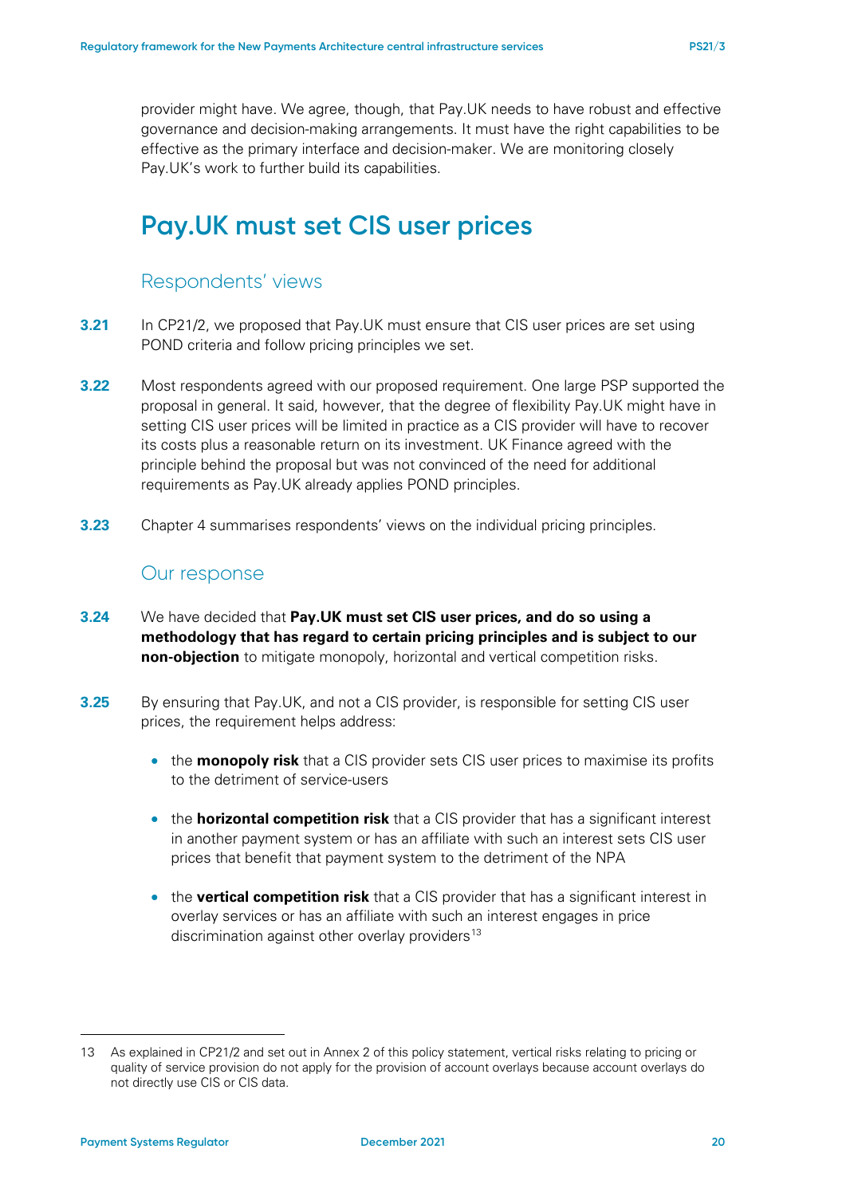provider might have. We agree, though, that Pay.UK needs to have robust and effective governance and decision-making arrangements. It must have the right capabilities to be effective as the primary interface and decision-maker. We are monitoring closely Pay.UK's work to further build its capabilities.

## Pay.UK must set CIS user prices

### Respondents' views

**3.21** In CP21/2, we proposed that Pay.UK must ensure that CIS user prices are set using POND criteria and follow pricing principles we set.

**3.22** Most respondents agreed with our proposed requirement. One large PSP supported the proposal in general. It said, however, that the degree of flexibility Pay.UK might have in setting CIS user prices will be limited in practice as a CIS provider will have to recover its costs plus a reasonable return on its investment. UK Finance agreed with the principle behind the proposal but was not convinced of the need for additional requirements as Pay.UK already applies POND principles.

**3.23** Chapter 4 summarises respondents' views on the individual pricing principles.

### Our response

**3.24** We have decided that **Pay.UK must set CIS user prices, and do so using a methodology that has regard to certain pricing principles and is subject to our non-objection** to mitigate monopoly, horizontal and vertical competition risks.

**3.25** By ensuring that Pay.UK, and not a CIS provider, is responsible for setting CIS user prices, the requirement helps address:

- the **monopoly risk** that a CIS provider sets CIS user prices to maximise its profits to the detriment of service-users
- the **horizontal competition risk** that a CIS provider that has a significant interest in another payment system or has an affiliate with such an interest sets CIS user prices that benefit that payment system to the detriment of the NPA
- the **vertical competition risk** that a CIS provider that has a significant interest in overlay services or has an affiliate with such an interest engages in price discrimination against other overlay providers[13]

13 As explained in CP21/2 and set out in Annex 2 of this policy statement, vertical risks relating to pricing or quality of service provision do not apply for the provision of account overlays because account overlays do not directly use CIS or CIS data.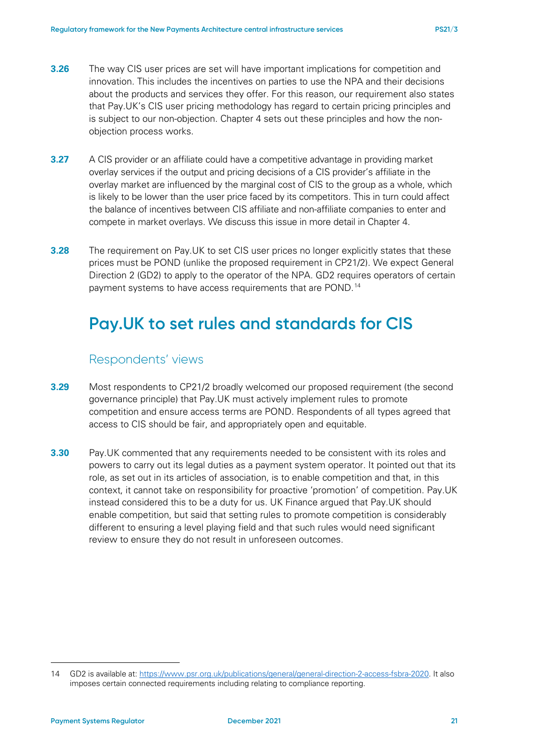**3.26** The way CIS user prices are set will have important implications for competition and innovation. This includes the incentives on parties to use the NPA and their decisions about the products and services they offer. For this reason, our requirement also states that Pay.UK's CIS user pricing methodology has regard to certain pricing principles and is subject to our non-objection. Chapter 4 sets out these principles and how the non-objection process works.

**3.27** A CIS provider or an affiliate could have a competitive advantage in providing market overlay services if the output and pricing decisions of a CIS provider's affiliate in the overlay market are influenced by the marginal cost of CIS to the group as a whole, which is likely to be lower than the user price faced by its competitors. This in turn could affect the balance of incentives between CIS affiliate and non-affiliate companies to enter and compete in market overlays. We discuss this issue in more detail in Chapter 4.

**3.28** The requirement on Pay.UK to set CIS user prices no longer explicitly states that these prices must be POND (unlike the proposed requirement in CP21/2). We expect General Direction 2 (GD2) to apply to the operator of the NPA. GD2 requires operators of certain payment systems to have access requirements that are POND.[14]

## Pay.UK to set rules and standards for CIS

### Respondents' views

**3.29** Most respondents to CP21/2 broadly welcomed our proposed requirement (the second governance principle) that Pay.UK must actively implement rules to promote competition and ensure access terms are POND. Respondents of all types agreed that access to CIS should be fair, and appropriately open and equitable.

**3.30** Pay.UK commented that any requirements needed to be consistent with its roles and powers to carry out its legal duties as a payment system operator. It pointed out that its role, as set out in its articles of association, is to enable competition and that, in this context, it cannot take on responsibility for proactive 'promotion' of competition. Pay.UK instead considered this to be a duty for us. UK Finance argued that Pay.UK should enable competition, but said that setting rules to promote competition is considerably different to ensuring a level playing field and that such rules would need significant review to ensure they do not result in unforeseen outcomes.

---

14 GD2 is available at: https://www.psr.org.uk/publications/general/general-direction-2-access-fsbra-2020. It also imposes certain connected requirements including relating to compliance reporting.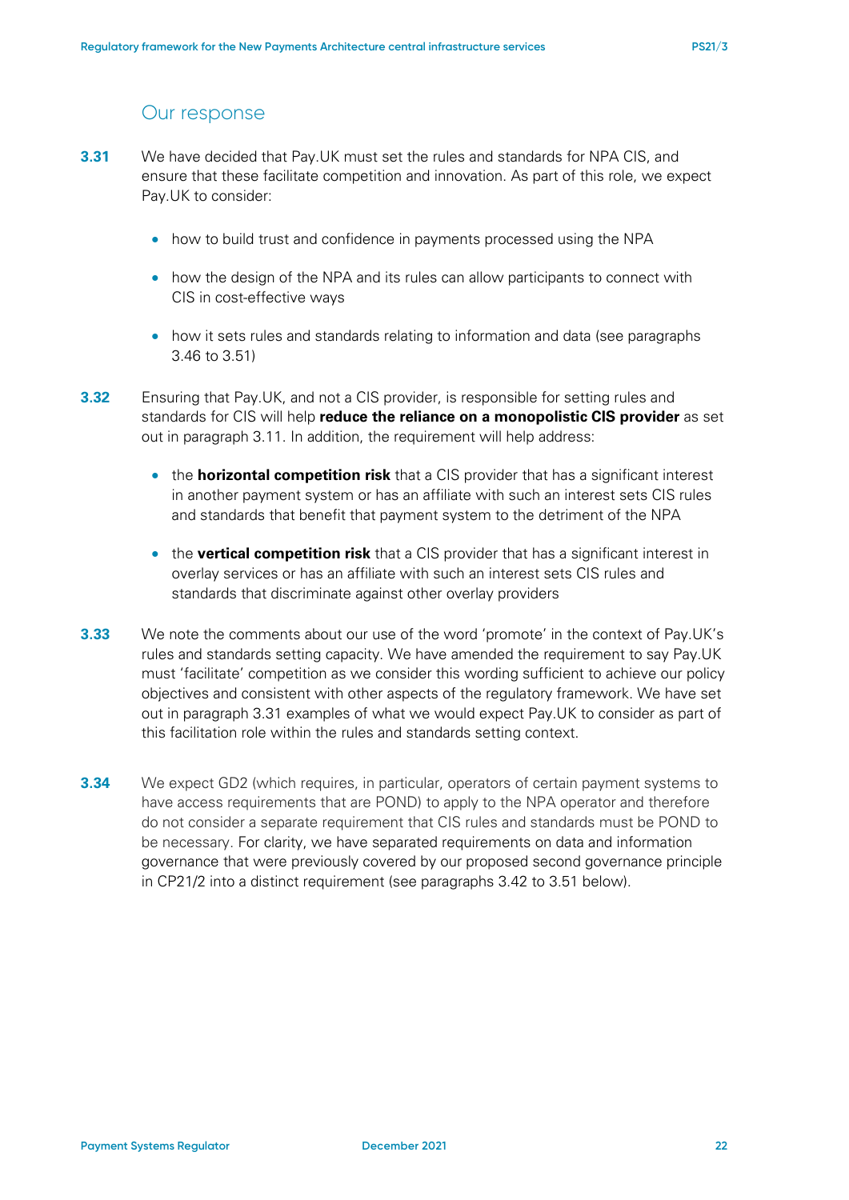## Our response

**3.31** We have decided that Pay.UK must set the rules and standards for NPA CIS, and ensure that these facilitate competition and innovation. As part of this role, we expect Pay.UK to consider:

- how to build trust and confidence in payments processed using the NPA
- how the design of the NPA and its rules can allow participants to connect with CIS in cost-effective ways
- how it sets rules and standards relating to information and data (see paragraphs 3.46 to 3.51)

**3.32** Ensuring that Pay.UK, and not a CIS provider, is responsible for setting rules and standards for CIS will help **reduce the reliance on a monopolistic CIS provider** as set out in paragraph 3.11. In addition, the requirement will help address:

- the **horizontal competition risk** that a CIS provider that has a significant interest in another payment system or has an affiliate with such an interest sets CIS rules and standards that benefit that payment system to the detriment of the NPA
- the **vertical competition risk** that a CIS provider that has a significant interest in overlay services or has an affiliate with such an interest sets CIS rules and standards that discriminate against other overlay providers

**3.33** We note the comments about our use of the word 'promote' in the context of Pay.UK's rules and standards setting capacity. We have amended the requirement to say Pay.UK must 'facilitate' competition as we consider this wording sufficient to achieve our policy objectives and consistent with other aspects of the regulatory framework. We have set out in paragraph 3.31 examples of what we would expect Pay.UK to consider as part of this facilitation role within the rules and standards setting context.

**3.34** We expect GD2 (which requires, in particular, operators of certain payment systems to have access requirements that are POND) to apply to the NPA operator and therefore do not consider a separate requirement that CIS rules and standards must be POND to be necessary. For clarity, we have separated requirements on data and information governance that were previously covered by our proposed second governance principle in CP21/2 into a distinct requirement (see paragraphs 3.42 to 3.51 below).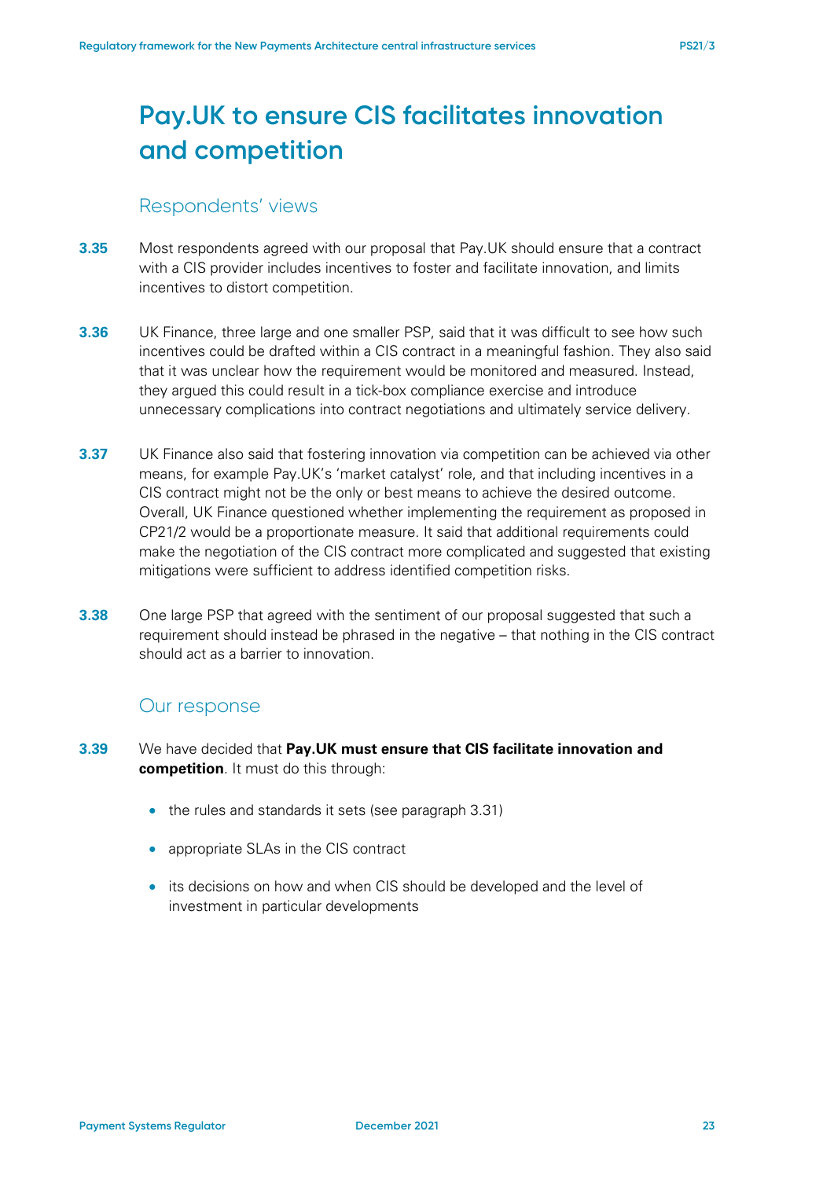# Pay.UK to ensure CIS facilitates innovation and competition

## Respondents' views

**3.35** Most respondents agreed with our proposal that Pay.UK should ensure that a contract with a CIS provider includes incentives to foster and facilitate innovation, and limits incentives to distort competition.

**3.36** UK Finance, three large and one smaller PSP, said that it was difficult to see how such incentives could be drafted within a CIS contract in a meaningful fashion. They also said that it was unclear how the requirement would be monitored and measured. Instead, they argued this could result in a tick-box compliance exercise and introduce unnecessary complications into contract negotiations and ultimately service delivery.

**3.37** UK Finance also said that fostering innovation via competition can be achieved via other means, for example Pay.UK's 'market catalyst' role, and that including incentives in a CIS contract might not be the only or best means to achieve the desired outcome. Overall, UK Finance questioned whether implementing the requirement as proposed in CP21/2 would be a proportionate measure. It said that additional requirements could make the negotiation of the CIS contract more complicated and suggested that existing mitigations were sufficient to address identified competition risks.

**3.38** One large PSP that agreed with the sentiment of our proposal suggested that such a requirement should instead be phrased in the negative – that nothing in the CIS contract should act as a barrier to innovation.

## Our response

**3.39** We have decided that **Pay.UK must ensure that CIS facilitate innovation and competition**. It must do this through:

- the rules and standards it sets (see paragraph 3.31)
- appropriate SLAs in the CIS contract
- its decisions on how and when CIS should be developed and the level of investment in particular developments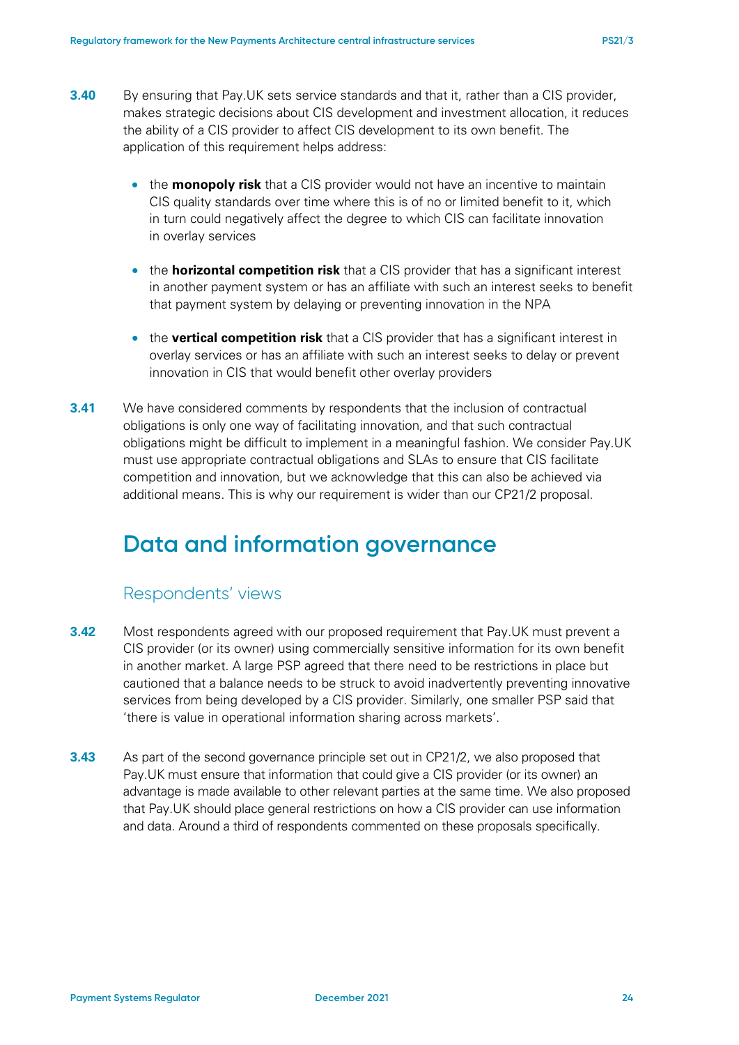**3.40** By ensuring that Pay.UK sets service standards and that it, rather than a CIS provider, makes strategic decisions about CIS development and investment allocation, it reduces the ability of a CIS provider to affect CIS development to its own benefit. The application of this requirement helps address:

- the **monopoly risk** that a CIS provider would not have an incentive to maintain CIS quality standards over time where this is of no or limited benefit to it, which in turn could negatively affect the degree to which CIS can facilitate innovation in overlay services
- the **horizontal competition risk** that a CIS provider that has a significant interest in another payment system or has an affiliate with such an interest seeks to benefit that payment system by delaying or preventing innovation in the NPA
- the **vertical competition risk** that a CIS provider that has a significant interest in overlay services or has an affiliate with such an interest seeks to delay or prevent innovation in CIS that would benefit other overlay providers

**3.41** We have considered comments by respondents that the inclusion of contractual obligations is only one way of facilitating innovation, and that such contractual obligations might be difficult to implement in a meaningful fashion. We consider Pay.UK must use appropriate contractual obligations and SLAs to ensure that CIS facilitate competition and innovation, but we acknowledge that this can also be achieved via additional means. This is why our requirement is wider than our CP21/2 proposal.

## Data and information governance

### Respondents' views

**3.42** Most respondents agreed with our proposed requirement that Pay.UK must prevent a CIS provider (or its owner) using commercially sensitive information for its own benefit in another market. A large PSP agreed that there need to be restrictions in place but cautioned that a balance needs to be struck to avoid inadvertently preventing innovative services from being developed by a CIS provider. Similarly, one smaller PSP said that 'there is value in operational information sharing across markets'.

**3.43** As part of the second governance principle set out in CP21/2, we also proposed that Pay.UK must ensure that information that could give a CIS provider (or its owner) an advantage is made available to other relevant parties at the same time. We also proposed that Pay.UK should place general restrictions on how a CIS provider can use information and data. Around a third of respondents commented on these proposals specifically.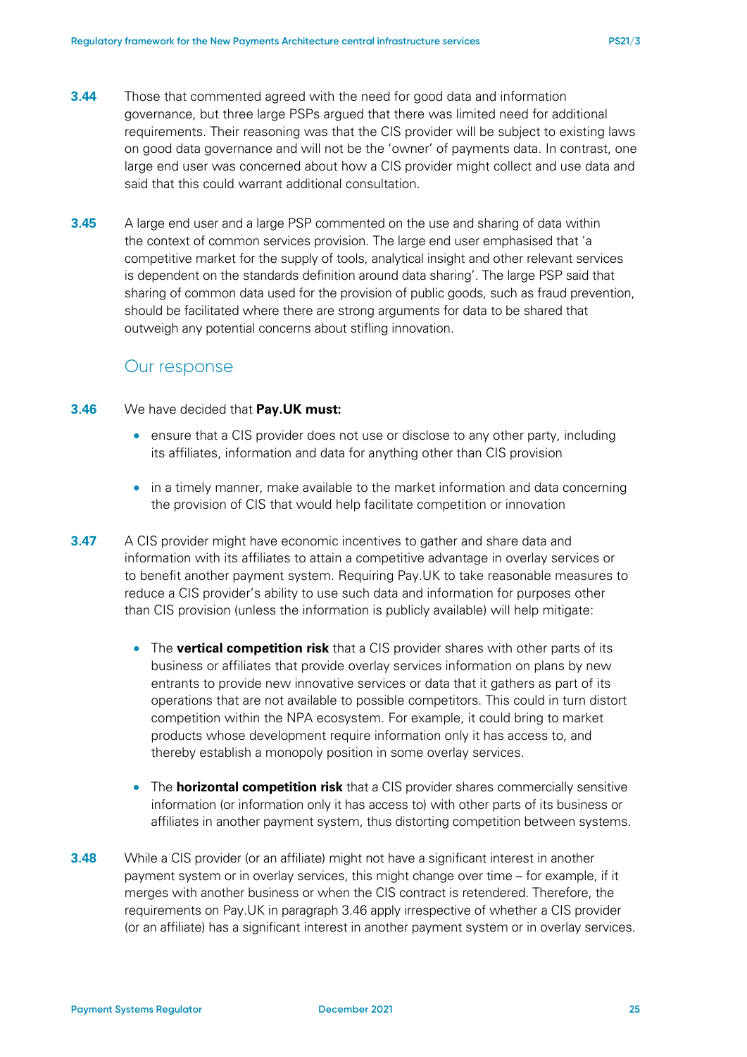**3.44** Those that commented agreed with the need for good data and information governance, but three large PSPs argued that there was limited need for additional requirements. Their reasoning was that the CIS provider will be subject to existing laws on good data governance and will not be the 'owner' of payments data. In contrast, one large end user was concerned about how a CIS provider might collect and use data and said that this could warrant additional consultation.

**3.45** A large end user and a large PSP commented on the use and sharing of data within the context of common services provision. The large end user emphasised that 'a competitive market for the supply of tools, analytical insight and other relevant services is dependent on the standards definition around data sharing'. The large PSP said that sharing of common data used for the provision of public goods, such as fraud prevention, should be facilitated where there are strong arguments for data to be shared that outweigh any potential concerns about stifling innovation.

## Our response

**3.46** We have decided that **Pay.UK must:**

- ensure that a CIS provider does not use or disclose to any other party, including its affiliates, information and data for anything other than CIS provision
- in a timely manner, make available to the market information and data concerning the provision of CIS that would help facilitate competition or innovation

**3.47** A CIS provider might have economic incentives to gather and share data and information with its affiliates to attain a competitive advantage in overlay services or to benefit another payment system. Requiring Pay.UK to take reasonable measures to reduce a CIS provider's ability to use such data and information for purposes other than CIS provision (unless the information is publicly available) will help mitigate:

- The **vertical competition risk** that a CIS provider shares with other parts of its business or affiliates that provide overlay services information on plans by new entrants to provide new innovative services or data that it gathers as part of its operations that are not available to possible competitors. This could in turn distort competition within the NPA ecosystem. For example, it could bring to market products whose development require information only it has access to, and thereby establish a monopoly position in some overlay services.
- The **horizontal competition risk** that a CIS provider shares commercially sensitive information (or information only it has access to) with other parts of its business or affiliates in another payment system, thus distorting competition between systems.

**3.48** While a CIS provider (or an affiliate) might not have a significant interest in another payment system or in overlay services, this might change over time – for example, if it merges with another business or when the CIS contract is retendered. Therefore, the requirements on Pay.UK in paragraph 3.46 apply irrespective of whether a CIS provider (or an affiliate) has a significant interest in another payment system or in overlay services.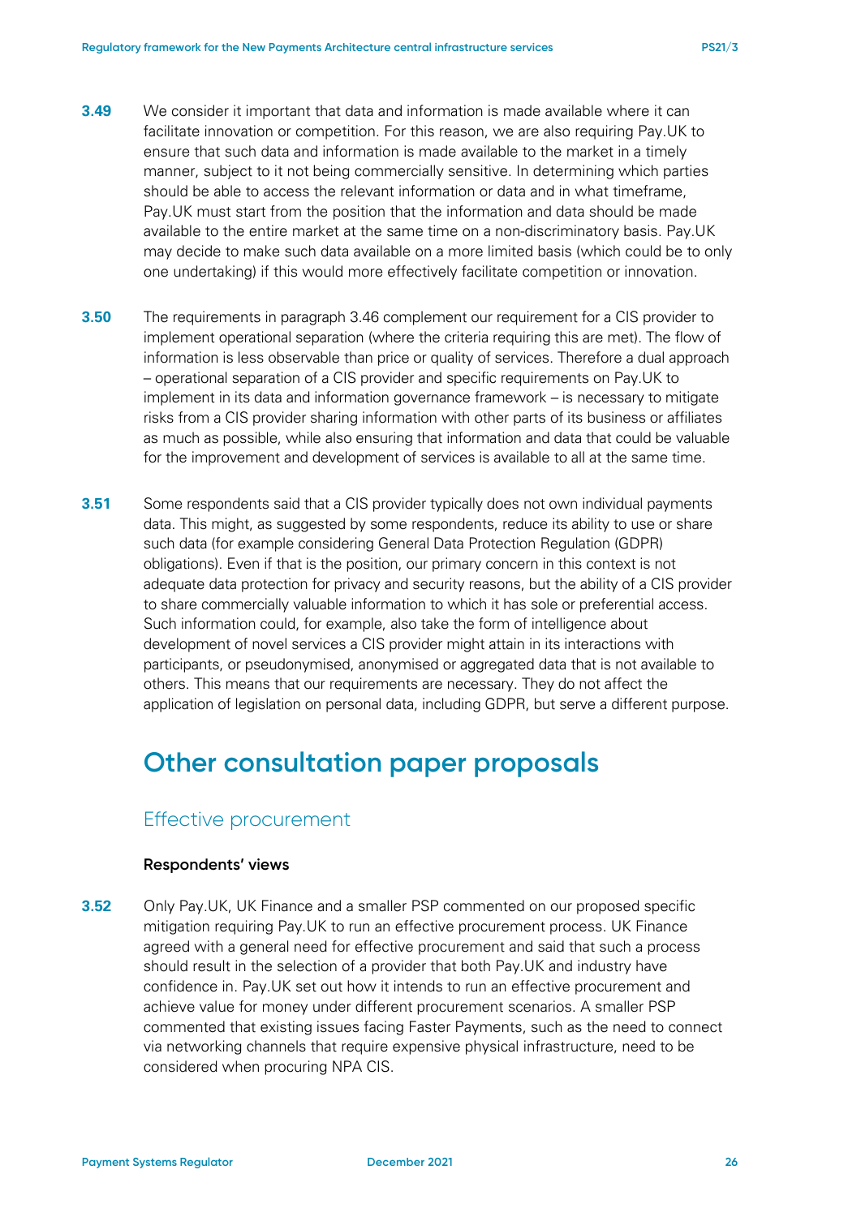**3.49** We consider it important that data and information is made available where it can facilitate innovation or competition. For this reason, we are also requiring Pay.UK to ensure that such data and information is made available to the market in a timely manner, subject to it not being commercially sensitive. In determining which parties should be able to access the relevant information or data and in what timeframe, Pay.UK must start from the position that the information and data should be made available to the entire market at the same time on a non-discriminatory basis. Pay.UK may decide to make such data available on a more limited basis (which could be to only one undertaking) if this would more effectively facilitate competition or innovation.

**3.50** The requirements in paragraph 3.46 complement our requirement for a CIS provider to implement operational separation (where the criteria requiring this are met). The flow of information is less observable than price or quality of services. Therefore a dual approach – operational separation of a CIS provider and specific requirements on Pay.UK to implement in its data and information governance framework – is necessary to mitigate risks from a CIS provider sharing information with other parts of its business or affiliates as much as possible, while also ensuring that information and data that could be valuable for the improvement and development of services is available to all at the same time.

**3.51** Some respondents said that a CIS provider typically does not own individual payments data. This might, as suggested by some respondents, reduce its ability to use or share such data (for example considering General Data Protection Regulation (GDPR) obligations). Even if that is the position, our primary concern in this context is not adequate data protection for privacy and security reasons, but the ability of a CIS provider to share commercially valuable information to which it has sole or preferential access. Such information could, for example, also take the form of intelligence about development of novel services a CIS provider might attain in its interactions with participants, or pseudonymised, anonymised or aggregated data that is not available to others. This means that our requirements are necessary. They do not affect the application of legislation on personal data, including GDPR, but serve a different purpose.

# Other consultation paper proposals

## Effective procurement

### Respondents' views

**3.52** Only Pay.UK, UK Finance and a smaller PSP commented on our proposed specific mitigation requiring Pay.UK to run an effective procurement process. UK Finance agreed with a general need for effective procurement and said that such a process should result in the selection of a provider that both Pay.UK and industry have confidence in. Pay.UK set out how it intends to run an effective procurement and achieve value for money under different procurement scenarios. A smaller PSP commented that existing issues facing Faster Payments, such as the need to connect via networking channels that require expensive physical infrastructure, need to be considered when procuring NPA CIS.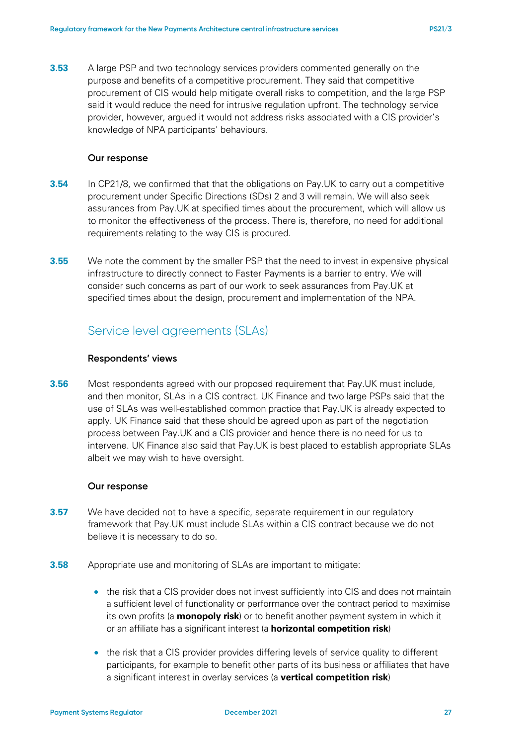**3.53** A large PSP and two technology services providers commented generally on the purpose and benefits of a competitive procurement. They said that competitive procurement of CIS would help mitigate overall risks to competition, and the large PSP said it would reduce the need for intrusive regulation upfront. The technology service provider, however, argued it would not address risks associated with a CIS provider's knowledge of NPA participants' behaviours.

**Our response**

**3.54** In CP21/8, we confirmed that that the obligations on Pay.UK to carry out a competitive procurement under Specific Directions (SDs) 2 and 3 will remain. We will also seek assurances from Pay.UK at specified times about the procurement, which will allow us to monitor the effectiveness of the process. There is, therefore, no need for additional requirements relating to the way CIS is procured.

**3.55** We note the comment by the smaller PSP that the need to invest in expensive physical infrastructure to directly connect to Faster Payments is a barrier to entry. We will consider such concerns as part of our work to seek assurances from Pay.UK at specified times about the design, procurement and implementation of the NPA.

## Service level agreements (SLAs)

**Respondents' views**

**3.56** Most respondents agreed with our proposed requirement that Pay.UK must include, and then monitor, SLAs in a CIS contract. UK Finance and two large PSPs said that the use of SLAs was well-established common practice that Pay.UK is already expected to apply. UK Finance said that these should be agreed upon as part of the negotiation process between Pay.UK and a CIS provider and hence there is no need for us to intervene. UK Finance also said that Pay.UK is best placed to establish appropriate SLAs albeit we may wish to have oversight.

**Our response**

**3.57** We have decided not to have a specific, separate requirement in our regulatory framework that Pay.UK must include SLAs within a CIS contract because we do not believe it is necessary to do so.

**3.58** Appropriate use and monitoring of SLAs are important to mitigate:

- the risk that a CIS provider does not invest sufficiently into CIS and does not maintain a sufficient level of functionality or performance over the contract period to maximise its own profits (a **monopoly risk**) or to benefit another payment system in which it or an affiliate has a significant interest (a **horizontal competition risk**)
- the risk that a CIS provider provides differing levels of service quality to different participants, for example to benefit other parts of its business or affiliates that have a significant interest in overlay services (a **vertical competition risk**)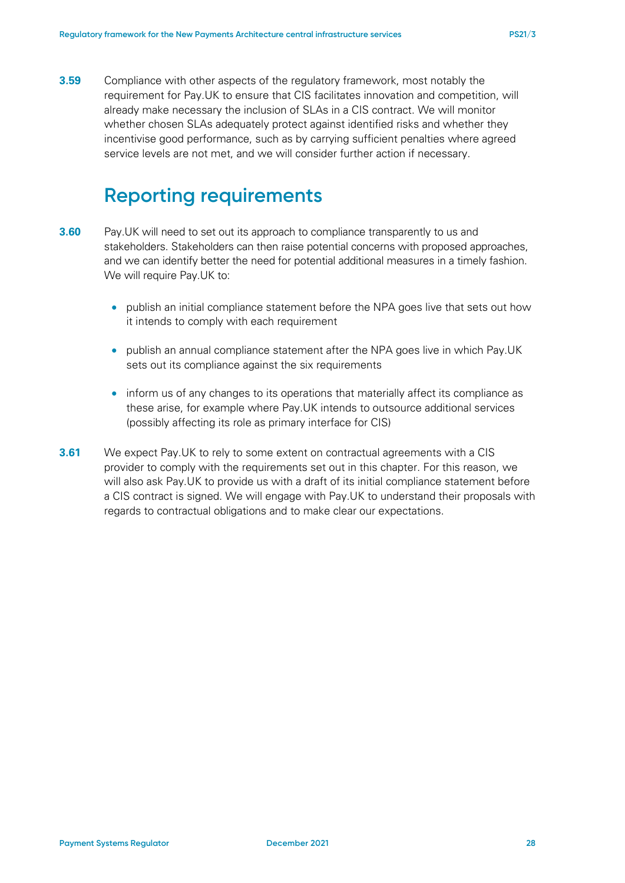**3.59** Compliance with other aspects of the regulatory framework, most notably the requirement for Pay.UK to ensure that CIS facilitates innovation and competition, will already make necessary the inclusion of SLAs in a CIS contract. We will monitor whether chosen SLAs adequately protect against identified risks and whether they incentivise good performance, such as by carrying sufficient penalties where agreed service levels are not met, and we will consider further action if necessary.

## Reporting requirements

**3.60** Pay.UK will need to set out its approach to compliance transparently to us and stakeholders. Stakeholders can then raise potential concerns with proposed approaches, and we can identify better the need for potential additional measures in a timely fashion. We will require Pay.UK to:

- publish an initial compliance statement before the NPA goes live that sets out how it intends to comply with each requirement
- publish an annual compliance statement after the NPA goes live in which Pay.UK sets out its compliance against the six requirements
- inform us of any changes to its operations that materially affect its compliance as these arise, for example where Pay.UK intends to outsource additional services (possibly affecting its role as primary interface for CIS)

**3.61** We expect Pay.UK to rely to some extent on contractual agreements with a CIS provider to comply with the requirements set out in this chapter. For this reason, we will also ask Pay.UK to provide us with a draft of its initial compliance statement before a CIS contract is signed. We will engage with Pay.UK to understand their proposals with regards to contractual obligations and to make clear our expectations.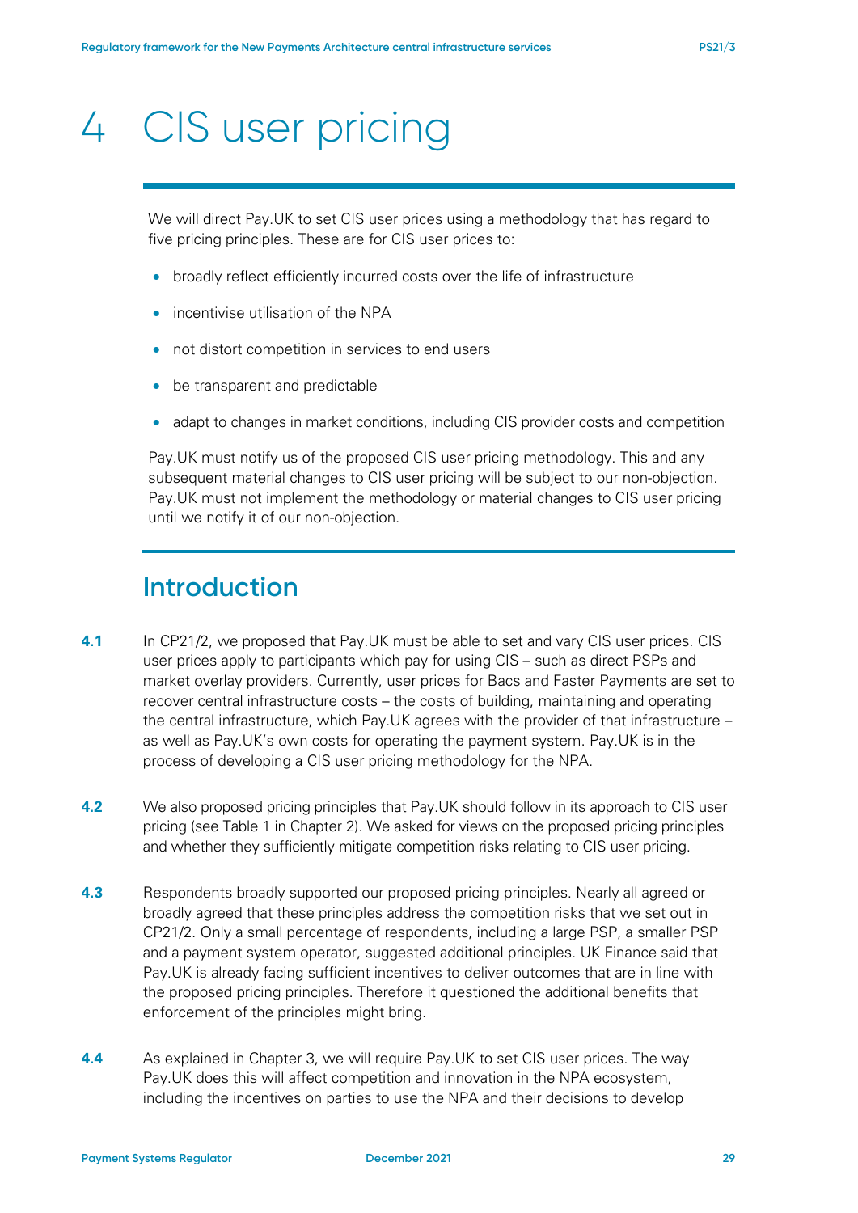# 4 CIS user pricing

We will direct Pay.UK to set CIS user prices using a methodology that has regard to five pricing principles. These are for CIS user prices to:

- broadly reflect efficiently incurred costs over the life of infrastructure
- incentivise utilisation of the NPA
- not distort competition in services to end users
- be transparent and predictable
- adapt to changes in market conditions, including CIS provider costs and competition

Pay.UK must notify us of the proposed CIS user pricing methodology. This and any subsequent material changes to CIS user pricing will be subject to our non-objection. Pay.UK must not implement the methodology or material changes to CIS user pricing until we notify it of our non-objection.

## Introduction

**4.1** In CP21/2, we proposed that Pay.UK must be able to set and vary CIS user prices. CIS user prices apply to participants which pay for using CIS – such as direct PSPs and market overlay providers. Currently, user prices for Bacs and Faster Payments are set to recover central infrastructure costs – the costs of building, maintaining and operating the central infrastructure, which Pay.UK agrees with the provider of that infrastructure – as well as Pay.UK's own costs for operating the payment system. Pay.UK is in the process of developing a CIS user pricing methodology for the NPA.

**4.2** We also proposed pricing principles that Pay.UK should follow in its approach to CIS user pricing (see Table 1 in Chapter 2). We asked for views on the proposed pricing principles and whether they sufficiently mitigate competition risks relating to CIS user pricing.

**4.3** Respondents broadly supported our proposed pricing principles. Nearly all agreed or broadly agreed that these principles address the competition risks that we set out in CP21/2. Only a small percentage of respondents, including a large PSP, a smaller PSP and a payment system operator, suggested additional principles. UK Finance said that Pay.UK is already facing sufficient incentives to deliver outcomes that are in line with the proposed pricing principles. Therefore it questioned the additional benefits that enforcement of the principles might bring.

**4.4** As explained in Chapter 3, we will require Pay.UK to set CIS user prices. The way Pay.UK does this will affect competition and innovation in the NPA ecosystem, including the incentives on parties to use the NPA and their decisions to develop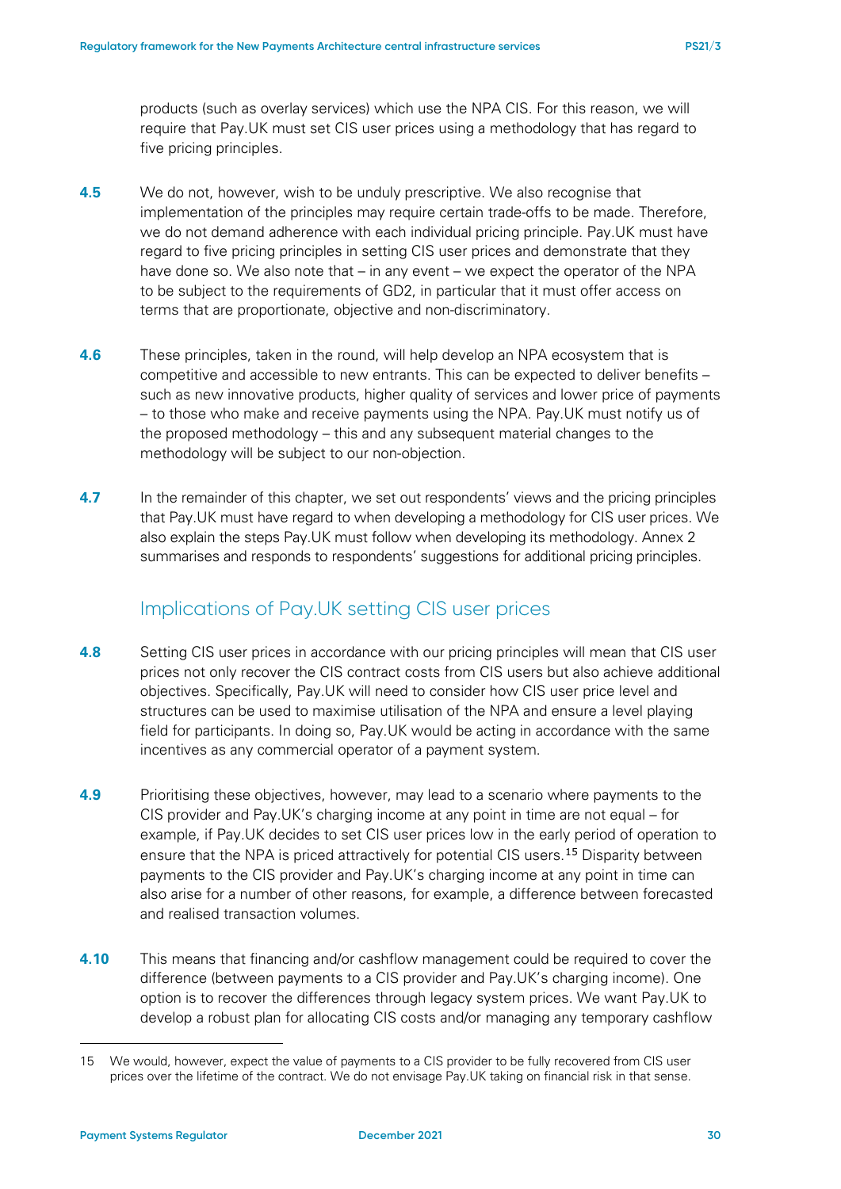products (such as overlay services) which use the NPA CIS. For this reason, we will require that Pay.UK must set CIS user prices using a methodology that has regard to five pricing principles.

**4.5** We do not, however, wish to be unduly prescriptive. We also recognise that implementation of the principles may require certain trade-offs to be made. Therefore, we do not demand adherence with each individual pricing principle. Pay.UK must have regard to five pricing principles in setting CIS user prices and demonstrate that they have done so. We also note that – in any event – we expect the operator of the NPA to be subject to the requirements of GD2, in particular that it must offer access on terms that are proportionate, objective and non-discriminatory.

**4.6** These principles, taken in the round, will help develop an NPA ecosystem that is competitive and accessible to new entrants. This can be expected to deliver benefits – such as new innovative products, higher quality of services and lower price of payments – to those who make and receive payments using the NPA. Pay.UK must notify us of the proposed methodology – this and any subsequent material changes to the methodology will be subject to our non-objection.

**4.7** In the remainder of this chapter, we set out respondents' views and the pricing principles that Pay.UK must have regard to when developing a methodology for CIS user prices. We also explain the steps Pay.UK must follow when developing its methodology. Annex 2 summarises and responds to respondents' suggestions for additional pricing principles.

## Implications of Pay.UK setting CIS user prices

**4.8** Setting CIS user prices in accordance with our pricing principles will mean that CIS user prices not only recover the CIS contract costs from CIS users but also achieve additional objectives. Specifically, Pay.UK will need to consider how CIS user price level and structures can be used to maximise utilisation of the NPA and ensure a level playing field for participants. In doing so, Pay.UK would be acting in accordance with the same incentives as any commercial operator of a payment system.

**4.9** Prioritising these objectives, however, may lead to a scenario where payments to the CIS provider and Pay.UK's charging income at any point in time are not equal – for example, if Pay.UK decides to set CIS user prices low in the early period of operation to ensure that the NPA is priced attractively for potential CIS users.[15] Disparity between payments to the CIS provider and Pay.UK's charging income at any point in time can also arise for a number of other reasons, for example, a difference between forecasted and realised transaction volumes.

**4.10** This means that financing and/or cashflow management could be required to cover the difference (between payments to a CIS provider and Pay.UK's charging income). One option is to recover the differences through legacy system prices. We want Pay.UK to develop a robust plan for allocating CIS costs and/or managing any temporary cashflow

---

15 We would, however, expect the value of payments to a CIS provider to be fully recovered from CIS user prices over the lifetime of the contract. We do not envisage Pay.UK taking on financial risk in that sense.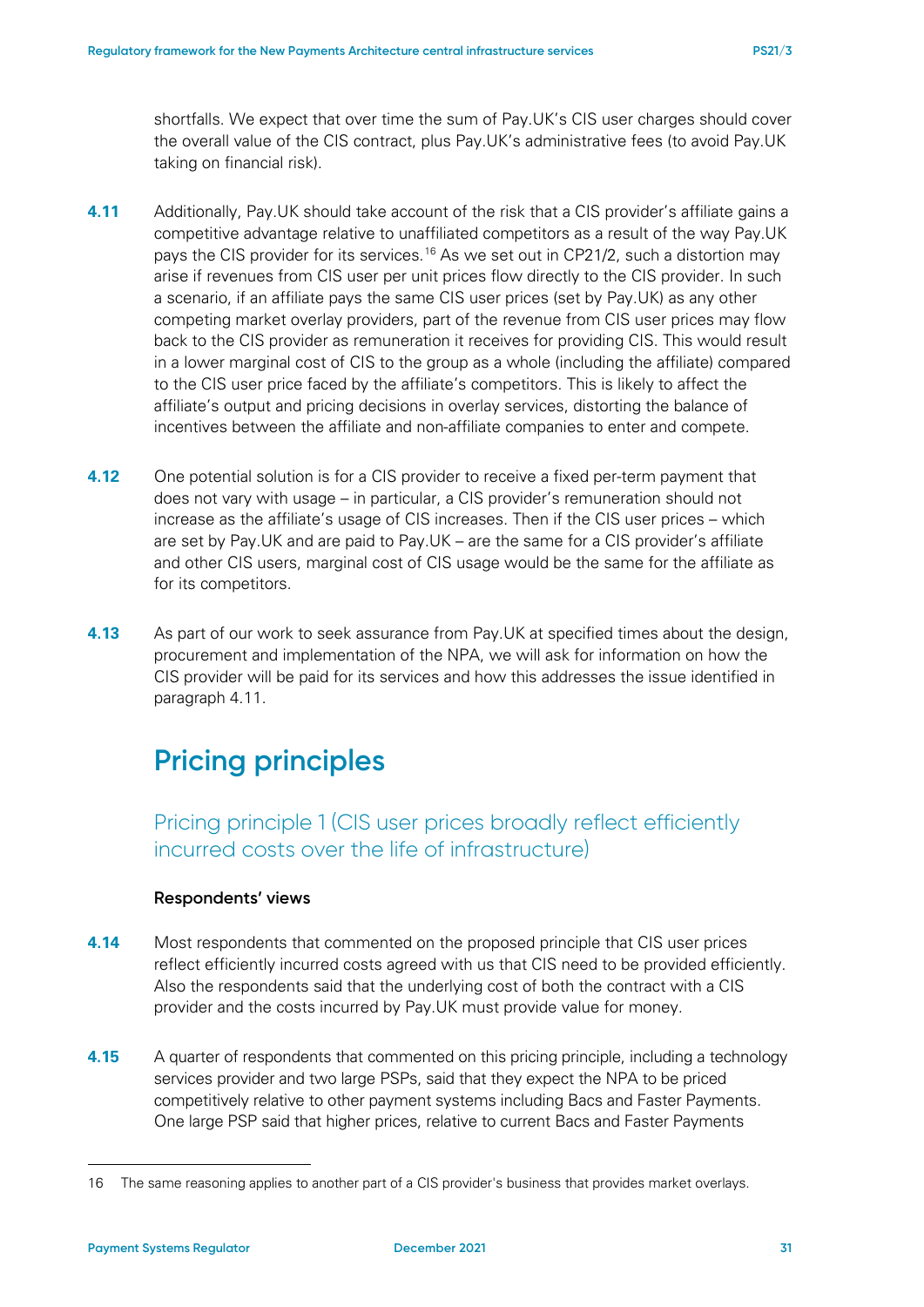shortfalls. We expect that over time the sum of Pay.UK's CIS user charges should cover the overall value of the CIS contract, plus Pay.UK's administrative fees (to avoid Pay.UK taking on financial risk).

**4.11** Additionally, Pay.UK should take account of the risk that a CIS provider's affiliate gains a competitive advantage relative to unaffiliated competitors as a result of the way Pay.UK pays the CIS provider for its services.[16] As we set out in CP21/2, such a distortion may arise if revenues from CIS user per unit prices flow directly to the CIS provider. In such a scenario, if an affiliate pays the same CIS user prices (set by Pay.UK) as any other competing market overlay providers, part of the revenue from CIS user prices may flow back to the CIS provider as remuneration it receives for providing CIS. This would result in a lower marginal cost of CIS to the group as a whole (including the affiliate) compared to the CIS user price faced by the affiliate's competitors. This is likely to affect the affiliate's output and pricing decisions in overlay services, distorting the balance of incentives between the affiliate and non-affiliate companies to enter and compete.

**4.12** One potential solution is for a CIS provider to receive a fixed per-term payment that does not vary with usage – in particular, a CIS provider's remuneration should not increase as the affiliate's usage of CIS increases. Then if the CIS user prices – which are set by Pay.UK and are paid to Pay.UK – are the same for a CIS provider's affiliate and other CIS users, marginal cost of CIS usage would be the same for the affiliate as for its competitors.

**4.13** As part of our work to seek assurance from Pay.UK at specified times about the design, procurement and implementation of the NPA, we will ask for information on how the CIS provider will be paid for its services and how this addresses the issue identified in paragraph 4.11.

## Pricing principles

### Pricing principle 1 (CIS user prices broadly reflect efficiently incurred costs over the life of infrastructure)

#### Respondents' views

**4.14** Most respondents that commented on the proposed principle that CIS user prices reflect efficiently incurred costs agreed with us that CIS need to be provided efficiently. Also the respondents said that the underlying cost of both the contract with a CIS provider and the costs incurred by Pay.UK must provide value for money.

**4.15** A quarter of respondents that commented on this pricing principle, including a technology services provider and two large PSPs, said that they expect the NPA to be priced competitively relative to other payment systems including Bacs and Faster Payments. One large PSP said that higher prices, relative to current Bacs and Faster Payments

---

16 The same reasoning applies to another part of a CIS provider's business that provides market overlays.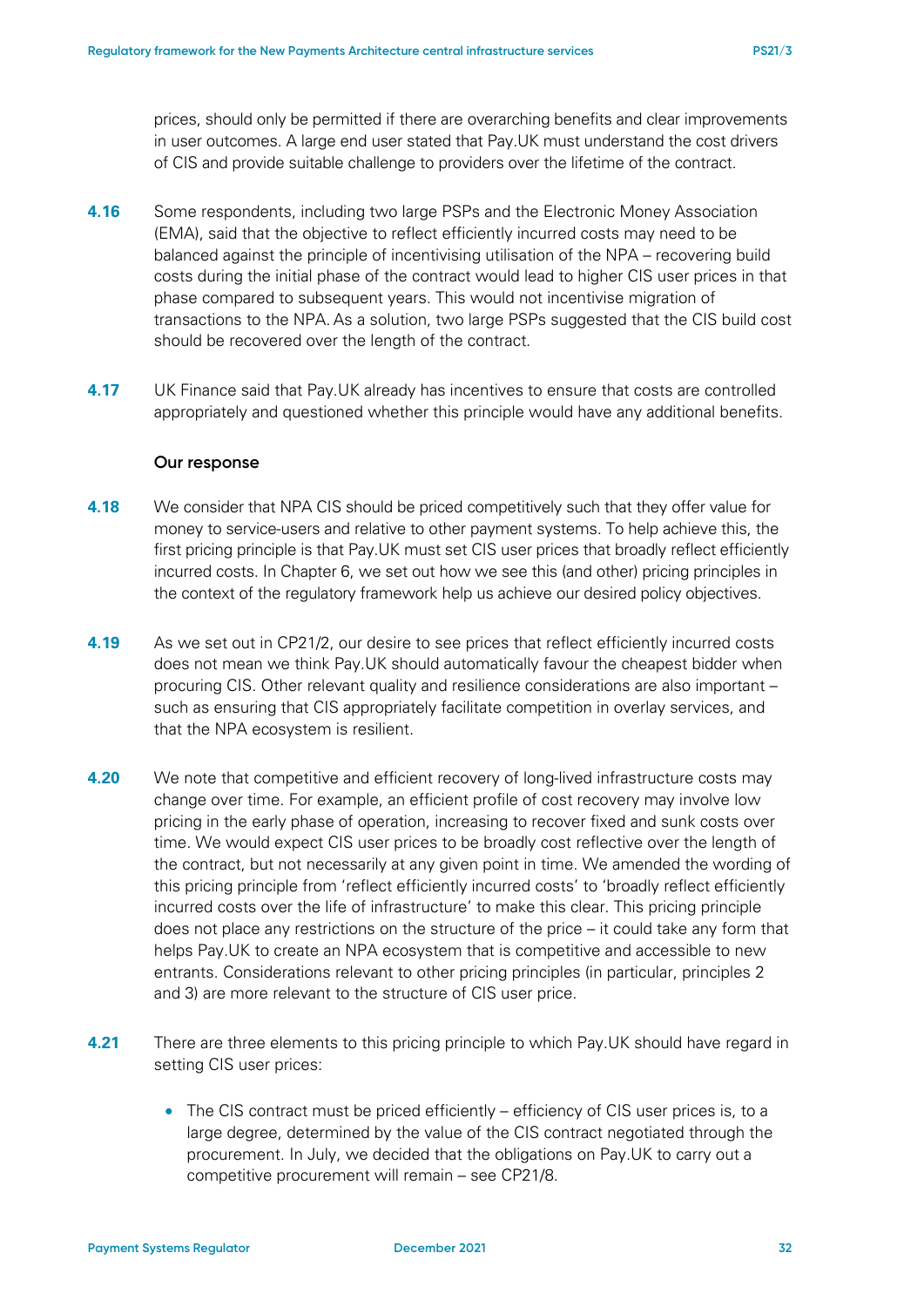prices, should only be permitted if there are overarching benefits and clear improvements in user outcomes. A large end user stated that Pay.UK must understand the cost drivers of CIS and provide suitable challenge to providers over the lifetime of the contract.

**4.16** Some respondents, including two large PSPs and the Electronic Money Association (EMA), said that the objective to reflect efficiently incurred costs may need to be balanced against the principle of incentivising utilisation of the NPA – recovering build costs during the initial phase of the contract would lead to higher CIS user prices in that phase compared to subsequent years. This would not incentivise migration of transactions to the NPA. As a solution, two large PSPs suggested that the CIS build cost should be recovered over the length of the contract.

**4.17** UK Finance said that Pay.UK already has incentives to ensure that costs are controlled appropriately and questioned whether this principle would have any additional benefits.

### Our response

**4.18** We consider that NPA CIS should be priced competitively such that they offer value for money to service-users and relative to other payment systems. To help achieve this, the first pricing principle is that Pay.UK must set CIS user prices that broadly reflect efficiently incurred costs. In Chapter 6, we set out how we see this (and other) pricing principles in the context of the regulatory framework help us achieve our desired policy objectives.

**4.19** As we set out in CP21/2, our desire to see prices that reflect efficiently incurred costs does not mean we think Pay.UK should automatically favour the cheapest bidder when procuring CIS. Other relevant quality and resilience considerations are also important – such as ensuring that CIS appropriately facilitate competition in overlay services, and that the NPA ecosystem is resilient.

**4.20** We note that competitive and efficient recovery of long-lived infrastructure costs may change over time. For example, an efficient profile of cost recovery may involve low pricing in the early phase of operation, increasing to recover fixed and sunk costs over time. We would expect CIS user prices to be broadly cost reflective over the length of the contract, but not necessarily at any given point in time. We amended the wording of this pricing principle from 'reflect efficiently incurred costs' to 'broadly reflect efficiently incurred costs over the life of infrastructure' to make this clear. This pricing principle does not place any restrictions on the structure of the price – it could take any form that helps Pay.UK to create an NPA ecosystem that is competitive and accessible to new entrants. Considerations relevant to other pricing principles (in particular, principles 2 and 3) are more relevant to the structure of CIS user price.

**4.21** There are three elements to this pricing principle to which Pay.UK should have regard in setting CIS user prices:

- The CIS contract must be priced efficiently – efficiency of CIS user prices is, to a large degree, determined by the value of the CIS contract negotiated through the procurement. In July, we decided that the obligations on Pay.UK to carry out a competitive procurement will remain – see CP21/8.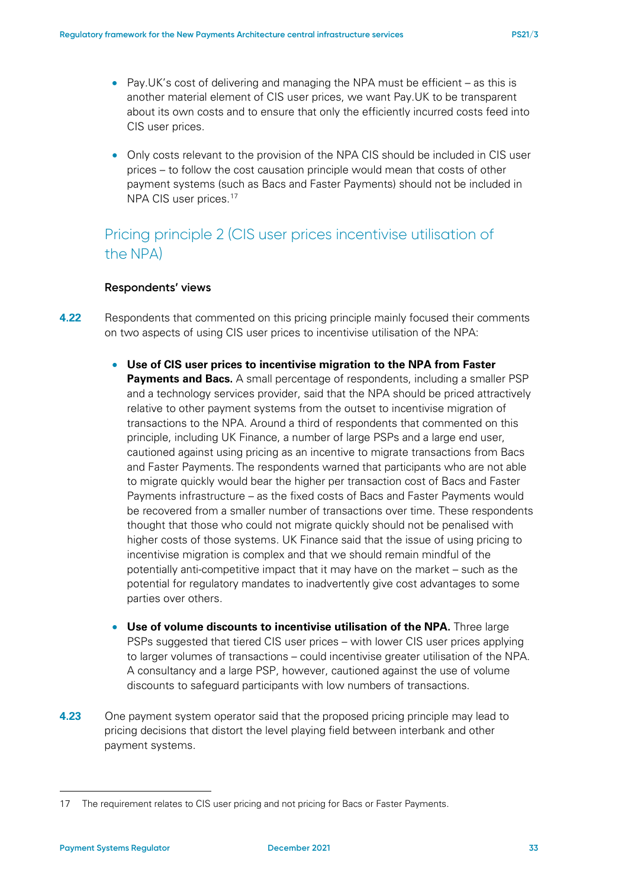- Pay.UK's cost of delivering and managing the NPA must be efficient – as this is another material element of CIS user prices, we want Pay.UK to be transparent about its own costs and to ensure that only the efficiently incurred costs feed into CIS user prices.
- Only costs relevant to the provision of the NPA CIS should be included in CIS user prices – to follow the cost causation principle would mean that costs of other payment systems (such as Bacs and Faster Payments) should not be included in NPA CIS user prices.[17]

## Pricing principle 2 (CIS user prices incentivise utilisation of the NPA)

### Respondents' views

**4.22** Respondents that commented on this pricing principle mainly focused their comments on two aspects of using CIS user prices to incentivise utilisation of the NPA:

- **Use of CIS user prices to incentivise migration to the NPA from Faster Payments and Bacs.** A small percentage of respondents, including a smaller PSP and a technology services provider, said that the NPA should be priced attractively relative to other payment systems from the outset to incentivise migration of transactions to the NPA. Around a third of respondents that commented on this principle, including UK Finance, a number of large PSPs and a large end user, cautioned against using pricing as an incentive to migrate transactions from Bacs and Faster Payments. The respondents warned that participants who are not able to migrate quickly would bear the higher per transaction cost of Bacs and Faster Payments infrastructure – as the fixed costs of Bacs and Faster Payments would be recovered from a smaller number of transactions over time. These respondents thought that those who could not migrate quickly should not be penalised with higher costs of those systems. UK Finance said that the issue of using pricing to incentivise migration is complex and that we should remain mindful of the potentially anti-competitive impact that it may have on the market – such as the potential for regulatory mandates to inadvertently give cost advantages to some parties over others.
- **Use of volume discounts to incentivise utilisation of the NPA.** Three large PSPs suggested that tiered CIS user prices – with lower CIS user prices applying to larger volumes of transactions – could incentivise greater utilisation of the NPA. A consultancy and a large PSP, however, cautioned against the use of volume discounts to safeguard participants with low numbers of transactions.

**4.23** One payment system operator said that the proposed pricing principle may lead to pricing decisions that distort the level playing field between interbank and other payment systems.

---

17 The requirement relates to CIS user pricing and not pricing for Bacs or Faster Payments.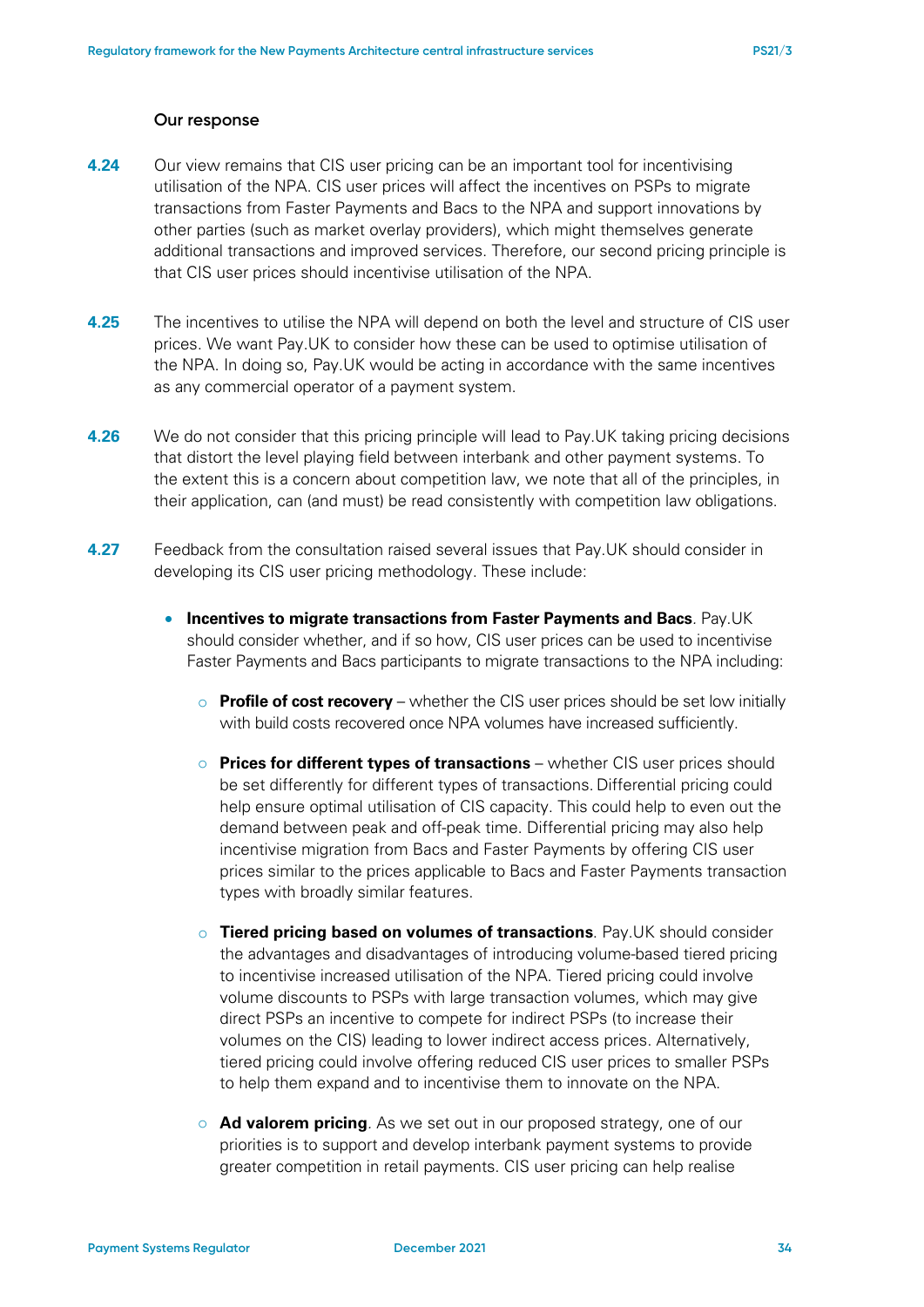### Our response

**4.24** Our view remains that CIS user pricing can be an important tool for incentivising utilisation of the NPA. CIS user prices will affect the incentives on PSPs to migrate transactions from Faster Payments and Bacs to the NPA and support innovations by other parties (such as market overlay providers), which might themselves generate additional transactions and improved services. Therefore, our second pricing principle is that CIS user prices should incentivise utilisation of the NPA.

**4.25** The incentives to utilise the NPA will depend on both the level and structure of CIS user prices. We want Pay.UK to consider how these can be used to optimise utilisation of the NPA. In doing so, Pay.UK would be acting in accordance with the same incentives as any commercial operator of a payment system.

**4.26** We do not consider that this pricing principle will lead to Pay.UK taking pricing decisions that distort the level playing field between interbank and other payment systems. To the extent this is a concern about competition law, we note that all of the principles, in their application, can (and must) be read consistently with competition law obligations.

**4.27** Feedback from the consultation raised several issues that Pay.UK should consider in developing its CIS user pricing methodology. These include:

- **Incentives to migrate transactions from Faster Payments and Bacs**. Pay.UK should consider whether, and if so how, CIS user prices can be used to incentivise Faster Payments and Bacs participants to migrate transactions to the NPA including:
  - **Profile of cost recovery** – whether the CIS user prices should be set low initially with build costs recovered once NPA volumes have increased sufficiently.
  - **Prices for different types of transactions** – whether CIS user prices should be set differently for different types of transactions. Differential pricing could help ensure optimal utilisation of CIS capacity. This could help to even out the demand between peak and off-peak time. Differential pricing may also help incentivise migration from Bacs and Faster Payments by offering CIS user prices similar to the prices applicable to Bacs and Faster Payments transaction types with broadly similar features.
  - **Tiered pricing based on volumes of transactions**. Pay.UK should consider the advantages and disadvantages of introducing volume-based tiered pricing to incentivise increased utilisation of the NPA. Tiered pricing could involve volume discounts to PSPs with large transaction volumes, which may give direct PSPs an incentive to compete for indirect PSPs (to increase their volumes on the CIS) leading to lower indirect access prices. Alternatively, tiered pricing could involve offering reduced CIS user prices to smaller PSPs to help them expand and to incentivise them to innovate on the NPA.
  - **Ad valorem pricing**. As we set out in our proposed strategy, one of our priorities is to support and develop interbank payment systems to provide greater competition in retail payments. CIS user pricing can help realise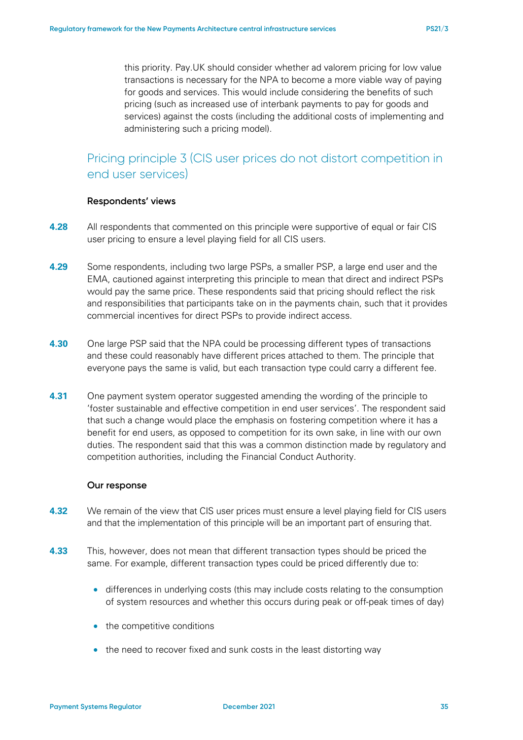this priority. Pay.UK should consider whether ad valorem pricing for low value transactions is necessary for the NPA to become a more viable way of paying for goods and services. This would include considering the benefits of such pricing (such as increased use of interbank payments to pay for goods and services) against the costs (including the additional costs of implementing and administering such a pricing model).

## Pricing principle 3 (CIS user prices do not distort competition in end user services)

#### Respondents' views

**4.28** All respondents that commented on this principle were supportive of equal or fair CIS user pricing to ensure a level playing field for all CIS users.

**4.29** Some respondents, including two large PSPs, a smaller PSP, a large end user and the EMA, cautioned against interpreting this principle to mean that direct and indirect PSPs would pay the same price. These respondents said that pricing should reflect the risk and responsibilities that participants take on in the payments chain, such that it provides commercial incentives for direct PSPs to provide indirect access.

**4.30** One large PSP said that the NPA could be processing different types of transactions and these could reasonably have different prices attached to them. The principle that everyone pays the same is valid, but each transaction type could carry a different fee.

**4.31** One payment system operator suggested amending the wording of the principle to 'foster sustainable and effective competition in end user services'. The respondent said that such a change would place the emphasis on fostering competition where it has a benefit for end users, as opposed to competition for its own sake, in line with our own duties. The respondent said that this was a common distinction made by regulatory and competition authorities, including the Financial Conduct Authority.

#### Our response

**4.32** We remain of the view that CIS user prices must ensure a level playing field for CIS users and that the implementation of this principle will be an important part of ensuring that.

**4.33** This, however, does not mean that different transaction types should be priced the same. For example, different transaction types could be priced differently due to:

- differences in underlying costs (this may include costs relating to the consumption of system resources and whether this occurs during peak or off-peak times of day)
- the competitive conditions
- the need to recover fixed and sunk costs in the least distorting way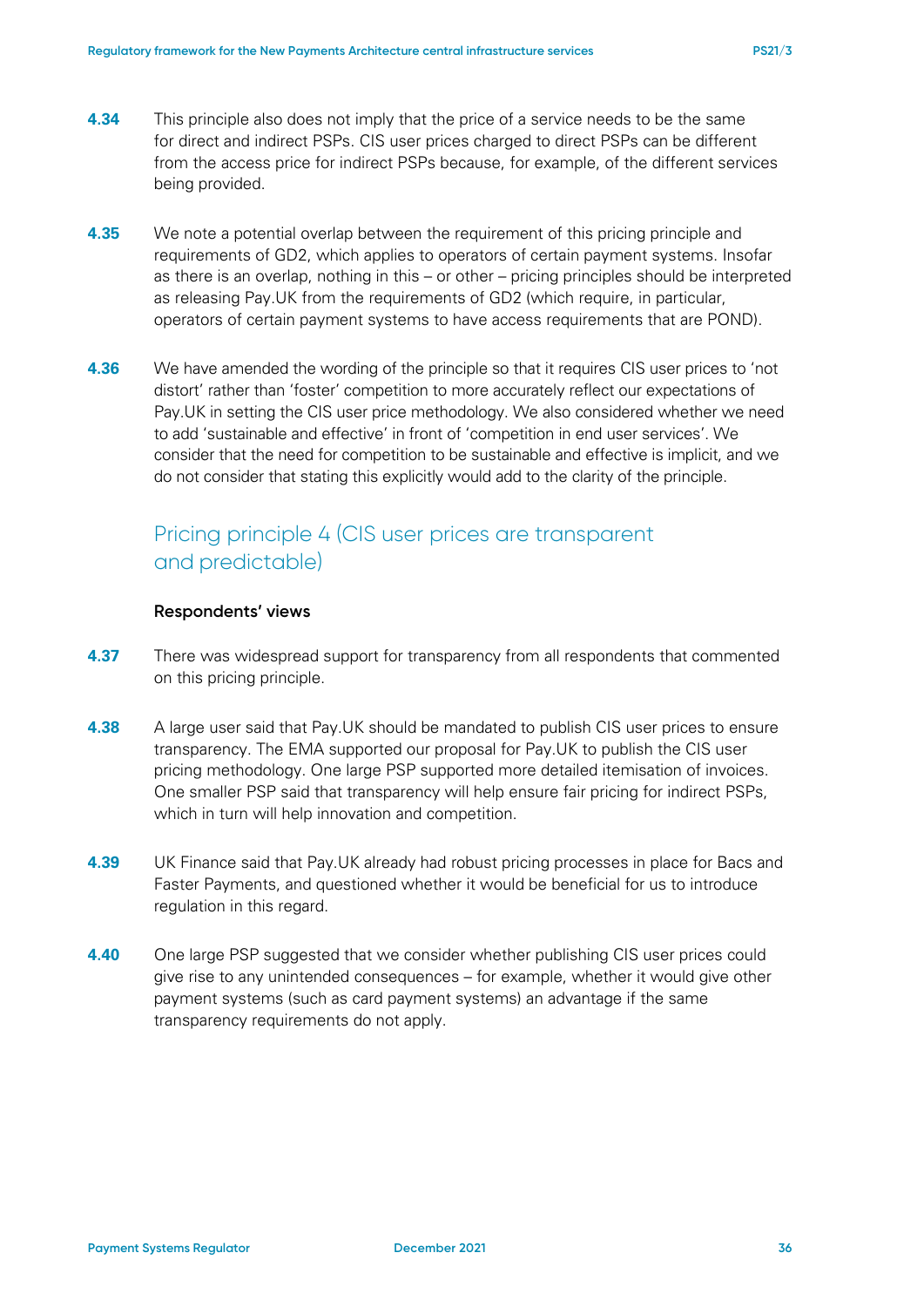**4.34** This principle also does not imply that the price of a service needs to be the same for direct and indirect PSPs. CIS user prices charged to direct PSPs can be different from the access price for indirect PSPs because, for example, of the different services being provided.

**4.35** We note a potential overlap between the requirement of this pricing principle and requirements of GD2, which applies to operators of certain payment systems. Insofar as there is an overlap, nothing in this – or other – pricing principles should be interpreted as releasing Pay.UK from the requirements of GD2 (which require, in particular, operators of certain payment systems to have access requirements that are POND).

**4.36** We have amended the wording of the principle so that it requires CIS user prices to 'not distort' rather than 'foster' competition to more accurately reflect our expectations of Pay.UK in setting the CIS user price methodology. We also considered whether we need to add 'sustainable and effective' in front of 'competition in end user services'. We consider that the need for competition to be sustainable and effective is implicit, and we do not consider that stating this explicitly would add to the clarity of the principle.

## Pricing principle 4 (CIS user prices are transparent and predictable)

**Respondents' views**

**4.37** There was widespread support for transparency from all respondents that commented on this pricing principle.

**4.38** A large user said that Pay.UK should be mandated to publish CIS user prices to ensure transparency. The EMA supported our proposal for Pay.UK to publish the CIS user pricing methodology. One large PSP supported more detailed itemisation of invoices. One smaller PSP said that transparency will help ensure fair pricing for indirect PSPs, which in turn will help innovation and competition.

**4.39** UK Finance said that Pay.UK already had robust pricing processes in place for Bacs and Faster Payments, and questioned whether it would be beneficial for us to introduce regulation in this regard.

**4.40** One large PSP suggested that we consider whether publishing CIS user prices could give rise to any unintended consequences – for example, whether it would give other payment systems (such as card payment systems) an advantage if the same transparency requirements do not apply.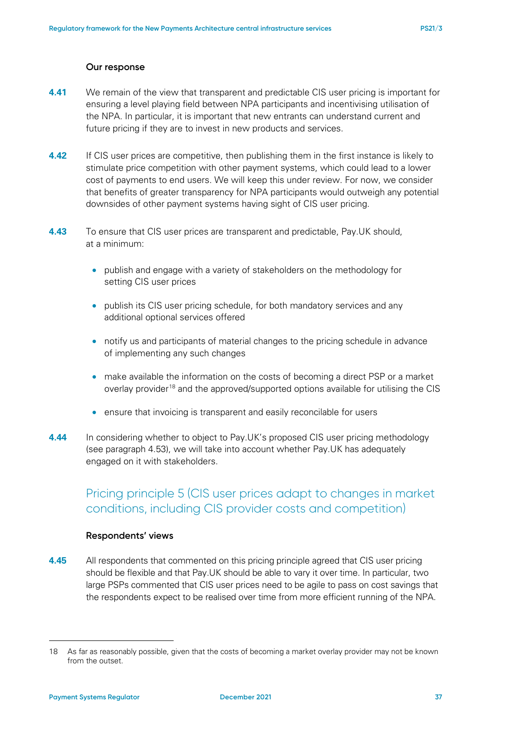### Our response

**4.41** We remain of the view that transparent and predictable CIS user pricing is important for ensuring a level playing field between NPA participants and incentivising utilisation of the NPA. In particular, it is important that new entrants can understand current and future pricing if they are to invest in new products and services.

**4.42** If CIS user prices are competitive, then publishing them in the first instance is likely to stimulate price competition with other payment systems, which could lead to a lower cost of payments to end users. We will keep this under review. For now, we consider that benefits of greater transparency for NPA participants would outweigh any potential downsides of other payment systems having sight of CIS user pricing.

**4.43** To ensure that CIS user prices are transparent and predictable, Pay.UK should, at a minimum:

- publish and engage with a variety of stakeholders on the methodology for setting CIS user prices
- publish its CIS user pricing schedule, for both mandatory services and any additional optional services offered
- notify us and participants of material changes to the pricing schedule in advance of implementing any such changes
- make available the information on the costs of becoming a direct PSP or a market overlay provider[18] and the approved/supported options available for utilising the CIS
- ensure that invoicing is transparent and easily reconcilable for users

**4.44** In considering whether to object to Pay.UK's proposed CIS user pricing methodology (see paragraph 4.53), we will take into account whether Pay.UK has adequately engaged on it with stakeholders.

## Pricing principle 5 (CIS user prices adapt to changes in market conditions, including CIS provider costs and competition)

### Respondents' views

**4.45** All respondents that commented on this pricing principle agreed that CIS user pricing should be flexible and that Pay.UK should be able to vary it over time. In particular, two large PSPs commented that CIS user prices need to be agile to pass on cost savings that the respondents expect to be realised over time from more efficient running of the NPA.

---

18 As far as reasonably possible, given that the costs of becoming a market overlay provider may not be known from the outset.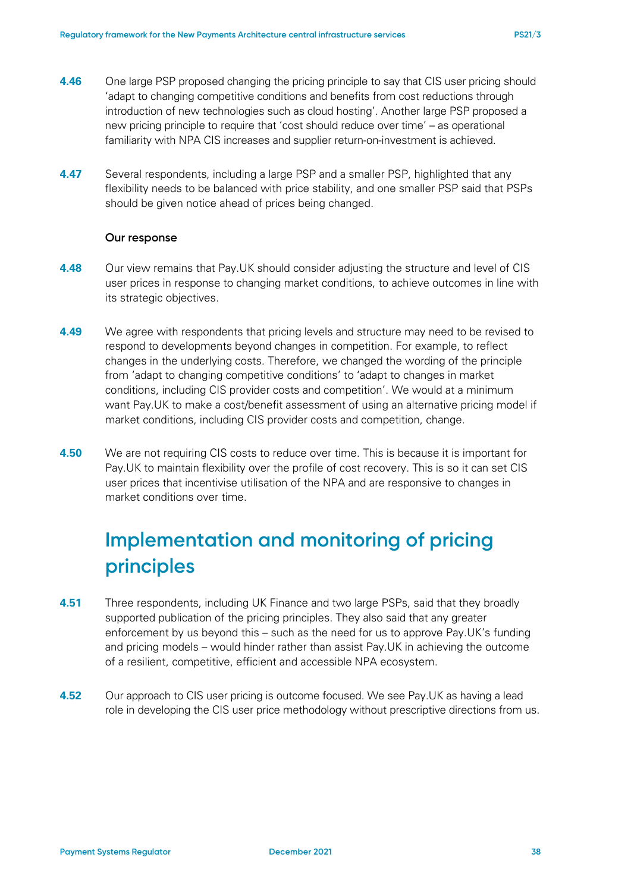4.46 One large PSP proposed changing the pricing principle to say that CIS user pricing should 'adapt to changing competitive conditions and benefits from cost reductions through introduction of new technologies such as cloud hosting'. Another large PSP proposed a new pricing principle to require that 'cost should reduce over time' – as operational familiarity with NPA CIS increases and supplier return-on-investment is achieved.

4.47 Several respondents, including a large PSP and a smaller PSP, highlighted that any flexibility needs to be balanced with price stability, and one smaller PSP said that PSPs should be given notice ahead of prices being changed.

**Our response**

4.48 Our view remains that Pay.UK should consider adjusting the structure and level of CIS user prices in response to changing market conditions, to achieve outcomes in line with its strategic objectives.

4.49 We agree with respondents that pricing levels and structure may need to be revised to respond to developments beyond changes in competition. For example, to reflect changes in the underlying costs. Therefore, we changed the wording of the principle from 'adapt to changing competitive conditions' to 'adapt to changes in market conditions, including CIS provider costs and competition'. We would at a minimum want Pay.UK to make a cost/benefit assessment of using an alternative pricing model if market conditions, including CIS provider costs and competition, change.

4.50 We are not requiring CIS costs to reduce over time. This is because it is important for Pay.UK to maintain flexibility over the profile of cost recovery. This is so it can set CIS user prices that incentivise utilisation of the NPA and are responsive to changes in market conditions over time.

## Implementation and monitoring of pricing principles

4.51 Three respondents, including UK Finance and two large PSPs, said that they broadly supported publication of the pricing principles. They also said that any greater enforcement by us beyond this – such as the need for us to approve Pay.UK's funding and pricing models – would hinder rather than assist Pay.UK in achieving the outcome of a resilient, competitive, efficient and accessible NPA ecosystem.

4.52 Our approach to CIS user pricing is outcome focused. We see Pay.UK as having a lead role in developing the CIS user price methodology without prescriptive directions from us.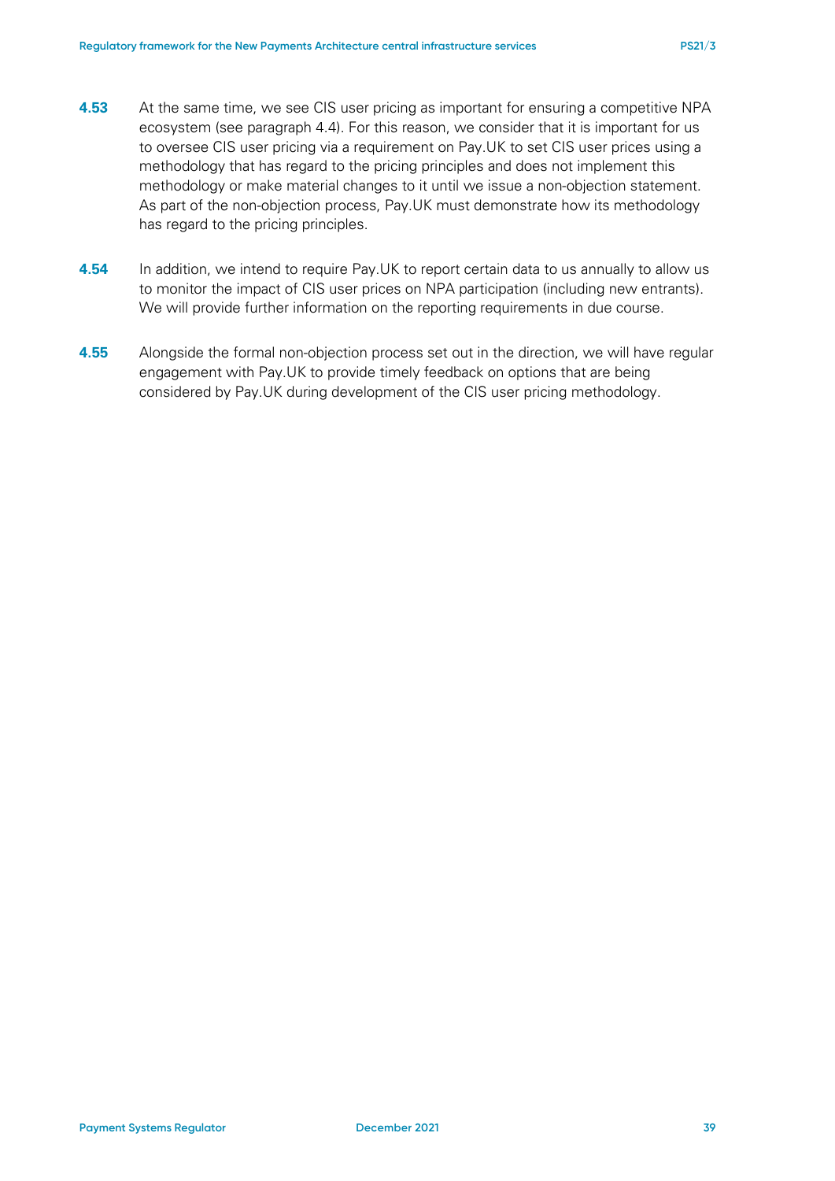**4.53** At the same time, we see CIS user pricing as important for ensuring a competitive NPA ecosystem (see paragraph 4.4). For this reason, we consider that it is important for us to oversee CIS user pricing via a requirement on Pay.UK to set CIS user prices using a methodology that has regard to the pricing principles and does not implement this methodology or make material changes to it until we issue a non-objection statement. As part of the non-objection process, Pay.UK must demonstrate how its methodology has regard to the pricing principles.

**4.54** In addition, we intend to require Pay.UK to report certain data to us annually to allow us to monitor the impact of CIS user prices on NPA participation (including new entrants). We will provide further information on the reporting requirements in due course.

**4.55** Alongside the formal non-objection process set out in the direction, we will have regular engagement with Pay.UK to provide timely feedback on options that are being considered by Pay.UK during development of the CIS user pricing methodology.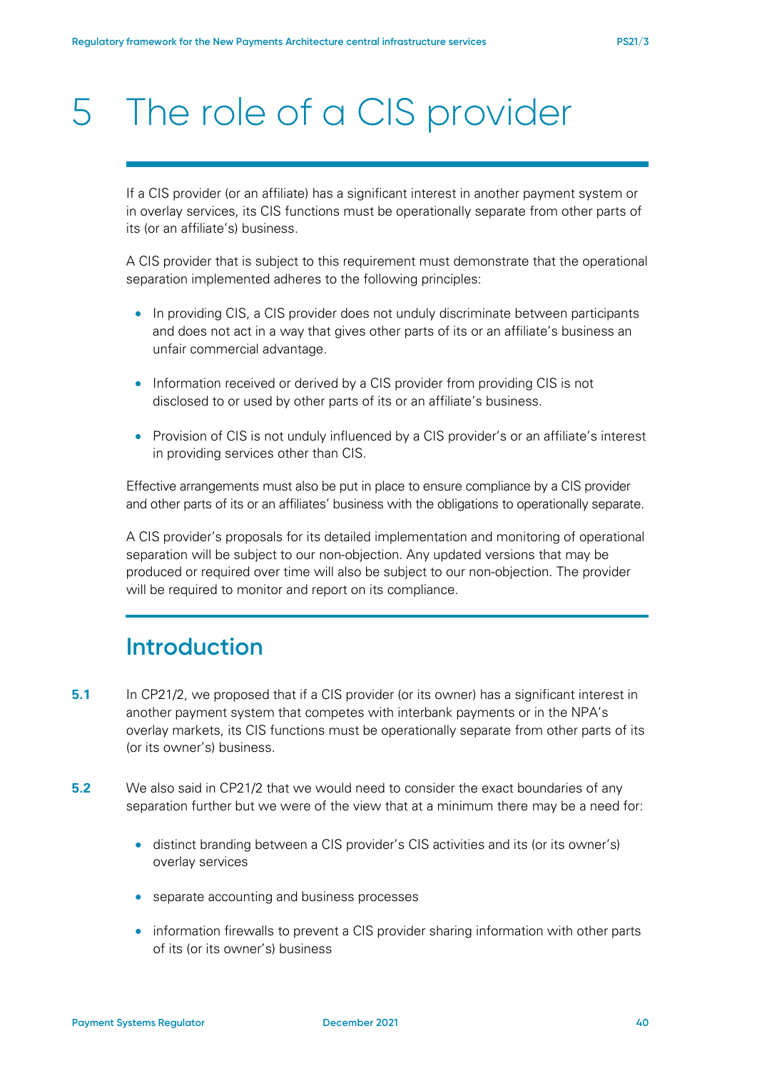# 5 The role of a CIS provider

If a CIS provider (or an affiliate) has a significant interest in another payment system or in overlay services, its CIS functions must be operationally separate from other parts of its (or an affiliate's) business.

A CIS provider that is subject to this requirement must demonstrate that the operational separation implemented adheres to the following principles:

- In providing CIS, a CIS provider does not unduly discriminate between participants and does not act in a way that gives other parts of its or an affiliate's business an unfair commercial advantage.
- Information received or derived by a CIS provider from providing CIS is not disclosed to or used by other parts of its or an affiliate's business.
- Provision of CIS is not unduly influenced by a CIS provider's or an affiliate's interest in providing services other than CIS.

Effective arrangements must also be put in place to ensure compliance by a CIS provider and other parts of its or an affiliates' business with the obligations to operationally separate.

A CIS provider's proposals for its detailed implementation and monitoring of operational separation will be subject to our non-objection. Any updated versions that may be produced or required over time will also be subject to our non-objection. The provider will be required to monitor and report on its compliance.

## Introduction

**5.1** In CP21/2, we proposed that if a CIS provider (or its owner) has a significant interest in another payment system that competes with interbank payments or in the NPA's overlay markets, its CIS functions must be operationally separate from other parts of its (or its owner's) business.

**5.2** We also said in CP21/2 that we would need to consider the exact boundaries of any separation further but we were of the view that at a minimum there may be a need for:

- distinct branding between a CIS provider's CIS activities and its (or its owner's) overlay services
- separate accounting and business processes
- information firewalls to prevent a CIS provider sharing information with other parts of its (or its owner's) business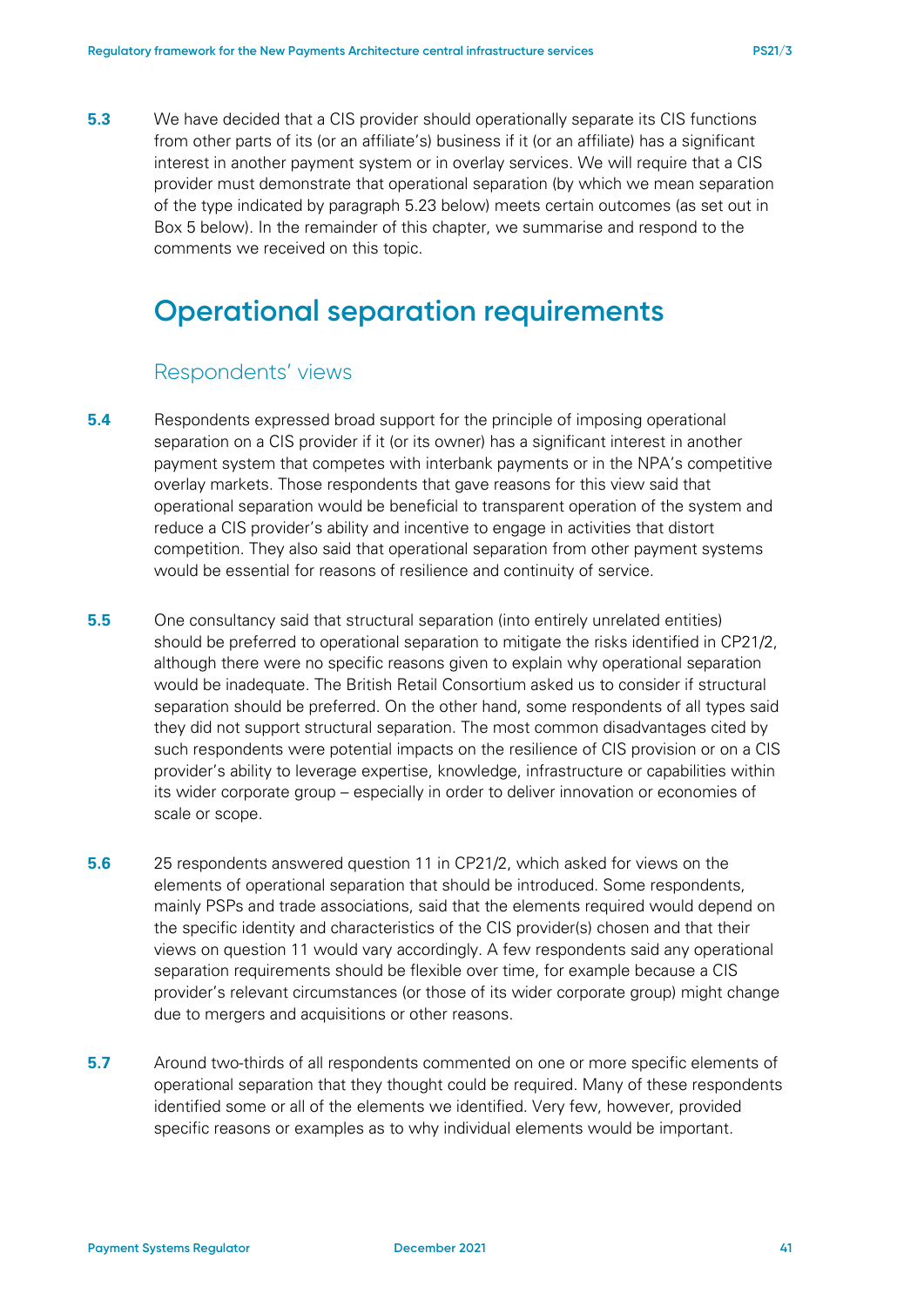**5.3** We have decided that a CIS provider should operationally separate its CIS functions from other parts of its (or an affiliate's) business if it (or an affiliate) has a significant interest in another payment system or in overlay services. We will require that a CIS provider must demonstrate that operational separation (by which we mean separation of the type indicated by paragraph 5.23 below) meets certain outcomes (as set out in Box 5 below). In the remainder of this chapter, we summarise and respond to the comments we received on this topic.

## Operational separation requirements

### Respondents' views

**5.4** Respondents expressed broad support for the principle of imposing operational separation on a CIS provider if it (or its owner) has a significant interest in another payment system that competes with interbank payments or in the NPA's competitive overlay markets. Those respondents that gave reasons for this view said that operational separation would be beneficial to transparent operation of the system and reduce a CIS provider's ability and incentive to engage in activities that distort competition. They also said that operational separation from other payment systems would be essential for reasons of resilience and continuity of service.

**5.5** One consultancy said that structural separation (into entirely unrelated entities) should be preferred to operational separation to mitigate the risks identified in CP21/2, although there were no specific reasons given to explain why operational separation would be inadequate. The British Retail Consortium asked us to consider if structural separation should be preferred. On the other hand, some respondents of all types said they did not support structural separation. The most common disadvantages cited by such respondents were potential impacts on the resilience of CIS provision or on a CIS provider's ability to leverage expertise, knowledge, infrastructure or capabilities within its wider corporate group – especially in order to deliver innovation or economies of scale or scope.

**5.6** 25 respondents answered question 11 in CP21/2, which asked for views on the elements of operational separation that should be introduced. Some respondents, mainly PSPs and trade associations, said that the elements required would depend on the specific identity and characteristics of the CIS provider(s) chosen and that their views on question 11 would vary accordingly. A few respondents said any operational separation requirements should be flexible over time, for example because a CIS provider's relevant circumstances (or those of its wider corporate group) might change due to mergers and acquisitions or other reasons.

**5.7** Around two-thirds of all respondents commented on one or more specific elements of operational separation that they thought could be required. Many of these respondents identified some or all of the elements we identified. Very few, however, provided specific reasons or examples as to why individual elements would be important.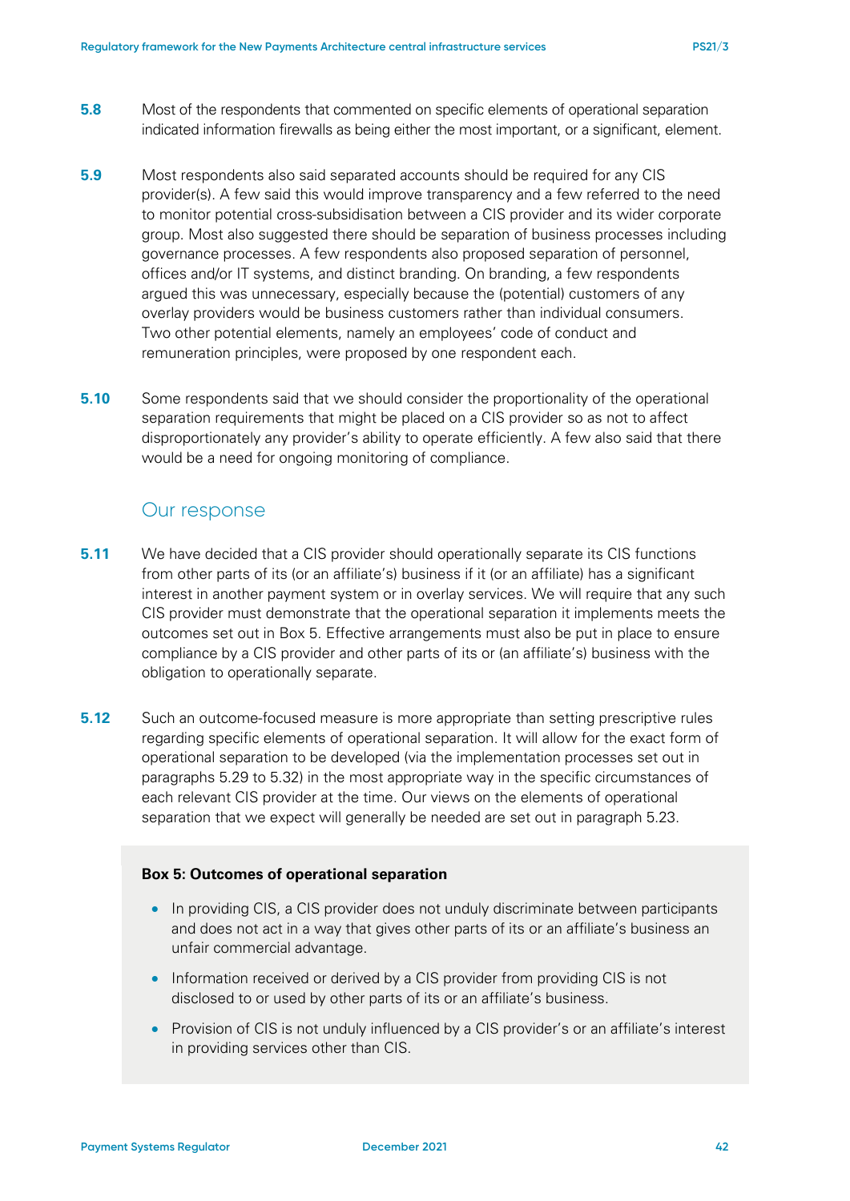**5.8** Most of the respondents that commented on specific elements of operational separation indicated information firewalls as being either the most important, or a significant, element.

**5.9** Most respondents also said separated accounts should be required for any CIS provider(s). A few said this would improve transparency and a few referred to the need to monitor potential cross-subsidisation between a CIS provider and its wider corporate group. Most also suggested there should be separation of business processes including governance processes. A few respondents also proposed separation of personnel, offices and/or IT systems, and distinct branding. On branding, a few respondents argued this was unnecessary, especially because the (potential) customers of any overlay providers would be business customers rather than individual consumers. Two other potential elements, namely an employees' code of conduct and remuneration principles, were proposed by one respondent each.

**5.10** Some respondents said that we should consider the proportionality of the operational separation requirements that might be placed on a CIS provider so as not to affect disproportionately any provider's ability to operate efficiently. A few also said that there would be a need for ongoing monitoring of compliance.

## Our response

**5.11** We have decided that a CIS provider should operationally separate its CIS functions from other parts of its (or an affiliate's) business if it (or an affiliate) has a significant interest in another payment system or in overlay services. We will require that any such CIS provider must demonstrate that the operational separation it implements meets the outcomes set out in Box 5. Effective arrangements must also be put in place to ensure compliance by a CIS provider and other parts of its or (an affiliate's) business with the obligation to operationally separate.

**5.12** Such an outcome-focused measure is more appropriate than setting prescriptive rules regarding specific elements of operational separation. It will allow for the exact form of operational separation to be developed (via the implementation processes set out in paragraphs 5.29 to 5.32) in the most appropriate way in the specific circumstances of each relevant CIS provider at the time. Our views on the elements of operational separation that we expect will generally be needed are set out in paragraph 5.23.

**Box 5: Outcomes of operational separation**

- In providing CIS, a CIS provider does not unduly discriminate between participants and does not act in a way that gives other parts of its or an affiliate's business an unfair commercial advantage.
- Information received or derived by a CIS provider from providing CIS is not disclosed to or used by other parts of its or an affiliate's business.
- Provision of CIS is not unduly influenced by a CIS provider's or an affiliate's interest in providing services other than CIS.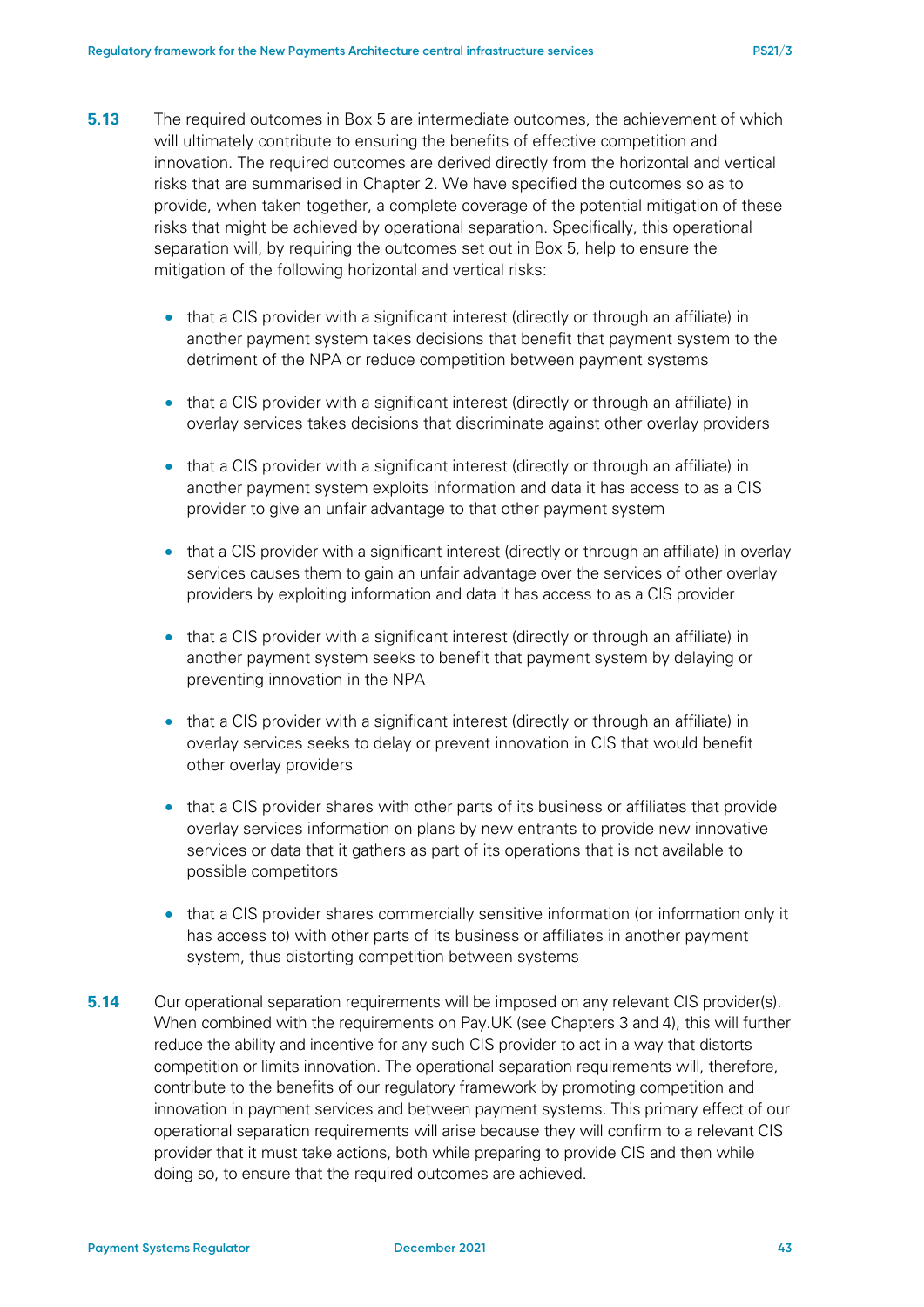**5.13** The required outcomes in Box 5 are intermediate outcomes, the achievement of which will ultimately contribute to ensuring the benefits of effective competition and innovation. The required outcomes are derived directly from the horizontal and vertical risks that are summarised in Chapter 2. We have specified the outcomes so as to provide, when taken together, a complete coverage of the potential mitigation of these risks that might be achieved by operational separation. Specifically, this operational separation will, by requiring the outcomes set out in Box 5, help to ensure the mitigation of the following horizontal and vertical risks:

- that a CIS provider with a significant interest (directly or through an affiliate) in another payment system takes decisions that benefit that payment system to the detriment of the NPA or reduce competition between payment systems
- that a CIS provider with a significant interest (directly or through an affiliate) in overlay services takes decisions that discriminate against other overlay providers
- that a CIS provider with a significant interest (directly or through an affiliate) in another payment system exploits information and data it has access to as a CIS provider to give an unfair advantage to that other payment system
- that a CIS provider with a significant interest (directly or through an affiliate) in overlay services causes them to gain an unfair advantage over the services of other overlay providers by exploiting information and data it has access to as a CIS provider
- that a CIS provider with a significant interest (directly or through an affiliate) in another payment system seeks to benefit that payment system by delaying or preventing innovation in the NPA
- that a CIS provider with a significant interest (directly or through an affiliate) in overlay services seeks to delay or prevent innovation in CIS that would benefit other overlay providers
- that a CIS provider shares with other parts of its business or affiliates that provide overlay services information on plans by new entrants to provide new innovative services or data that it gathers as part of its operations that is not available to possible competitors
- that a CIS provider shares commercially sensitive information (or information only it has access to) with other parts of its business or affiliates in another payment system, thus distorting competition between systems

**5.14** Our operational separation requirements will be imposed on any relevant CIS provider(s). When combined with the requirements on Pay.UK (see Chapters 3 and 4), this will further reduce the ability and incentive for any such CIS provider to act in a way that distorts competition or limits innovation. The operational separation requirements will, therefore, contribute to the benefits of our regulatory framework by promoting competition and innovation in payment services and between payment systems. This primary effect of our operational separation requirements will arise because they will confirm to a relevant CIS provider that it must take actions, both while preparing to provide CIS and then while doing so, to ensure that the required outcomes are achieved.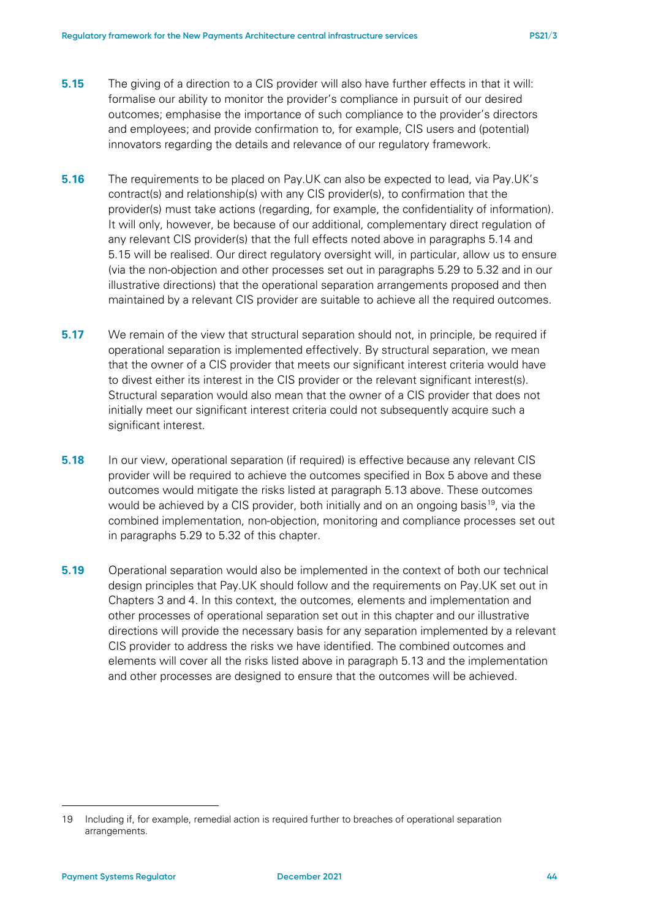**5.15** The giving of a direction to a CIS provider will also have further effects in that it will: formalise our ability to monitor the provider's compliance in pursuit of our desired outcomes; emphasise the importance of such compliance to the provider's directors and employees; and provide confirmation to, for example, CIS users and (potential) innovators regarding the details and relevance of our regulatory framework.

**5.16** The requirements to be placed on Pay.UK can also be expected to lead, via Pay.UK's contract(s) and relationship(s) with any CIS provider(s), to confirmation that the provider(s) must take actions (regarding, for example, the confidentiality of information). It will only, however, be because of our additional, complementary direct regulation of any relevant CIS provider(s) that the full effects noted above in paragraphs 5.14 and 5.15 will be realised. Our direct regulatory oversight will, in particular, allow us to ensure (via the non-objection and other processes set out in paragraphs 5.29 to 5.32 and in our illustrative directions) that the operational separation arrangements proposed and then maintained by a relevant CIS provider are suitable to achieve all the required outcomes.

**5.17** We remain of the view that structural separation should not, in principle, be required if operational separation is implemented effectively. By structural separation, we mean that the owner of a CIS provider that meets our significant interest criteria would have to divest either its interest in the CIS provider or the relevant significant interest(s). Structural separation would also mean that the owner of a CIS provider that does not initially meet our significant interest criteria could not subsequently acquire such a significant interest.

**5.18** In our view, operational separation (if required) is effective because any relevant CIS provider will be required to achieve the outcomes specified in Box 5 above and these outcomes would mitigate the risks listed at paragraph 5.13 above. These outcomes would be achieved by a CIS provider, both initially and on an ongoing basis[19], via the combined implementation, non-objection, monitoring and compliance processes set out in paragraphs 5.29 to 5.32 of this chapter.

**5.19** Operational separation would also be implemented in the context of both our technical design principles that Pay.UK should follow and the requirements on Pay.UK set out in Chapters 3 and 4. In this context, the outcomes, elements and implementation and other processes of operational separation set out in this chapter and our illustrative directions will provide the necessary basis for any separation implemented by a relevant CIS provider to address the risks we have identified. The combined outcomes and elements will cover all the risks listed above in paragraph 5.13 and the implementation and other processes are designed to ensure that the outcomes will be achieved.

---

19 Including if, for example, remedial action is required further to breaches of operational separation arrangements.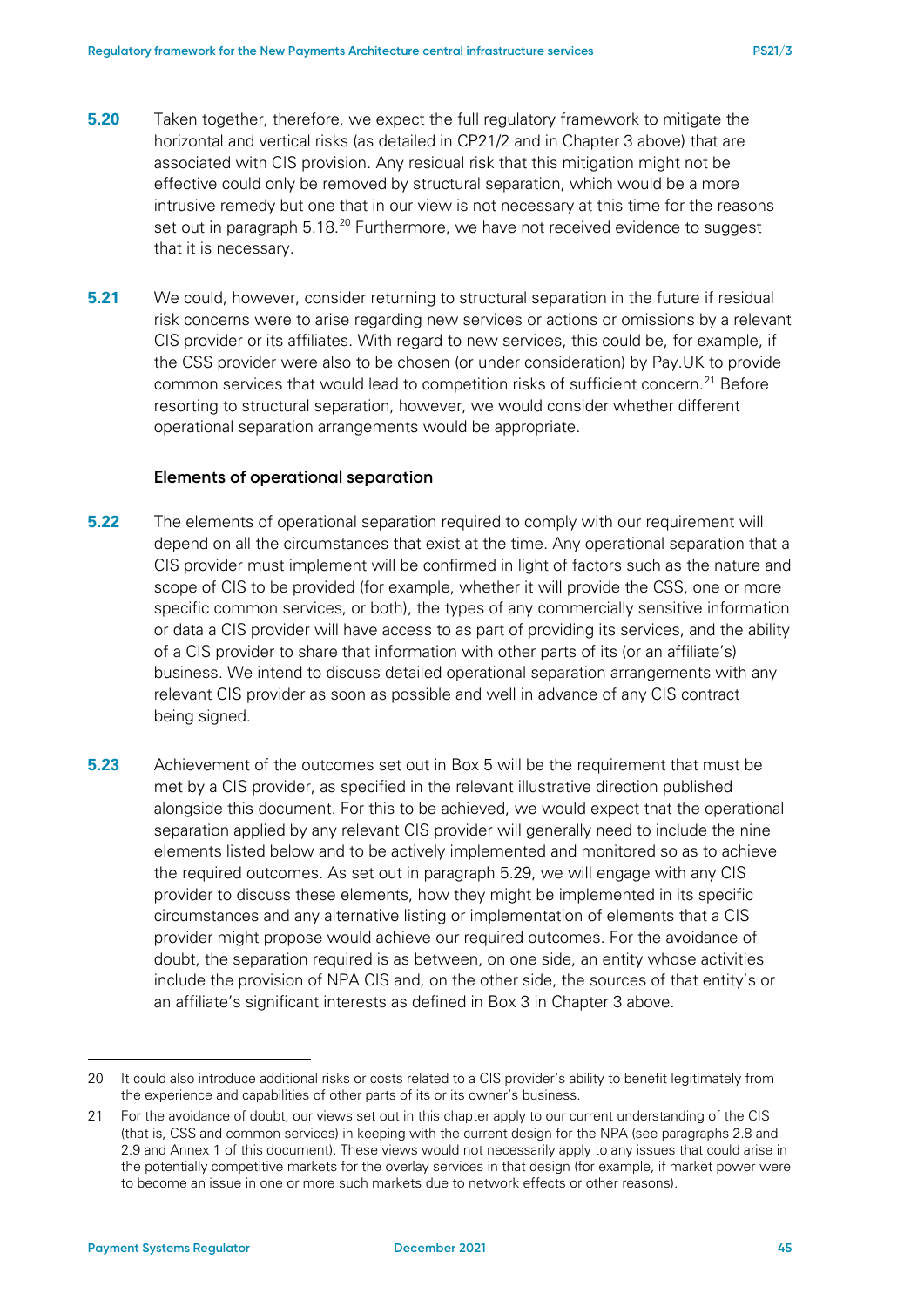**5.20** Taken together, therefore, we expect the full regulatory framework to mitigate the horizontal and vertical risks (as detailed in CP21/2 and in Chapter 3 above) that are associated with CIS provision. Any residual risk that this mitigation might not be effective could only be removed by structural separation, which would be a more intrusive remedy but one that in our view is not necessary at this time for the reasons set out in paragraph 5.18.[20] Furthermore, we have not received evidence to suggest that it is necessary.

**5.21** We could, however, consider returning to structural separation in the future if residual risk concerns were to arise regarding new services or actions or omissions by a relevant CIS provider or its affiliates. With regard to new services, this could be, for example, if the CSS provider were also to be chosen (or under consideration) by Pay.UK to provide common services that would lead to competition risks of sufficient concern.[21] Before resorting to structural separation, however, we would consider whether different operational separation arrangements would be appropriate.

### Elements of operational separation

**5.22** The elements of operational separation required to comply with our requirement will depend on all the circumstances that exist at the time. Any operational separation that a CIS provider must implement will be confirmed in light of factors such as the nature and scope of CIS to be provided (for example, whether it will provide the CSS, one or more specific common services, or both), the types of any commercially sensitive information or data a CIS provider will have access to as part of providing its services, and the ability of a CIS provider to share that information with other parts of its (or an affiliate's) business. We intend to discuss detailed operational separation arrangements with any relevant CIS provider as soon as possible and well in advance of any CIS contract being signed.

**5.23** Achievement of the outcomes set out in Box 5 will be the requirement that must be met by a CIS provider, as specified in the relevant illustrative direction published alongside this document. For this to be achieved, we would expect that the operational separation applied by any relevant CIS provider will generally need to include the nine elements listed below and to be actively implemented and monitored so as to achieve the required outcomes. As set out in paragraph 5.29, we will engage with any CIS provider to discuss these elements, how they might be implemented in its specific circumstances and any alternative listing or implementation of elements that a CIS provider might propose would achieve our required outcomes. For the avoidance of doubt, the separation required is as between, on one side, an entity whose activities include the provision of NPA CIS and, on the other side, the sources of that entity's or an affiliate's significant interests as defined in Box 3 in Chapter 3 above.

---

20 It could also introduce additional risks or costs related to a CIS provider's ability to benefit legitimately from the experience and capabilities of other parts of its or its owner's business.

21 For the avoidance of doubt, our views set out in this chapter apply to our current understanding of the CIS (that is, CSS and common services) in keeping with the current design for the NPA (see paragraphs 2.8 and 2.9 and Annex 1 of this document). These views would not necessarily apply to any issues that could arise in the potentially competitive markets for the overlay services in that design (for example, if market power were to become an issue in one or more such markets due to network effects or other reasons).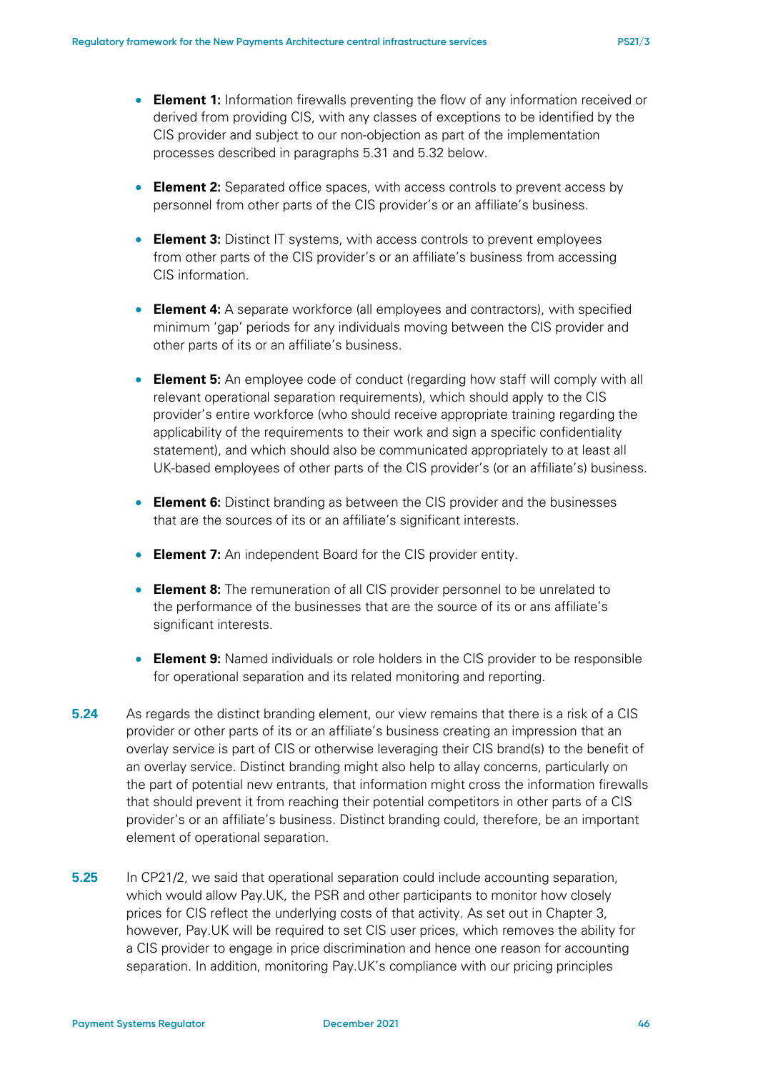- **Element 1:** Information firewalls preventing the flow of any information received or derived from providing CIS, with any classes of exceptions to be identified by the CIS provider and subject to our non-objection as part of the implementation processes described in paragraphs 5.31 and 5.32 below.

- **Element 2:** Separated office spaces, with access controls to prevent access by personnel from other parts of the CIS provider's or an affiliate's business.

- **Element 3:** Distinct IT systems, with access controls to prevent employees from other parts of the CIS provider's or an affiliate's business from accessing CIS information.

- **Element 4:** A separate workforce (all employees and contractors), with specified minimum 'gap' periods for any individuals moving between the CIS provider and other parts of its or an affiliate's business.

- **Element 5:** An employee code of conduct (regarding how staff will comply with all relevant operational separation requirements), which should apply to the CIS provider's entire workforce (who should receive appropriate training regarding the applicability of the requirements to their work and sign a specific confidentiality statement), and which should also be communicated appropriately to at least all UK-based employees of other parts of the CIS provider's (or an affiliate's) business.

- **Element 6:** Distinct branding as between the CIS provider and the businesses that are the sources of its or an affiliate's significant interests.

- **Element 7:** An independent Board for the CIS provider entity.

- **Element 8:** The remuneration of all CIS provider personnel to be unrelated to the performance of the businesses that are the source of its or ans affiliate's significant interests.

- **Element 9:** Named individuals or role holders in the CIS provider to be responsible for operational separation and its related monitoring and reporting.

**5.24** As regards the distinct branding element, our view remains that there is a risk of a CIS provider or other parts of its or an affiliate's business creating an impression that an overlay service is part of CIS or otherwise leveraging their CIS brand(s) to the benefit of an overlay service. Distinct branding might also help to allay concerns, particularly on the part of potential new entrants, that information might cross the information firewalls that should prevent it from reaching their potential competitors in other parts of a CIS provider's or an affiliate's business. Distinct branding could, therefore, be an important element of operational separation.

**5.25** In CP21/2, we said that operational separation could include accounting separation, which would allow Pay.UK, the PSR and other participants to monitor how closely prices for CIS reflect the underlying costs of that activity. As set out in Chapter 3, however, Pay.UK will be required to set CIS user prices, which removes the ability for a CIS provider to engage in price discrimination and hence one reason for accounting separation. In addition, monitoring Pay.UK's compliance with our pricing principles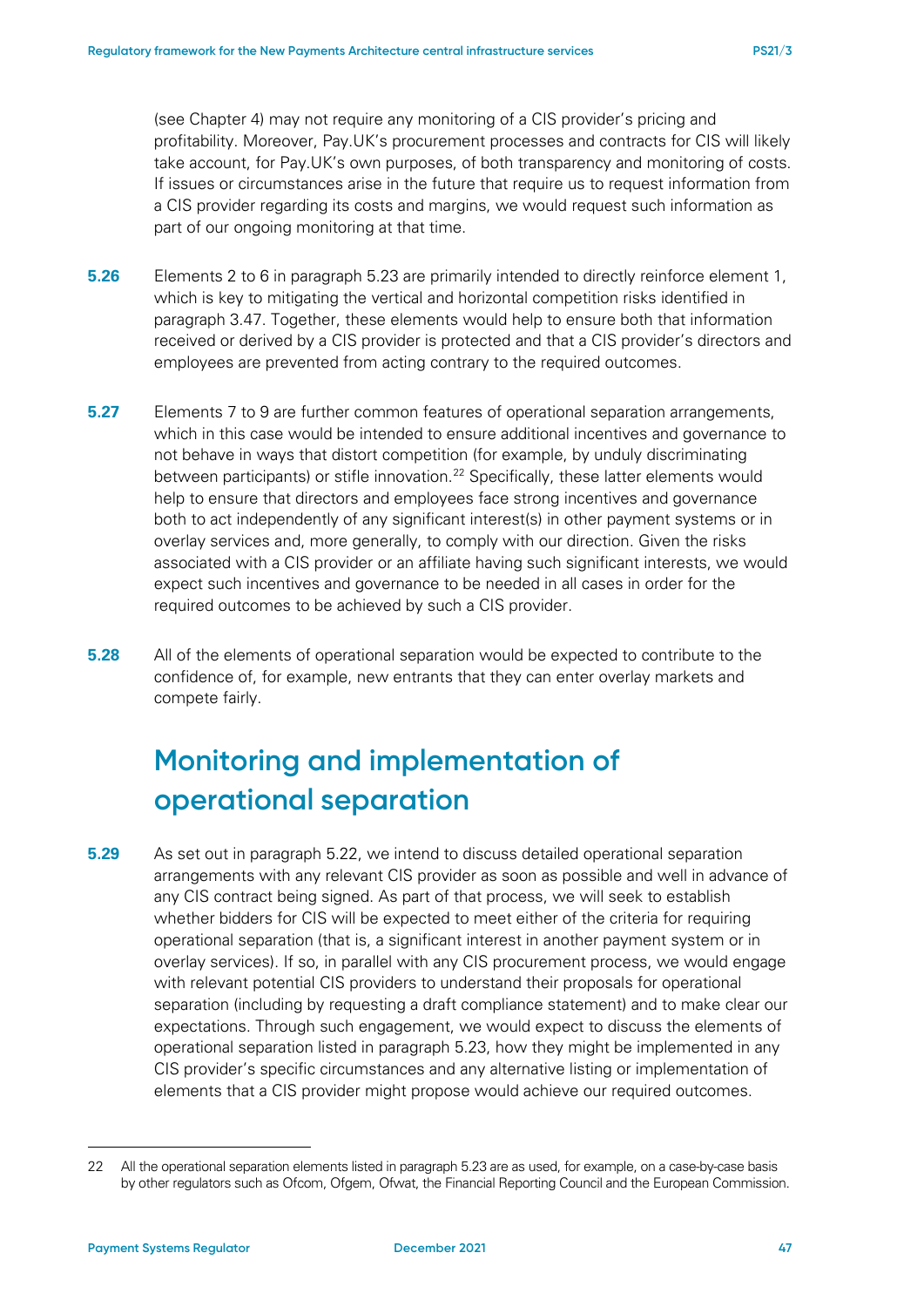(see Chapter 4) may not require any monitoring of a CIS provider's pricing and profitability. Moreover, Pay.UK's procurement processes and contracts for CIS will likely take account, for Pay.UK's own purposes, of both transparency and monitoring of costs. If issues or circumstances arise in the future that require us to request information from a CIS provider regarding its costs and margins, we would request such information as part of our ongoing monitoring at that time.

**5.26** Elements 2 to 6 in paragraph 5.23 are primarily intended to directly reinforce element 1, which is key to mitigating the vertical and horizontal competition risks identified in paragraph 3.47. Together, these elements would help to ensure both that information received or derived by a CIS provider is protected and that a CIS provider's directors and employees are prevented from acting contrary to the required outcomes.

**5.27** Elements 7 to 9 are further common features of operational separation arrangements, which in this case would be intended to ensure additional incentives and governance to not behave in ways that distort competition (for example, by unduly discriminating between participants) or stifle innovation.[22] Specifically, these latter elements would help to ensure that directors and employees face strong incentives and governance both to act independently of any significant interest(s) in other payment systems or in overlay services and, more generally, to comply with our direction. Given the risks associated with a CIS provider or an affiliate having such significant interests, we would expect such incentives and governance to be needed in all cases in order for the required outcomes to be achieved by such a CIS provider.

**5.28** All of the elements of operational separation would be expected to contribute to the confidence of, for example, new entrants that they can enter overlay markets and compete fairly.

## Monitoring and implementation of operational separation

**5.29** As set out in paragraph 5.22, we intend to discuss detailed operational separation arrangements with any relevant CIS provider as soon as possible and well in advance of any CIS contract being signed. As part of that process, we will seek to establish whether bidders for CIS will be expected to meet either of the criteria for requiring operational separation (that is, a significant interest in another payment system or in overlay services). If so, in parallel with any CIS procurement process, we would engage with relevant potential CIS providers to understand their proposals for operational separation (including by requesting a draft compliance statement) and to make clear our expectations. Through such engagement, we would expect to discuss the elements of operational separation listed in paragraph 5.23, how they might be implemented in any CIS provider's specific circumstances and any alternative listing or implementation of elements that a CIS provider might propose would achieve our required outcomes.

22 All the operational separation elements listed in paragraph 5.23 are as used, for example, on a case-by-case basis by other regulators such as Ofcom, Ofgem, Ofwat, the Financial Reporting Council and the European Commission.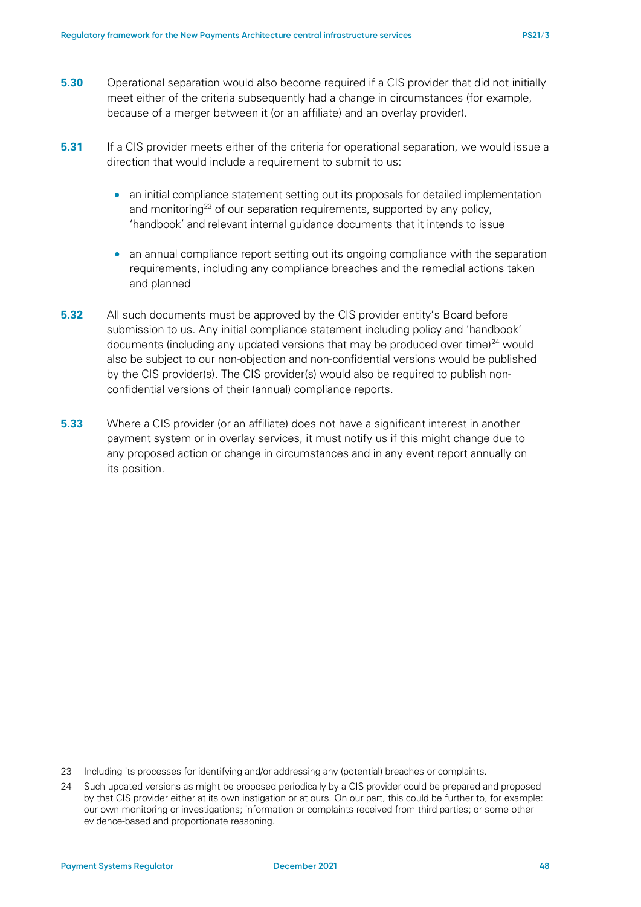**5.30** Operational separation would also become required if a CIS provider that did not initially meet either of the criteria subsequently had a change in circumstances (for example, because of a merger between it (or an affiliate) and an overlay provider).

**5.31** If a CIS provider meets either of the criteria for operational separation, we would issue a direction that would include a requirement to submit to us:

- an initial compliance statement setting out its proposals for detailed implementation and monitoring[23] of our separation requirements, supported by any policy, 'handbook' and relevant internal guidance documents that it intends to issue
- an annual compliance report setting out its ongoing compliance with the separation requirements, including any compliance breaches and the remedial actions taken and planned

**5.32** All such documents must be approved by the CIS provider entity's Board before submission to us. Any initial compliance statement including policy and 'handbook' documents (including any updated versions that may be produced over time)[24] would also be subject to our non-objection and non-confidential versions would be published by the CIS provider(s). The CIS provider(s) would also be required to publish non-confidential versions of their (annual) compliance reports.

**5.33** Where a CIS provider (or an affiliate) does not have a significant interest in another payment system or in overlay services, it must notify us if this might change due to any proposed action or change in circumstances and in any event report annually on its position.

---

23 Including its processes for identifying and/or addressing any (potential) breaches or complaints.

24 Such updated versions as might be proposed periodically by a CIS provider could be prepared and proposed by that CIS provider either at its own instigation or at ours. On our part, this could be further to, for example: our own monitoring or investigations; information or complaints received from third parties; or some other evidence-based and proportionate reasoning.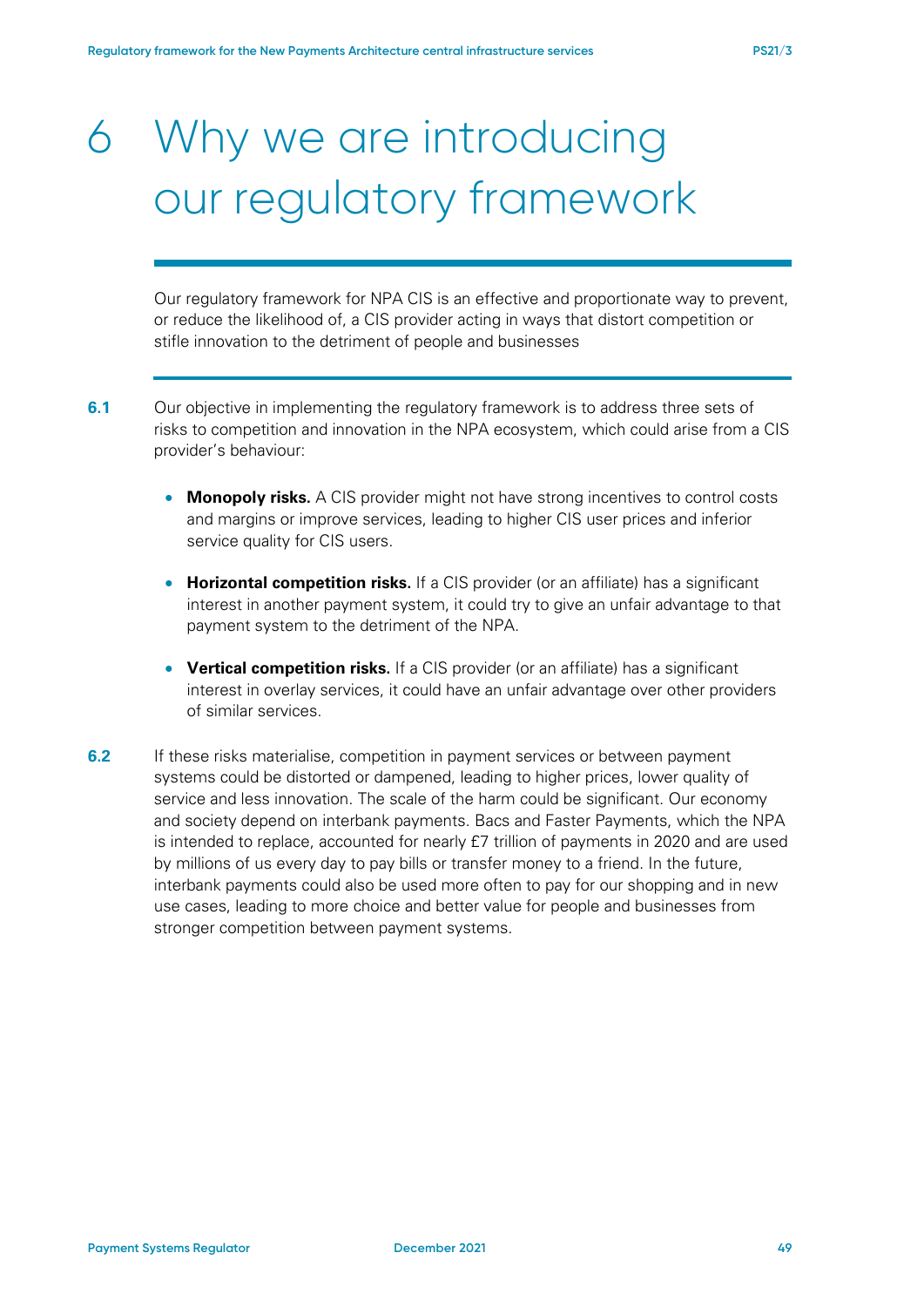# 6 Why we are introducing our regulatory framework

Our regulatory framework for NPA CIS is an effective and proportionate way to prevent, or reduce the likelihood of, a CIS provider acting in ways that distort competition or stifle innovation to the detriment of people and businesses

**6.1** Our objective in implementing the regulatory framework is to address three sets of risks to competition and innovation in the NPA ecosystem, which could arise from a CIS provider's behaviour:

- **Monopoly risks.** A CIS provider might not have strong incentives to control costs and margins or improve services, leading to higher CIS user prices and inferior service quality for CIS users.
- **Horizontal competition risks.** If a CIS provider (or an affiliate) has a significant interest in another payment system, it could try to give an unfair advantage to that payment system to the detriment of the NPA.
- **Vertical competition risks.** If a CIS provider (or an affiliate) has a significant interest in overlay services, it could have an unfair advantage over other providers of similar services.

**6.2** If these risks materialise, competition in payment services or between payment systems could be distorted or dampened, leading to higher prices, lower quality of service and less innovation. The scale of the harm could be significant. Our economy and society depend on interbank payments. Bacs and Faster Payments, which the NPA is intended to replace, accounted for nearly £7 trillion of payments in 2020 and are used by millions of us every day to pay bills or transfer money to a friend. In the future, interbank payments could also be used more often to pay for our shopping and in new use cases, leading to more choice and better value for people and businesses from stronger competition between payment systems.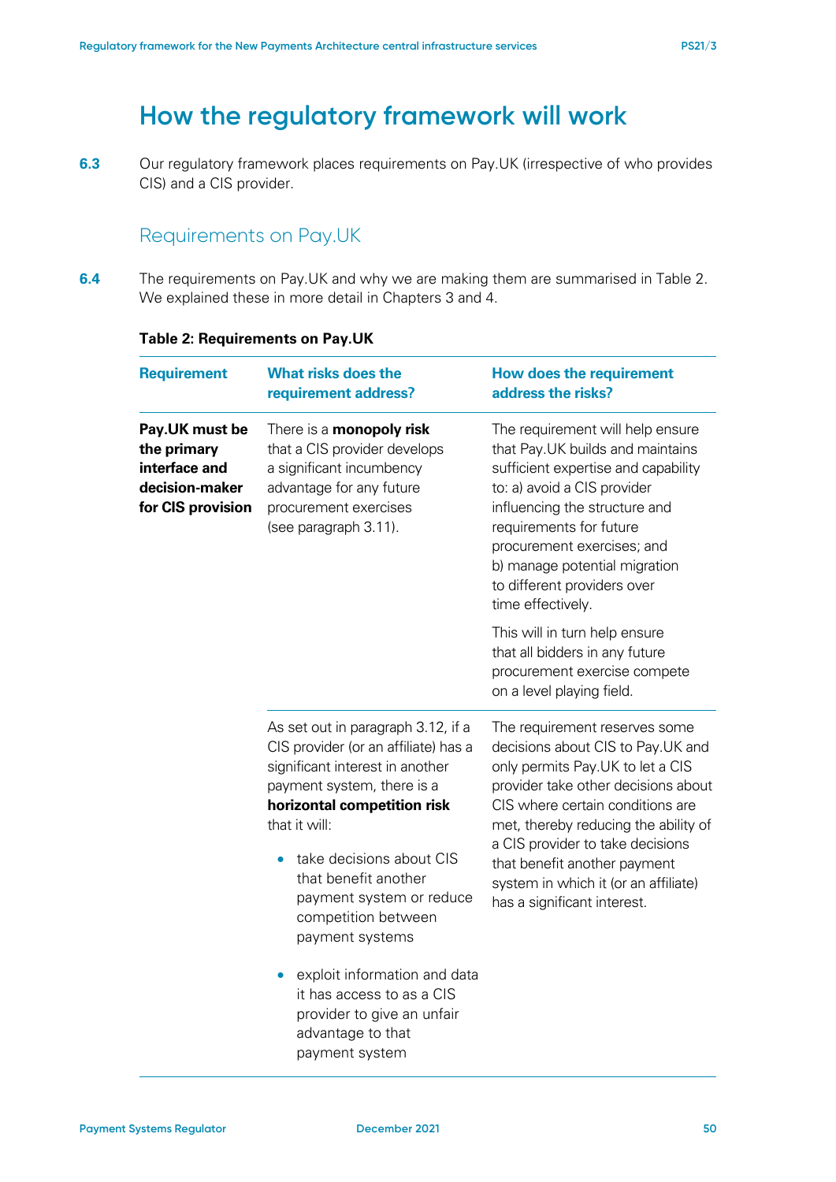# How the regulatory framework will work

**6.3** Our regulatory framework places requirements on Pay.UK (irrespective of who provides CIS) and a CIS provider.

## Requirements on Pay.UK

**6.4** The requirements on Pay.UK and why we are making them are summarised in Table 2. We explained these in more detail in Chapters 3 and 4.

**Table 2: Requirements on Pay.UK**

| Requirement | What risks does the requirement address? | How does the requirement address the risks? |
|---|---|---|
| **Pay.UK must be the primary interface and decision-maker for CIS provision** | There is a **monopoly risk** that a CIS provider develops a significant incumbency advantage for any future procurement exercises (see paragraph 3.11). | The requirement will help ensure that Pay.UK builds and maintains sufficient expertise and capability to: a) avoid a CIS provider influencing the structure and requirements for future procurement exercises; and b) manage potential migration to different providers over time effectively.<br><br>This will in turn help ensure that all bidders in any future procurement exercise compete on a level playing field. |
| | As set out in paragraph 3.12, if a CIS provider (or an affiliate) has a significant interest in another payment system, there is a **horizontal competition risk** that it will:<br>• take decisions about CIS that benefit another payment system or reduce competition between payment systems<br>• exploit information and data it has access to as a CIS provider to give an unfair advantage to that payment system | The requirement reserves some decisions about CIS to Pay.UK and only permits Pay.UK to let a CIS provider take other decisions about CIS where certain conditions are met, thereby reducing the ability of a CIS provider to take decisions that benefit another payment system in which it (or an affiliate) has a significant interest. |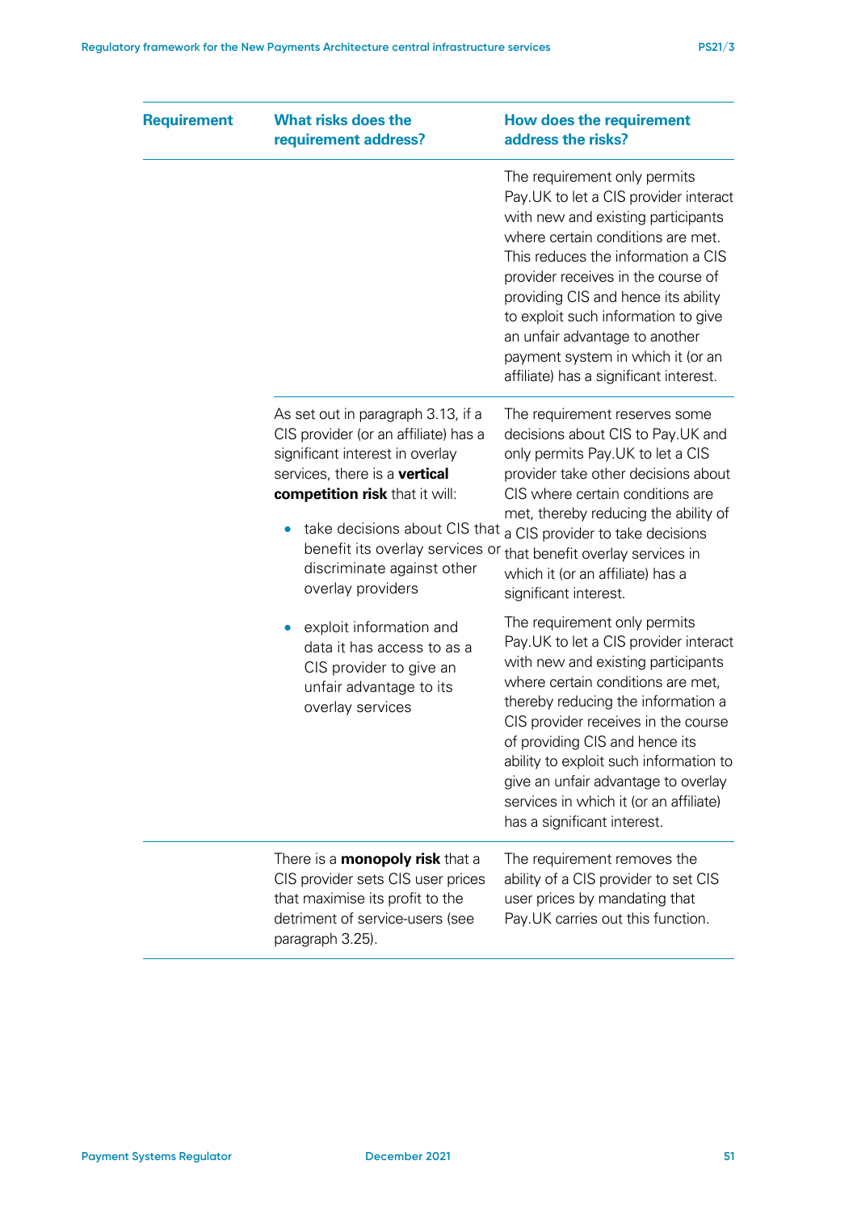| Requirement | What risks does the requirement address? | How does the requirement address the risks? |
| --- | --- | --- |
| | | The requirement only permits Pay.UK to let a CIS provider interact with new and existing participants where certain conditions are met. This reduces the information a CIS provider receives in the course of providing CIS and hence its ability to exploit such information to give an unfair advantage to another payment system in which it (or an affiliate) has a significant interest. |
| | As set out in paragraph 3.13, if a CIS provider (or an affiliate) has a significant interest in overlay services, there is a **vertical competition risk** that it will:<br>• take decisions about CIS that benefit its overlay services or discriminate against other overlay providers | The requirement reserves some decisions about CIS to Pay.UK and only permits Pay.UK to let a CIS provider take other decisions about CIS where certain conditions are met, thereby reducing the ability of a CIS provider to take decisions that benefit overlay services in which it (or an affiliate) has a significant interest. |
| | • exploit information and data it has access to as a CIS provider to give an unfair advantage to its overlay services | The requirement only permits Pay.UK to let a CIS provider interact with new and existing participants where certain conditions are met, thereby reducing the information a CIS provider receives in the course of providing CIS and hence its ability to exploit such information to give an unfair advantage to overlay services in which it (or an affiliate) has a significant interest. |
| | There is a **monopoly risk** that a CIS provider sets CIS user prices that maximise its profit to the detriment of service-users (see paragraph 3.25). | The requirement removes the ability of a CIS provider to set CIS user prices by mandating that Pay.UK carries out this function. |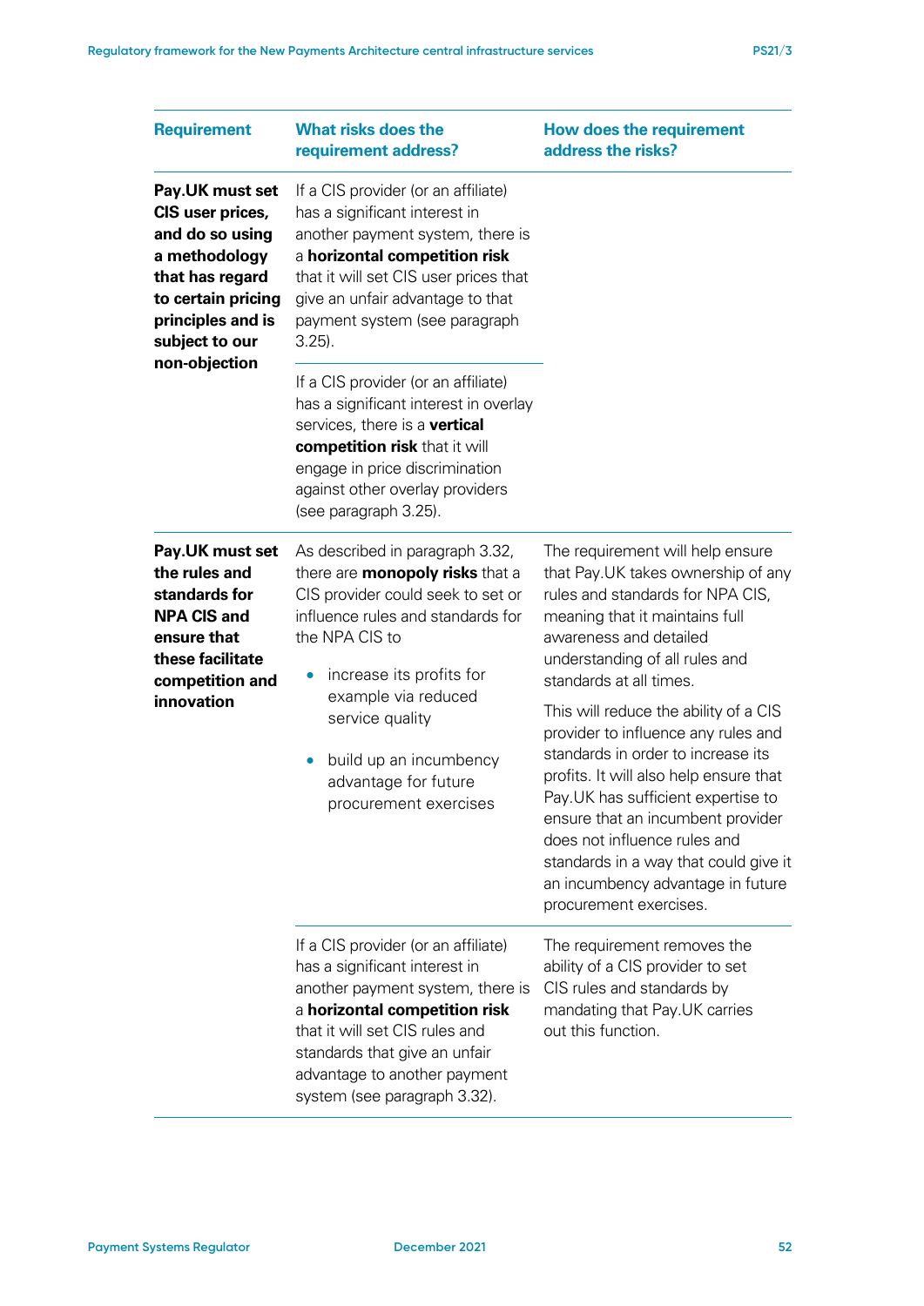| Requirement | What risks does the requirement address? | How does the requirement address the risks? |
|---|---|---|
| **Pay.UK must set CIS user prices, and do so using a methodology that has regard to certain pricing principles and is subject to our non-objection** | If a CIS provider (or an affiliate) has a significant interest in another payment system, there is a **horizontal competition risk** that it will set CIS user prices that give an unfair advantage to that payment system (see paragraph 3.25). | |
| | If a CIS provider (or an affiliate) has a significant interest in overlay services, there is a **vertical competition risk** that it will engage in price discrimination against other overlay providers (see paragraph 3.25). | |
| **Pay.UK must set the rules and standards for NPA CIS and ensure that these facilitate competition and innovation** | As described in paragraph 3.32, there are **monopoly risks** that a CIS provider could seek to set or influence rules and standards for the NPA CIS to<br>• increase its profits for example via reduced service quality<br>• build up an incumbency advantage for future procurement exercises | The requirement will help ensure that Pay.UK takes ownership of any rules and standards for NPA CIS, meaning that it maintains full awareness and detailed understanding of all rules and standards at all times.<br><br>This will reduce the ability of a CIS provider to influence any rules and standards in order to increase its profits. It will also help ensure that Pay.UK has sufficient expertise to ensure that an incumbent provider does not influence rules and standards in a way that could give it an incumbency advantage in future procurement exercises. |
| | If a CIS provider (or an affiliate) has a significant interest in another payment system, there is a **horizontal competition risk** that it will set CIS rules and standards that give an unfair advantage to another payment system (see paragraph 3.32). | The requirement removes the ability of a CIS provider to set CIS rules and standards by mandating that Pay.UK carries out this function. |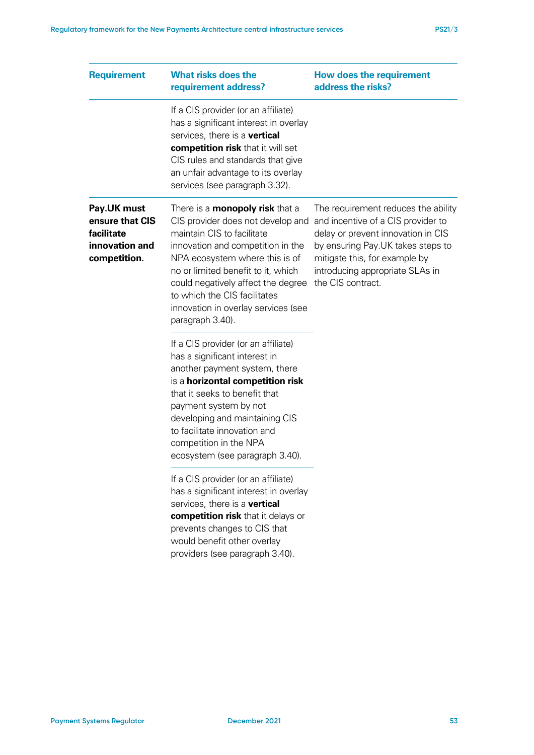| Requirement | What risks does the requirement address? | How does the requirement address the risks? |
|---|---|---|
| | If a CIS provider (or an affiliate) has a significant interest in overlay services, there is a **vertical competition risk** that it will set CIS rules and standards that give an unfair advantage to its overlay services (see paragraph 3.32). | |
| **Pay.UK must ensure that CIS facilitate innovation and competition.** | There is a **monopoly risk** that a CIS provider does not develop and maintain CIS to facilitate innovation and competition in the NPA ecosystem where this is of no or limited benefit to it, which could negatively affect the degree to which the CIS facilitates innovation in overlay services (see paragraph 3.40). | The requirement reduces the ability and incentive of a CIS provider to delay or prevent innovation in CIS by ensuring Pay.UK takes steps to mitigate this, for example by introducing appropriate SLAs in the CIS contract. |
| | If a CIS provider (or an affiliate) has a significant interest in another payment system, there is a **horizontal competition risk** that it seeks to benefit that payment system by not developing and maintaining CIS to facilitate innovation and competition in the NPA ecosystem (see paragraph 3.40). | |
| | If a CIS provider (or an affiliate) has a significant interest in overlay services, there is a **vertical competition risk** that it delays or prevents changes to CIS that would benefit other overlay providers (see paragraph 3.40). | |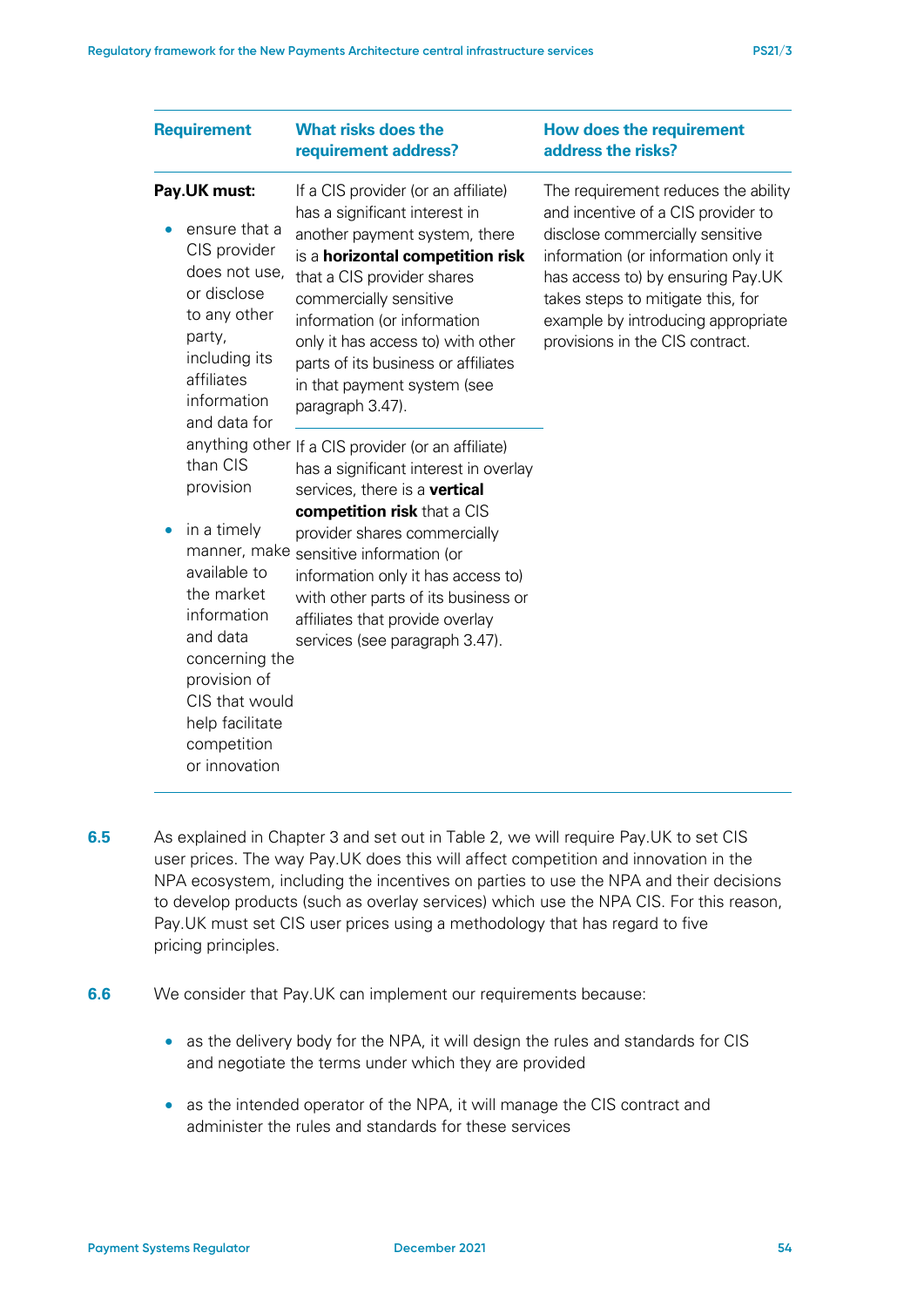| Requirement | What risks does the requirement address? | How does the requirement address the risks? |
|---|---|---|
| **Pay.UK must:**<br>• ensure that a CIS provider does not use, or disclose to any other party, including its affiliates information and data for anything other than CIS provision<br>• in a timely manner, make available to the market information and data concerning the provision of CIS that would help facilitate competition or innovation | If a CIS provider (or an affiliate) has a significant interest in another payment system, there is a **horizontal competition risk** that a CIS provider shares commercially sensitive information (or information only it has access to) with other parts of its business or affiliates in that payment system (see paragraph 3.47).<br><br>If a CIS provider (or an affiliate) has a significant interest in overlay services, there is a **vertical competition risk** that a CIS provider shares commercially sensitive information (or information only it has access to) with other parts of its business or affiliates that provide overlay services (see paragraph 3.47). | The requirement reduces the ability and incentive of a CIS provider to disclose commercially sensitive information (or information only it has access to) by ensuring Pay.UK takes steps to mitigate this, for example by introducing appropriate provisions in the CIS contract. |

**6.5** As explained in Chapter 3 and set out in Table 2, we will require Pay.UK to set CIS user prices. The way Pay.UK does this will affect competition and innovation in the NPA ecosystem, including the incentives on parties to use the NPA and their decisions to develop products (such as overlay services) which use the NPA CIS. For this reason, Pay.UK must set CIS user prices using a methodology that has regard to five pricing principles.

**6.6** We consider that Pay.UK can implement our requirements because:

- as the delivery body for the NPA, it will design the rules and standards for CIS and negotiate the terms under which they are provided
- as the intended operator of the NPA, it will manage the CIS contract and administer the rules and standards for these services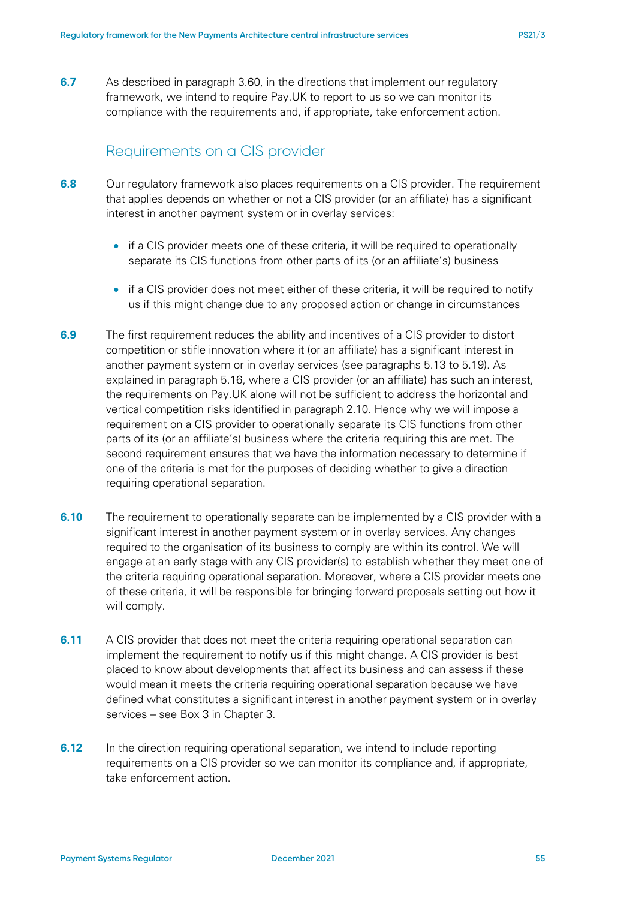**6.7** As described in paragraph 3.60, in the directions that implement our regulatory framework, we intend to require Pay.UK to report to us so we can monitor its compliance with the requirements and, if appropriate, take enforcement action.

## Requirements on a CIS provider

**6.8** Our regulatory framework also places requirements on a CIS provider. The requirement that applies depends on whether or not a CIS provider (or an affiliate) has a significant interest in another payment system or in overlay services:

- if a CIS provider meets one of these criteria, it will be required to operationally separate its CIS functions from other parts of its (or an affiliate's) business
- if a CIS provider does not meet either of these criteria, it will be required to notify us if this might change due to any proposed action or change in circumstances

**6.9** The first requirement reduces the ability and incentives of a CIS provider to distort competition or stifle innovation where it (or an affiliate) has a significant interest in another payment system or in overlay services (see paragraphs 5.13 to 5.19). As explained in paragraph 5.16, where a CIS provider (or an affiliate) has such an interest, the requirements on Pay.UK alone will not be sufficient to address the horizontal and vertical competition risks identified in paragraph 2.10. Hence why we will impose a requirement on a CIS provider to operationally separate its CIS functions from other parts of its (or an affiliate's) business where the criteria requiring this are met. The second requirement ensures that we have the information necessary to determine if one of the criteria is met for the purposes of deciding whether to give a direction requiring operational separation.

**6.10** The requirement to operationally separate can be implemented by a CIS provider with a significant interest in another payment system or in overlay services. Any changes required to the organisation of its business to comply are within its control. We will engage at an early stage with any CIS provider(s) to establish whether they meet one of the criteria requiring operational separation. Moreover, where a CIS provider meets one of these criteria, it will be responsible for bringing forward proposals setting out how it will comply.

**6.11** A CIS provider that does not meet the criteria requiring operational separation can implement the requirement to notify us if this might change. A CIS provider is best placed to know about developments that affect its business and can assess if these would mean it meets the criteria requiring operational separation because we have defined what constitutes a significant interest in another payment system or in overlay services – see Box 3 in Chapter 3.

**6.12** In the direction requiring operational separation, we intend to include reporting requirements on a CIS provider so we can monitor its compliance and, if appropriate, take enforcement action.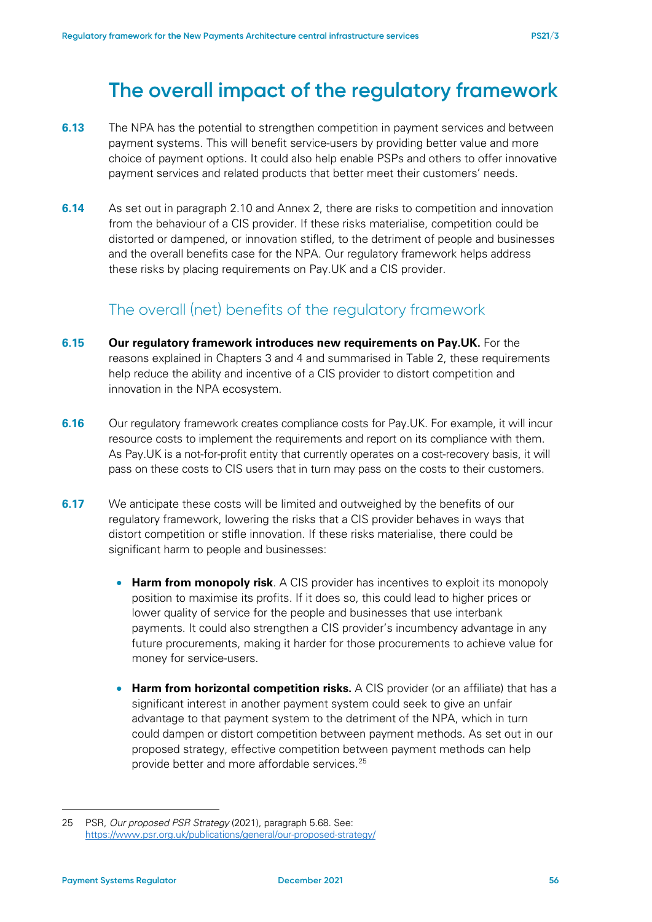# The overall impact of the regulatory framework

**6.13** The NPA has the potential to strengthen competition in payment services and between payment systems. This will benefit service-users by providing better value and more choice of payment options. It could also help enable PSPs and others to offer innovative payment services and related products that better meet their customers' needs.

**6.14** As set out in paragraph 2.10 and Annex 2, there are risks to competition and innovation from the behaviour of a CIS provider. If these risks materialise, competition could be distorted or dampened, or innovation stifled, to the detriment of people and businesses and the overall benefits case for the NPA. Our regulatory framework helps address these risks by placing requirements on Pay.UK and a CIS provider.

## The overall (net) benefits of the regulatory framework

**6.15** **Our regulatory framework introduces new requirements on Pay.UK.** For the reasons explained in Chapters 3 and 4 and summarised in Table 2, these requirements help reduce the ability and incentive of a CIS provider to distort competition and innovation in the NPA ecosystem.

**6.16** Our regulatory framework creates compliance costs for Pay.UK. For example, it will incur resource costs to implement the requirements and report on its compliance with them. As Pay.UK is a not-for-profit entity that currently operates on a cost-recovery basis, it will pass on these costs to CIS users that in turn may pass on the costs to their customers.

**6.17** We anticipate these costs will be limited and outweighed by the benefits of our regulatory framework, lowering the risks that a CIS provider behaves in ways that distort competition or stifle innovation. If these risks materialise, there could be significant harm to people and businesses:

- **Harm from monopoly risk**. A CIS provider has incentives to exploit its monopoly position to maximise its profits. If it does so, this could lead to higher prices or lower quality of service for the people and businesses that use interbank payments. It could also strengthen a CIS provider's incumbency advantage in any future procurements, making it harder for those procurements to achieve value for money for service-users.
- **Harm from horizontal competition risks.** A CIS provider (or an affiliate) that has a significant interest in another payment system could seek to give an unfair advantage to that payment system to the detriment of the NPA, which in turn could dampen or distort competition between payment methods. As set out in our proposed strategy, effective competition between payment methods can help provide better and more affordable services.[25]

---

25 PSR, *Our proposed PSR Strategy* (2021), paragraph 5.68. See: https://www.psr.org.uk/publications/general/our-proposed-strategy/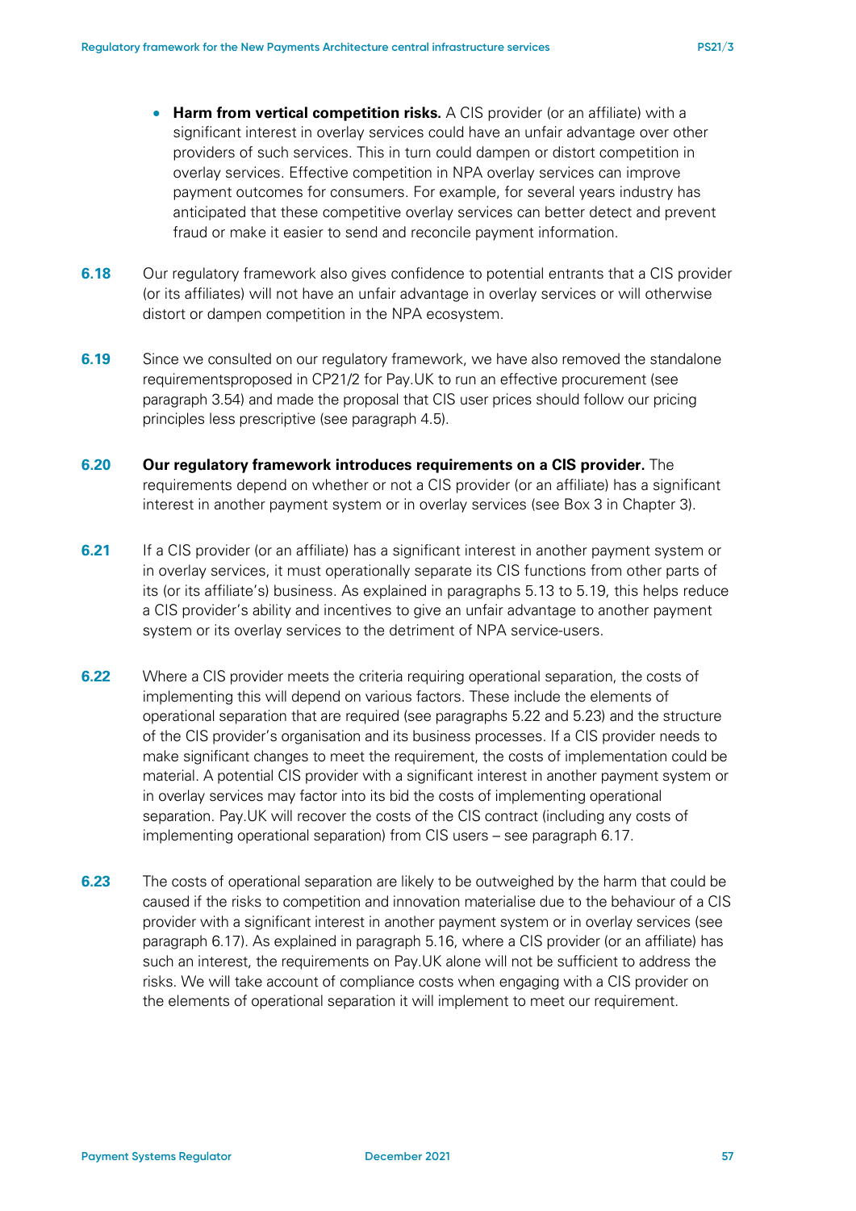- **Harm from vertical competition risks.** A CIS provider (or an affiliate) with a significant interest in overlay services could have an unfair advantage over other providers of such services. This in turn could dampen or distort competition in overlay services. Effective competition in NPA overlay services can improve payment outcomes for consumers. For example, for several years industry has anticipated that these competitive overlay services can better detect and prevent fraud or make it easier to send and reconcile payment information.

**6.18** Our regulatory framework also gives confidence to potential entrants that a CIS provider (or its affiliates) will not have an unfair advantage in overlay services or will otherwise distort or dampen competition in the NPA ecosystem.

**6.19** Since we consulted on our regulatory framework, we have also removed the standalone requirementsproposed in CP21/2 for Pay.UK to run an effective procurement (see paragraph 3.54) and made the proposal that CIS user prices should follow our pricing principles less prescriptive (see paragraph 4.5).

**6.20** **Our regulatory framework introduces requirements on a CIS provider.** The requirements depend on whether or not a CIS provider (or an affiliate) has a significant interest in another payment system or in overlay services (see Box 3 in Chapter 3).

**6.21** If a CIS provider (or an affiliate) has a significant interest in another payment system or in overlay services, it must operationally separate its CIS functions from other parts of its (or its affiliate's) business. As explained in paragraphs 5.13 to 5.19, this helps reduce a CIS provider's ability and incentives to give an unfair advantage to another payment system or its overlay services to the detriment of NPA service-users.

**6.22** Where a CIS provider meets the criteria requiring operational separation, the costs of implementing this will depend on various factors. These include the elements of operational separation that are required (see paragraphs 5.22 and 5.23) and the structure of the CIS provider's organisation and its business processes. If a CIS provider needs to make significant changes to meet the requirement, the costs of implementation could be material. A potential CIS provider with a significant interest in another payment system or in overlay services may factor into its bid the costs of implementing operational separation. Pay.UK will recover the costs of the CIS contract (including any costs of implementing operational separation) from CIS users – see paragraph 6.17.

**6.23** The costs of operational separation are likely to be outweighed by the harm that could be caused if the risks to competition and innovation materialise due to the behaviour of a CIS provider with a significant interest in another payment system or in overlay services (see paragraph 6.17). As explained in paragraph 5.16, where a CIS provider (or an affiliate) has such an interest, the requirements on Pay.UK alone will not be sufficient to address the risks. We will take account of compliance costs when engaging with a CIS provider on the elements of operational separation it will implement to meet our requirement.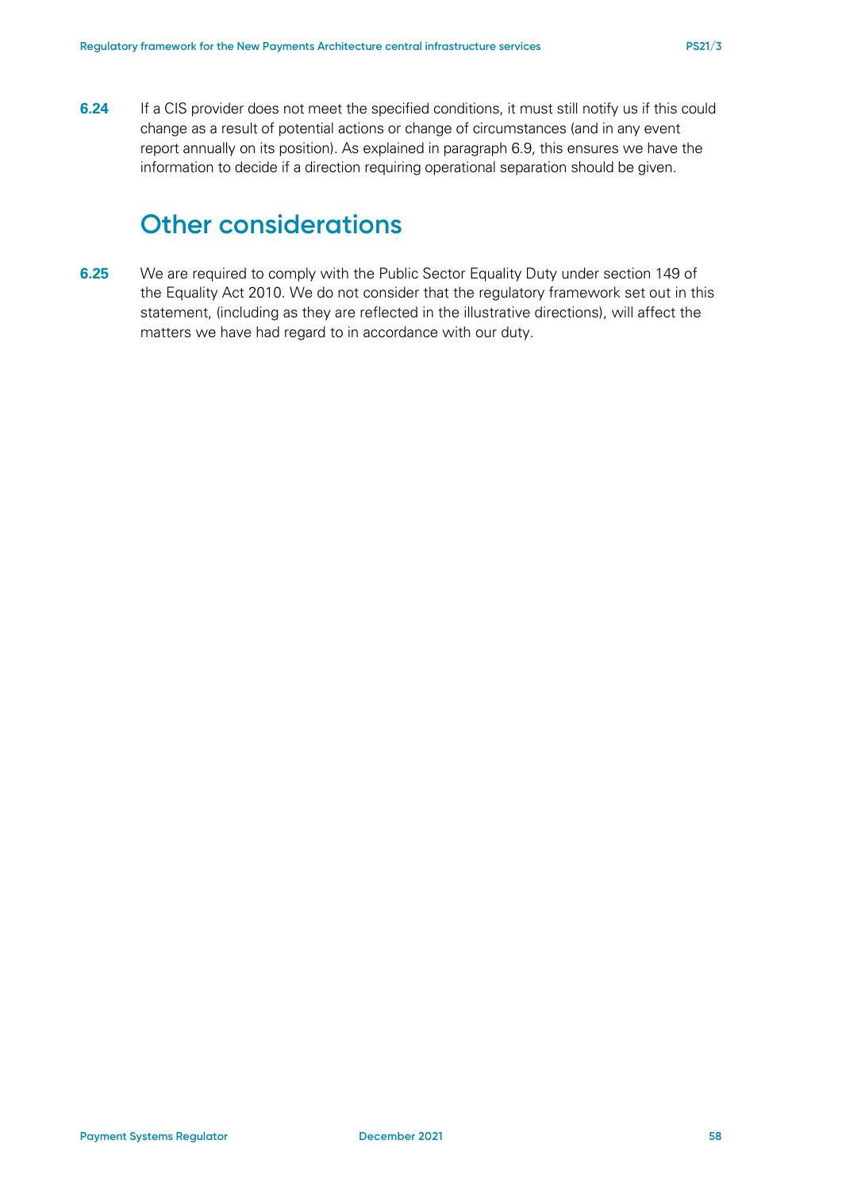**6.24** If a CIS provider does not meet the specified conditions, it must still notify us if this could change as a result of potential actions or change of circumstances (and in any event report annually on its position). As explained in paragraph 6.9, this ensures we have the information to decide if a direction requiring operational separation should be given.

## Other considerations

**6.25** We are required to comply with the Public Sector Equality Duty under section 149 of the Equality Act 2010. We do not consider that the regulatory framework set out in this statement, (including as they are reflected in the illustrative directions), will affect the matters we have had regard to in accordance with our duty.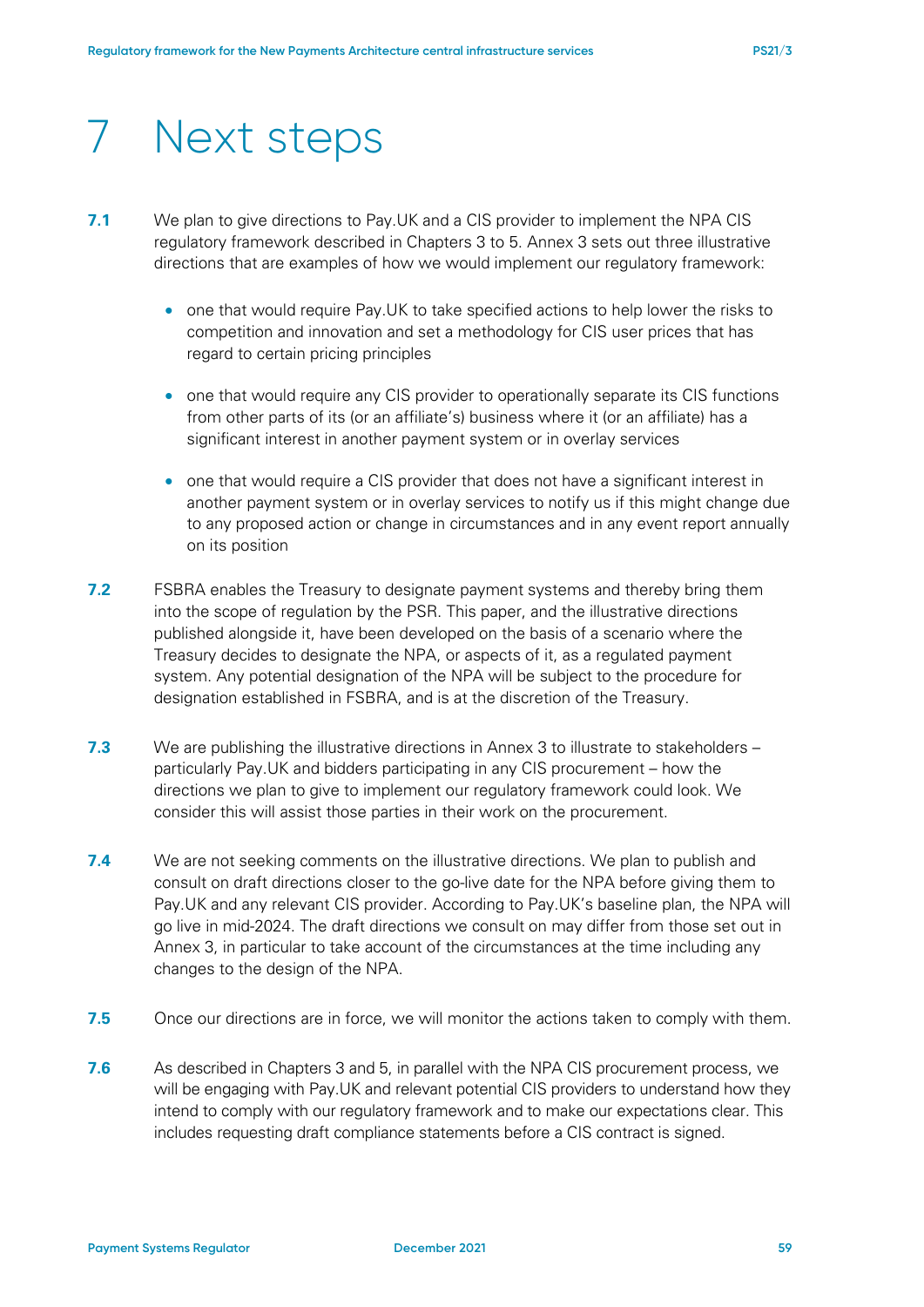# 7 Next steps

**7.1** We plan to give directions to Pay.UK and a CIS provider to implement the NPA CIS regulatory framework described in Chapters 3 to 5. Annex 3 sets out three illustrative directions that are examples of how we would implement our regulatory framework:

- one that would require Pay.UK to take specified actions to help lower the risks to competition and innovation and set a methodology for CIS user prices that has regard to certain pricing principles
- one that would require any CIS provider to operationally separate its CIS functions from other parts of its (or an affiliate's) business where it (or an affiliate) has a significant interest in another payment system or in overlay services
- one that would require a CIS provider that does not have a significant interest in another payment system or in overlay services to notify us if this might change due to any proposed action or change in circumstances and in any event report annually on its position

**7.2** FSBRA enables the Treasury to designate payment systems and thereby bring them into the scope of regulation by the PSR. This paper, and the illustrative directions published alongside it, have been developed on the basis of a scenario where the Treasury decides to designate the NPA, or aspects of it, as a regulated payment system. Any potential designation of the NPA will be subject to the procedure for designation established in FSBRA, and is at the discretion of the Treasury.

**7.3** We are publishing the illustrative directions in Annex 3 to illustrate to stakeholders – particularly Pay.UK and bidders participating in any CIS procurement – how the directions we plan to give to implement our regulatory framework could look. We consider this will assist those parties in their work on the procurement.

**7.4** We are not seeking comments on the illustrative directions. We plan to publish and consult on draft directions closer to the go-live date for the NPA before giving them to Pay.UK and any relevant CIS provider. According to Pay.UK's baseline plan, the NPA will go live in mid-2024. The draft directions we consult on may differ from those set out in Annex 3, in particular to take account of the circumstances at the time including any changes to the design of the NPA.

**7.5** Once our directions are in force, we will monitor the actions taken to comply with them.

**7.6** As described in Chapters 3 and 5, in parallel with the NPA CIS procurement process, we will be engaging with Pay.UK and relevant potential CIS providers to understand how they intend to comply with our regulatory framework and to make our expectations clear. This includes requesting draft compliance statements before a CIS contract is signed.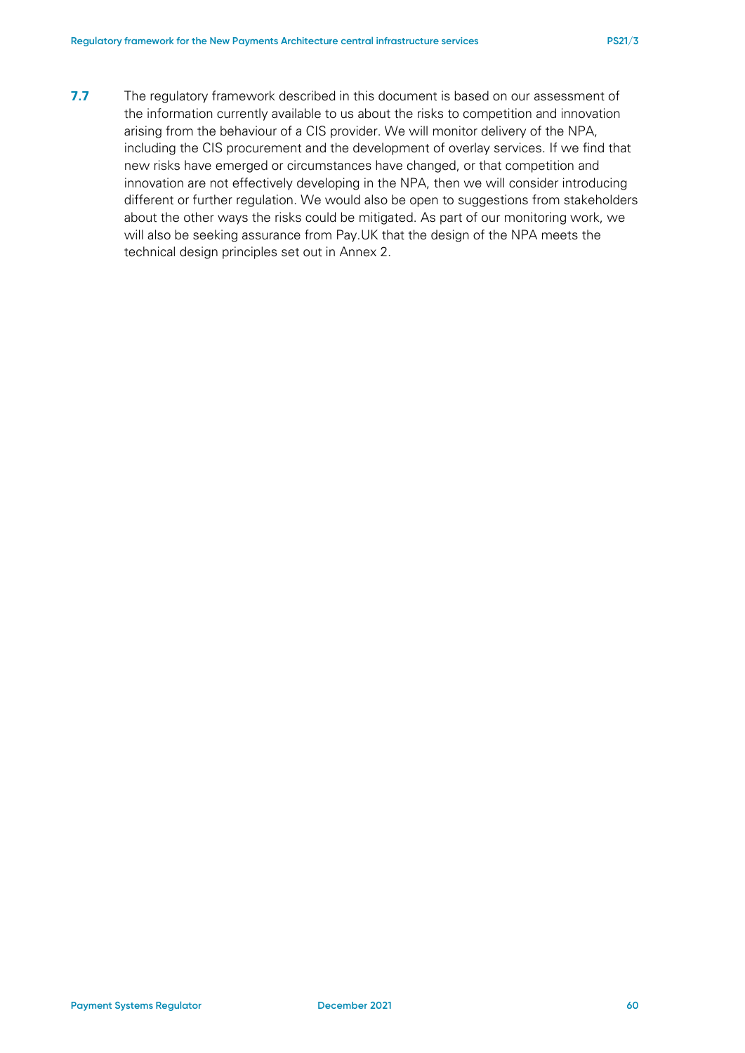**7.7** The regulatory framework described in this document is based on our assessment of the information currently available to us about the risks to competition and innovation arising from the behaviour of a CIS provider. We will monitor delivery of the NPA, including the CIS procurement and the development of overlay services. If we find that new risks have emerged or circumstances have changed, or that competition and innovation are not effectively developing in the NPA, then we will consider introducing different or further regulation. We would also be open to suggestions from stakeholders about the other ways the risks could be mitigated. As part of our monitoring work, we will also be seeking assurance from Pay.UK that the design of the NPA meets the technical design principles set out in Annex 2.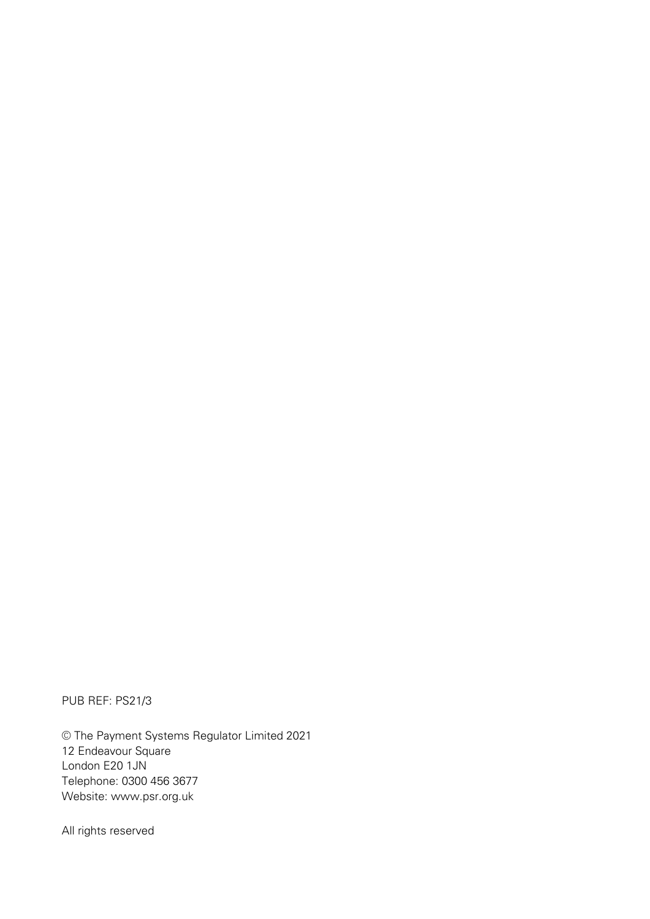PUB REF: PS21/3

© The Payment Systems Regulator Limited 2021
12 Endeavour Square
London E20 1JN
Telephone: 0300 456 3677
Website: www.psr.org.uk

All rights reserved